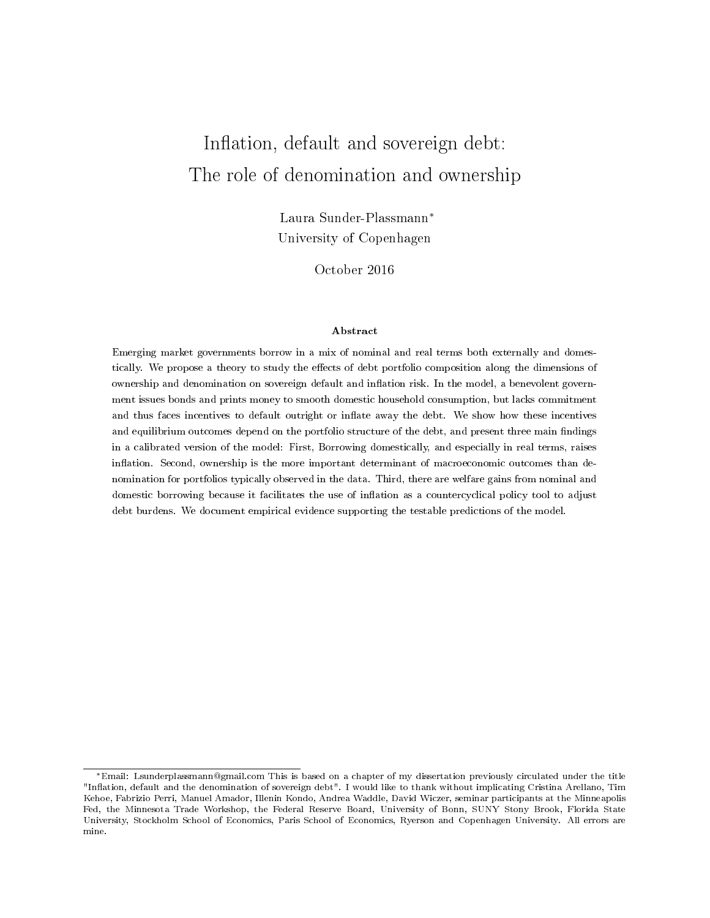# Inflation, default and sovereign debt: The role of denomination and ownership

Laura Sunder-Plassmann*
University of Copenhagen

October 2016

## Abstract

Emerging market governments borrow in a mix of nominal and real terms both externally and domestically. We propose a theory to study the effects of debt portfolio composition along the dimensions of ownership and denomination on sovereign default and inflation risk. In the model, a benevolent government issues bonds and prints money to smooth domestic household consumption, but lacks commitment and thus faces incentives to default outright or inflate away the debt. We show how these incentives and equilibrium outcomes depend on the portfolio structure of the debt, and present three main findings in a calibrated version of the model: First, Borrowing domestically, and especially in real terms, raises inflation. Second, ownership is the more important determinant of macroeconomic outcomes than denomination for portfolios typically observed in the data. Third, there are welfare gains from nominal and domestic borrowing because it facilitates the use of inflation as a countercyclical policy tool to adjust debt burdens. We document empirical evidence supporting the testable predictions of the model.

---

*Email: Lsunderplassmann@gmail.com This is based on a chapter of my dissertation previously circulated under the title "Inflation, default and the denomination of sovereign debt". I would like to thank without implicating Cristina Arellano, Tim Kehoe, Fabrizio Perri, Manuel Amador, Illenin Kondo, Andrea Waddle, David Wiczer, seminar participants at the Minneapolis Fed, the Minnesota Trade Workshop, the Federal Reserve Board, University of Bonn, SUNY Stony Brook, Florida State University, Stockholm School of Economics, Paris School of Economics, Ryerson and Copenhagen University. All errors are mine.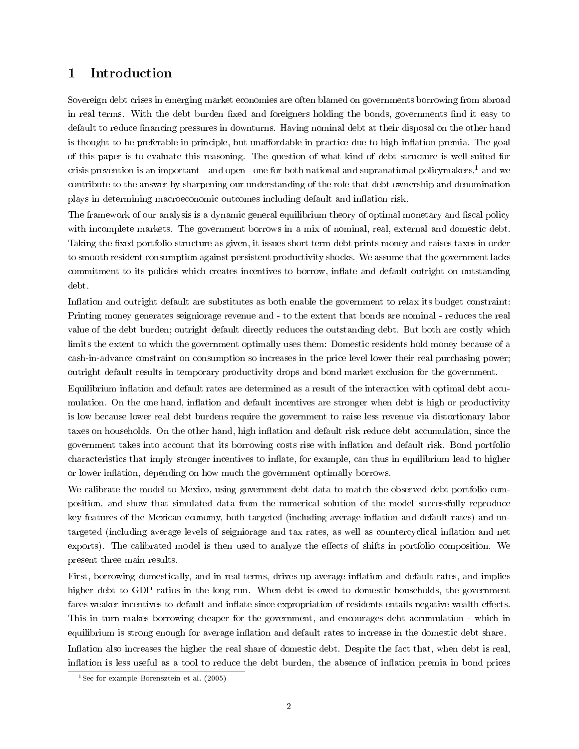# 1 Introduction

Sovereign debt crises in emerging market economies are often blamed on governments borrowing from abroad in real terms. With the debt burden fixed and foreigners holding the bonds, governments find it easy to default to reduce financing pressures in downturns. Having nominal debt at their disposal on the other hand is thought to be preferable in principle, but unaffordable in practice due to high inflation premia. The goal of this paper is to evaluate this reasoning. The question of what kind of debt structure is well-suited for crisis prevention is an important - and open - one for both national and supranational policymakers,[1] and we contribute to the answer by sharpening our understanding of the role that debt ownership and denomination plays in determining macroeconomic outcomes including default and inflation risk.

The framework of our analysis is a dynamic general equilibrium theory of optimal monetary and fiscal policy with incomplete markets. The government borrows in a mix of nominal, real, external and domestic debt. Taking the fixed portfolio structure as given, it issues short term debt prints money and raises taxes in order to smooth resident consumption against persistent productivity shocks. We assume that the government lacks commitment to its policies which creates incentives to borrow, inflate and default outright on outstanding debt.

Inflation and outright default are substitutes as both enable the government to relax its budget constraint: Printing money generates seigniorage revenue and - to the extent that bonds are nominal - reduces the real value of the debt burden; outright default directly reduces the outstanding debt. But both are costly which limits the extent to which the government optimally uses them: Domestic residents hold money because of a cash-in-advance constraint on consumption so increases in the price level lower their real purchasing power; outright default results in temporary productivity drops and bond market exclusion for the government.

Equilibrium inflation and default rates are determined as a result of the interaction with optimal debt accumulation. On the one hand, inflation and default incentives are stronger when debt is high or productivity is low because lower real debt burdens require the government to raise less revenue via distortionary labor taxes on households. On the other hand, high inflation and default risk reduce debt accumulation, since the government takes into account that its borrowing costs rise with inflation and default risk. Bond portfolio characteristics that imply stronger incentives to inflate, for example, can thus in equilibrium lead to higher or lower inflation, depending on how much the government optimally borrows.

We calibrate the model to Mexico, using government debt data to match the observed debt portfolio composition, and show that simulated data from the numerical solution of the model successfully reproduce key features of the Mexican economy, both targeted (including average inflation and default rates) and untargeted (including average levels of seigniorage and tax rates, as well as countercyclical inflation and net exports). The calibrated model is then used to analyze the effects of shifts in portfolio composition. We present three main results.

First, borrowing domestically, and in real terms, drives up average inflation and default rates, and implies higher debt to GDP ratios in the long run. When debt is owed to domestic households, the government faces weaker incentives to default and inflate since expropriation of residents entails negative wealth effects. This in turn makes borrowing cheaper for the government, and encourages debt accumulation - which in equilibrium is strong enough for average inflation and default rates to increase in the domestic debt share.

Inflation also increases the higher the real share of domestic debt. Despite the fact that, when debt is real, inflation is less useful as a tool to reduce the debt burden, the absence of inflation premia in bond prices

[1] See for example Borensztein et al. (2005)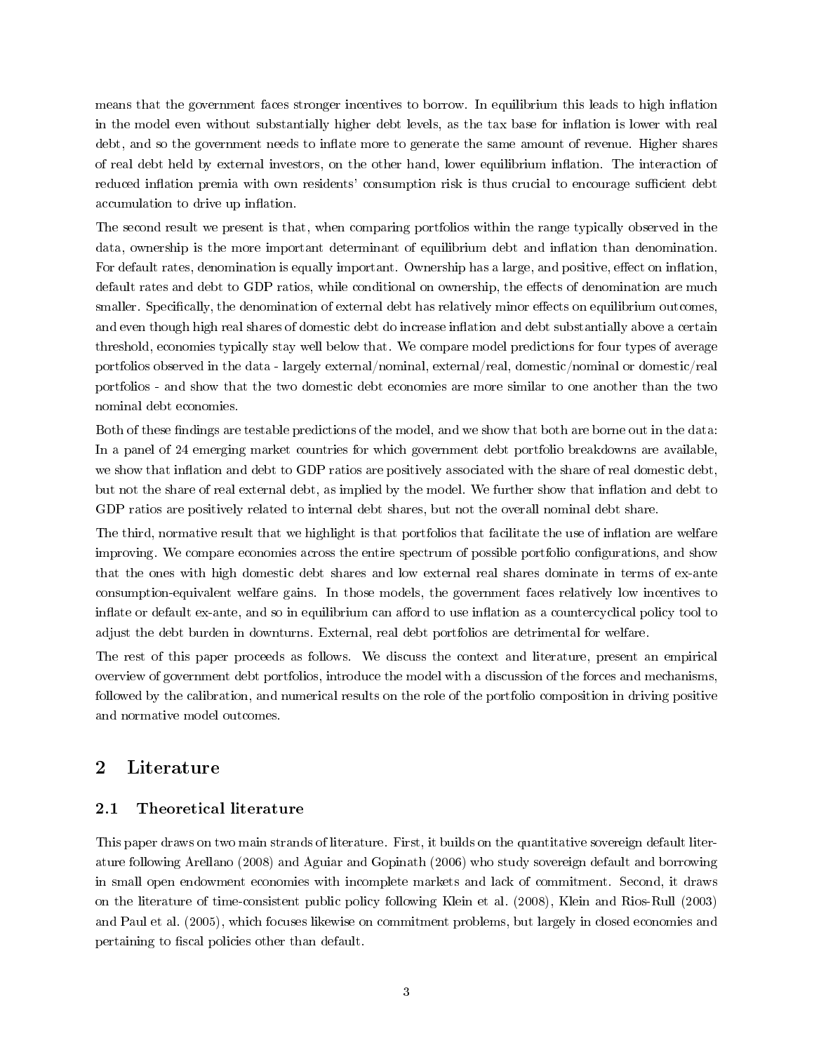means that the government faces stronger incentives to borrow. In equilibrium this leads to high inflation in the model even without substantially higher debt levels, as the tax base for inflation is lower with real debt, and so the government needs to inflate more to generate the same amount of revenue. Higher shares of real debt held by external investors, on the other hand, lower equilibrium inflation. The interaction of reduced inflation premia with own residents' consumption risk is thus crucial to encourage sufficient debt accumulation to drive up inflation.

The second result we present is that, when comparing portfolios within the range typically observed in the data, ownership is the more important determinant of equilibrium debt and inflation than denomination. For default rates, denomination is equally important. Ownership has a large, and positive, effect on inflation, default rates and debt to GDP ratios, while conditional on ownership, the effects of denomination are much smaller. Specifically, the denomination of external debt has relatively minor effects on equilibrium outcomes, and even though high real shares of domestic debt do increase inflation and debt substantially above a certain threshold, economies typically stay well below that. We compare model predictions for four types of average portfolios observed in the data - largely external/nominal, external/real, domestic/nominal or domestic/real portfolios - and show that the two domestic debt economies are more similar to one another than the two nominal debt economies.

Both of these findings are testable predictions of the model, and we show that both are borne out in the data: In a panel of 24 emerging market countries for which government debt portfolio breakdowns are available, we show that inflation and debt to GDP ratios are positively associated with the share of real domestic debt, but not the share of real external debt, as implied by the model. We further show that inflation and debt to GDP ratios are positively related to internal debt shares, but not the overall nominal debt share.

The third, normative result that we highlight is that portfolios that facilitate the use of inflation are welfare improving. We compare economies across the entire spectrum of possible portfolio configurations, and show that the ones with high domestic debt shares and low external real shares dominate in terms of ex-ante consumption-equivalent welfare gains. In those models, the government faces relatively low incentives to inflate or default ex-ante, and so in equilibrium can afford to use inflation as a countercyclical policy tool to adjust the debt burden in downturns. External, real debt portfolios are detrimental for welfare.

The rest of this paper proceeds as follows. We discuss the context and literature, present an empirical overview of government debt portfolios, introduce the model with a discussion of the forces and mechanisms, followed by the calibration, and numerical results on the role of the portfolio composition in driving positive and normative model outcomes.

## 2 Literature

### 2.1 Theoretical literature

This paper draws on two main strands of literature. First, it builds on the quantitative sovereign default literature following Arellano (2008) and Aguiar and Gopinath (2006) who study sovereign default and borrowing in small open endowment economies with incomplete markets and lack of commitment. Second, it draws on the literature of time-consistent public policy following Klein et al. (2008), Klein and Rios-Rull (2003) and Paul et al. (2005), which focuses likewise on commitment problems, but largely in closed economies and pertaining to fiscal policies other than default.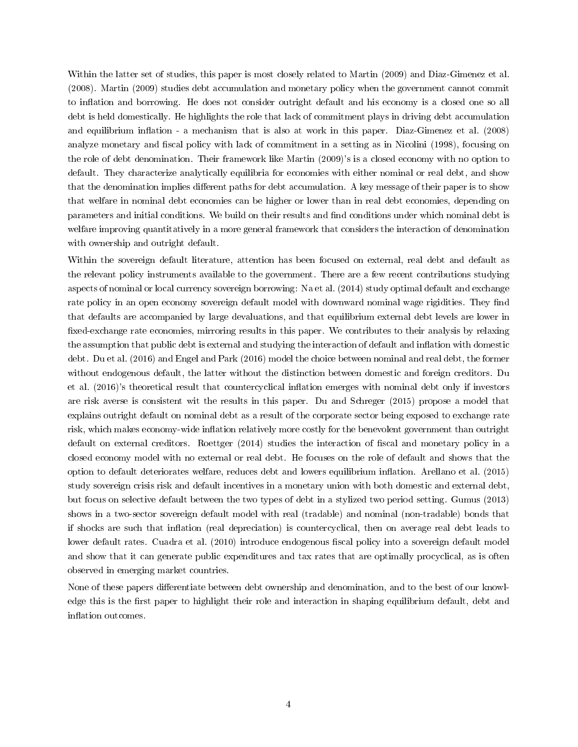Within the latter set of studies, this paper is most closely related to Martin (2009) and Diaz-Gimenez et al. (2008). Martin (2009) studies debt accumulation and monetary policy when the government cannot commit to inflation and borrowing. He does not consider outright default and his economy is a closed one so all debt is held domestically. He highlights the role that lack of commitment plays in driving debt accumulation and equilibrium inflation - a mechanism that is also at work in this paper. Diaz-Gimenez et al. (2008) analyze monetary and fiscal policy with lack of commitment in a setting as in Nicolini (1998), focusing on the role of debt denomination. Their framework like Martin (2009)'s is a closed economy with no option to default. They characterize analytically equilibria for economies with either nominal or real debt, and show that the denomination implies different paths for debt accumulation. A key message of their paper is to show that welfare in nominal debt economies can be higher or lower than in real debt economies, depending on parameters and initial conditions. We build on their results and find conditions under which nominal debt is welfare improving quantitatively in a more general framework that considers the interaction of denomination with ownership and outright default.

Within the sovereign default literature, attention has been focused on external, real debt and default as the relevant policy instruments available to the government. There are a few recent contributions studying aspects of nominal or local currency sovereign borrowing: Na et al. (2014) study optimal default and exchange rate policy in an open economy sovereign default model with downward nominal wage rigidities. They find that defaults are accompanied by large devaluations, and that equilibrium external debt levels are lower in fixed-exchange rate economies, mirroring results in this paper. We contributes to their analysis by relaxing the assumption that public debt is external and studying the interaction of default and inflation with domestic debt. Du et al. (2016) and Engel and Park (2016) model the choice between nominal and real debt, the former without endogenous default, the latter without the distinction between domestic and foreign creditors. Du et al. (2016)'s theoretical result that countercyclical inflation emerges with nominal debt only if investors are risk averse is consistent wit the results in this paper. Du and Schreger (2015) propose a model that explains outright default on nominal debt as a result of the corporate sector being exposed to exchange rate risk, which makes economy-wide inflation relatively more costly for the benevolent government than outright default on external creditors. Roettger (2014) studies the interaction of fiscal and monetary policy in a closed economy model with no external or real debt. He focuses on the role of default and shows that the option to default deteriorates welfare, reduces debt and lowers equilibrium inflation. Arellano et al. (2015) study sovereign crisis risk and default incentives in a monetary union with both domestic and external debt, but focus on selective default between the two types of debt in a stylized two period setting. Gumus (2013) shows in a two-sector sovereign default model with real (tradable) and nominal (non-tradable) bonds that if shocks are such that inflation (real depreciation) is countercyclical, then on average real debt leads to lower default rates. Cuadra et al. (2010) introduce endogenous fiscal policy into a sovereign default model and show that it can generate public expenditures and tax rates that are optimally procyclical, as is often observed in emerging market countries.

None of these papers differentiate between debt ownership and denomination, and to the best of our knowledge this is the first paper to highlight their role and interaction in shaping equilibrium default, debt and inflation outcomes.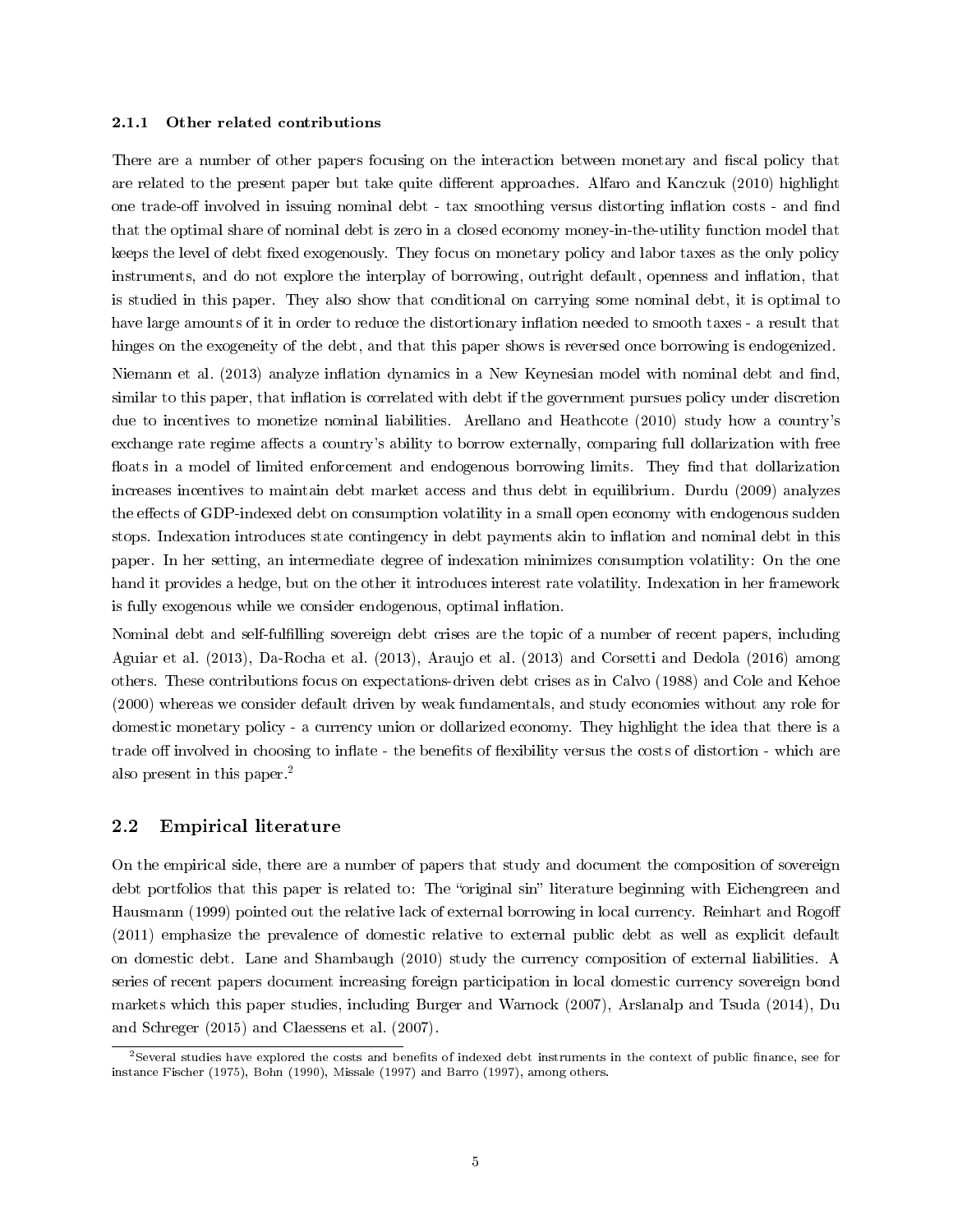### 2.1.1 Other related contributions

There are a number of other papers focusing on the interaction between monetary and fiscal policy that are related to the present paper but take quite different approaches. Alfaro and Kanczuk (2010) highlight one trade-off involved in issuing nominal debt - tax smoothing versus distorting inflation costs - and find that the optimal share of nominal debt is zero in a closed economy money-in-the-utility function model that keeps the level of debt fixed exogenously. They focus on monetary policy and labor taxes as the only policy instruments, and do not explore the interplay of borrowing, outright default, openness and inflation, that is studied in this paper. They also show that conditional on carrying some nominal debt, it is optimal to have large amounts of it in order to reduce the distortionary inflation needed to smooth taxes - a result that hinges on the exogeneity of the debt, and that this paper shows is reversed once borrowing is endogenized.

Niemann et al. (2013) analyze inflation dynamics in a New Keynesian model with nominal debt and find, similar to this paper, that inflation is correlated with debt if the government pursues policy under discretion due to incentives to monetize nominal liabilities. Arellano and Heathcote (2010) study how a country's exchange rate regime affects a country's ability to borrow externally, comparing full dollarization with free floats in a model of limited enforcement and endogenous borrowing limits. They find that dollarization increases incentives to maintain debt market access and thus debt in equilibrium. Durdu (2009) analyzes the effects of GDP-indexed debt on consumption volatility in a small open economy with endogenous sudden stops. Indexation introduces state contingency in debt payments akin to inflation and nominal debt in this paper. In her setting, an intermediate degree of indexation minimizes consumption volatility: On the one hand it provides a hedge, but on the other it introduces interest rate volatility. Indexation in her framework is fully exogenous while we consider endogenous, optimal inflation.

Nominal debt and self-fulfilling sovereign debt crises are the topic of a number of recent papers, including Aguiar et al. (2013), Da-Rocha et al. (2013), Araujo et al. (2013) and Corsetti and Dedola (2016) among others. These contributions focus on expectations-driven debt crises as in Calvo (1988) and Cole and Kehoe (2000) whereas we consider default driven by weak fundamentals, and study economies without any role for domestic monetary policy - a currency union or dollarized economy. They highlight the idea that there is a trade off involved in choosing to inflate - the benefits of flexibility versus the costs of distortion - which are also present in this paper.[2]

## 2.2 Empirical literature

On the empirical side, there are a number of papers that study and document the composition of sovereign debt portfolios that this paper is related to: The "original sin" literature beginning with Eichengreen and Hausmann (1999) pointed out the relative lack of external borrowing in local currency. Reinhart and Rogoff (2011) emphasize the prevalence of domestic relative to external public debt as well as explicit default on domestic debt. Lane and Shambaugh (2010) study the currency composition of external liabilities. A series of recent papers document increasing foreign participation in local domestic currency sovereign bond markets which this paper studies, including Burger and Warnock (2007), Arslanalp and Tsuda (2014), Du and Schreger (2015) and Claessens et al. (2007).

[2] Several studies have explored the costs and benefits of indexed debt instruments in the context of public finance, see for instance Fischer (1975), Bohn (1990), Missale (1997) and Barro (1997), among others.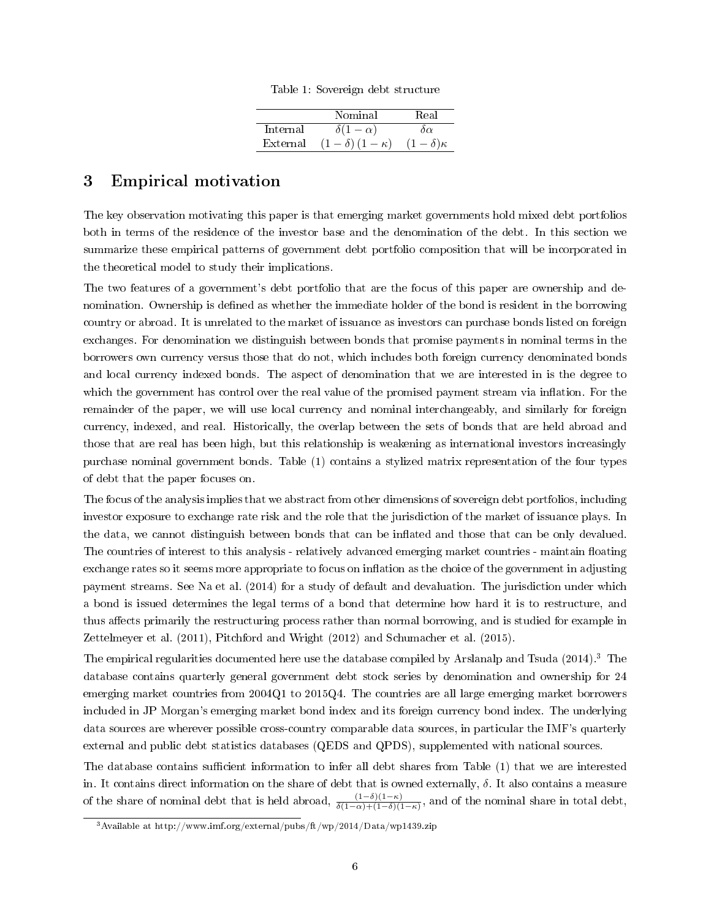Table 1: Sovereign debt structure

| | Nominal | Real |
|---|---|---|
| Internal | $\delta(1-\alpha)$ | $\delta\alpha$ |
| External | $(1-\delta)(1-\kappa)$ | $(1-\delta)\kappa$ |

# 3 Empirical motivation

The key observation motivating this paper is that emerging market governments hold mixed debt portfolios both in terms of the residence of the investor base and the denomination of the debt. In this section we summarize these empirical patterns of government debt portfolio composition that will be incorporated in the theoretical model to study their implications.

The two features of a government's debt portfolio that are the focus of this paper are ownership and denomination. Ownership is defined as whether the immediate holder of the bond is resident in the borrowing country or abroad. It is unrelated to the market of issuance as investors can purchase bonds listed on foreign exchanges. For denomination we distinguish between bonds that promise payments in nominal terms in the borrowers own currency versus those that do not, which includes both foreign currency denominated bonds and local currency indexed bonds. The aspect of denomination that we are interested in is the degree to which the government has control over the real value of the promised payment stream via inflation. For the remainder of the paper, we will use local currency and nominal interchangeably, and similarly for foreign currency, indexed, and real. Historically, the overlap between the sets of bonds that are held abroad and those that are real has been high, but this relationship is weakening as international investors increasingly purchase nominal government bonds. Table (1) contains a stylized matrix representation of the four types of debt that the paper focuses on.

The focus of the analysis implies that we abstract from other dimensions of sovereign debt portfolios, including investor exposure to exchange rate risk and the role that the jurisdiction of the market of issuance plays. In the data, we cannot distinguish between bonds that can be inflated and those that can be only devalued. The countries of interest to this analysis - relatively advanced emerging market countries - maintain floating exchange rates so it seems more appropriate to focus on inflation as the choice of the government in adjusting payment streams. See Na et al. (2014) for a study of default and devaluation. The jurisdiction under which a bond is issued determines the legal terms of a bond that determine how hard it is to restructure, and thus affects primarily the restructuring process rather than normal borrowing, and is studied for example in Zettelmeyer et al. (2011), Pitchford and Wright (2012) and Schumacher et al. (2015).

The empirical regularities documented here use the database compiled by Arslanalp and Tsuda (2014).[3] The database contains quarterly general government debt stock series by denomination and ownership for 24 emerging market countries from 2004Q1 to 2015Q4. The countries are all large emerging market borrowers included in JP Morgan's emerging market bond index and its foreign currency bond index. The underlying data sources are wherever possible cross-country comparable data sources, in particular the IMF's quarterly external and public debt statistics databases (QEDS and QPDS), supplemented with national sources.

The database contains sufficient information to infer all debt shares from Table (1) that we are interested in. It contains direct information on the share of debt that is owned externally, $\delta$. It also contains a measure of the share of nominal debt that is held abroad, $\frac{(1-\delta)(1-\kappa)}{\delta(1-\alpha)+(1-\delta)(1-\kappa)}$, and of the nominal share in total debt,

[3] Available at http://www.imf.org/external/pubs/ft/wp/2014/Data/wp1439.zip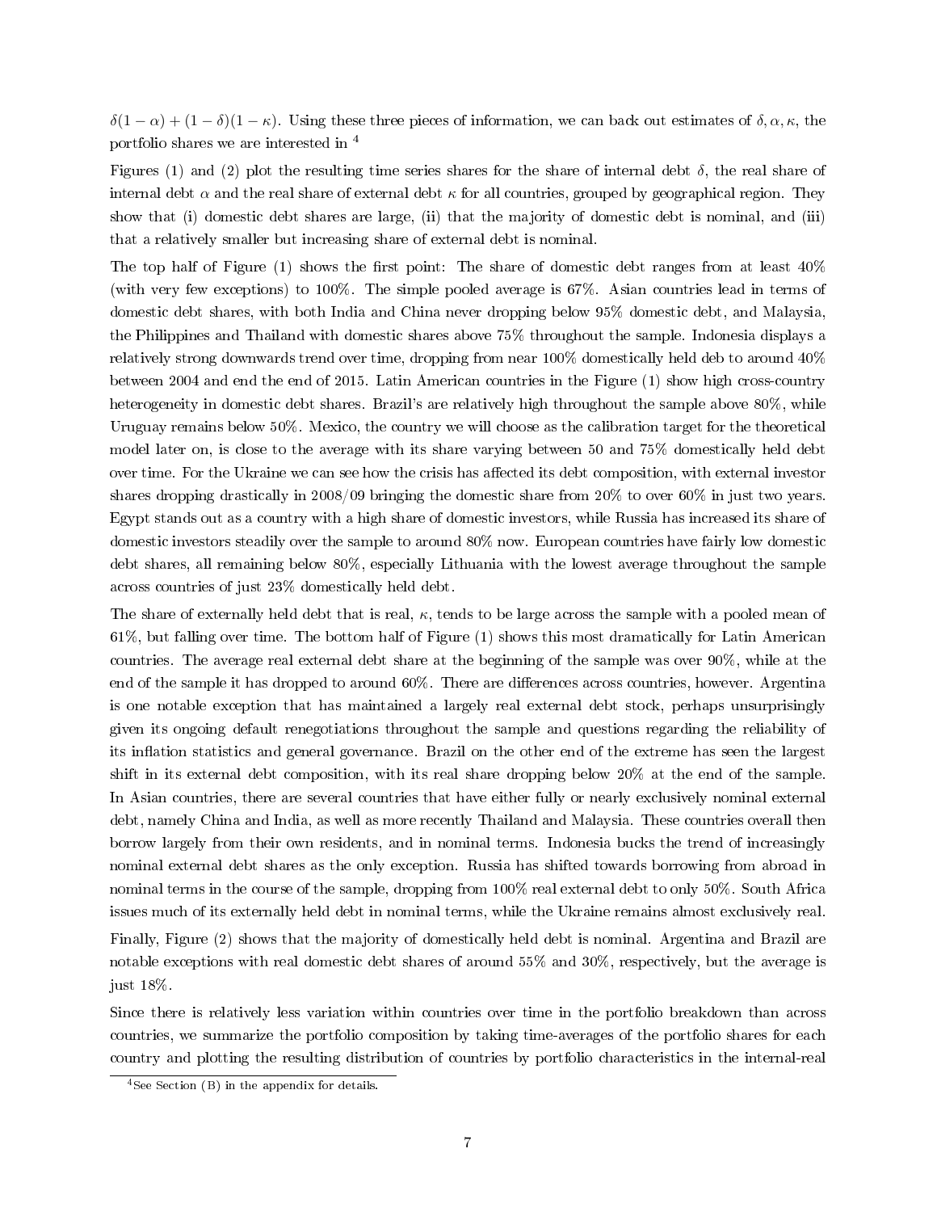$\delta(1-\alpha)+(1-\delta)(1-\kappa)$. Using these three pieces of information, we can back out estimates of $\delta, \alpha, \kappa$, the portfolio shares we are interested in [4]

Figures (1) and (2) plot the resulting time series shares for the share of internal debt $\delta$, the real share of internal debt $\alpha$ and the real share of external debt $\kappa$ for all countries, grouped by geographical region. They show that (i) domestic debt shares are large, (ii) that the majority of domestic debt is nominal, and (iii) that a relatively smaller but increasing share of external debt is nominal.

The top half of Figure (1) shows the first point: The share of domestic debt ranges from at least 40% (with very few exceptions) to 100%. The simple pooled average is 67%. Asian countries lead in terms of domestic debt shares, with both India and China never dropping below 95% domestic debt, and Malaysia, the Philippines and Thailand with domestic shares above 75% throughout the sample. Indonesia displays a relatively strong downwards trend over time, dropping from near 100% domestically held deb to around 40% between 2004 and end the end of 2015. Latin American countries in the Figure (1) show high cross-country heterogeneity in domestic debt shares. Brazil's are relatively high throughout the sample above 80%, while Uruguay remains below 50%. Mexico, the country we will choose as the calibration target for the theoretical model later on, is close to the average with its share varying between 50 and 75% domestically held debt over time. For the Ukraine we can see how the crisis has affected its debt composition, with external investor shares dropping drastically in 2008/09 bringing the domestic share from 20% to over 60% in just two years. Egypt stands out as a country with a high share of domestic investors, while Russia has increased its share of domestic investors steadily over the sample to around 80% now. European countries have fairly low domestic debt shares, all remaining below 80%, especially Lithuania with the lowest average throughout the sample across countries of just 23% domestically held debt.

The share of externally held debt that is real, $\kappa$, tends to be large across the sample with a pooled mean of 61%, but falling over time. The bottom half of Figure (1) shows this most dramatically for Latin American countries. The average real external debt share at the beginning of the sample was over 90%, while at the end of the sample it has dropped to around 60%. There are differences across countries, however. Argentina is one notable exception that has maintained a largely real external debt stock, perhaps unsurprisingly given its ongoing default renegotiations throughout the sample and questions regarding the reliability of its inflation statistics and general governance. Brazil on the other end of the extreme has seen the largest shift in its external debt composition, with its real share dropping below 20% at the end of the sample. In Asian countries, there are several countries that have either fully or nearly exclusively nominal external debt, namely China and India, as well as more recently Thailand and Malaysia. These countries overall then borrow largely from their own residents, and in nominal terms. Indonesia bucks the trend of increasingly nominal external debt shares as the only exception. Russia has shifted towards borrowing from abroad in nominal terms in the course of the sample, dropping from 100% real external debt to only 50%. South Africa issues much of its externally held debt in nominal terms, while the Ukraine remains almost exclusively real.

Finally, Figure (2) shows that the majority of domestically held debt is nominal. Argentina and Brazil are notable exceptions with real domestic debt shares of around 55% and 30%, respectively, but the average is just 18%.

Since there is relatively less variation within countries over time in the portfolio breakdown than across countries, we summarize the portfolio composition by taking time-averages of the portfolio shares for each country and plotting the resulting distribution of countries by portfolio characteristics in the internal-real

[4] See Section (B) in the appendix for details.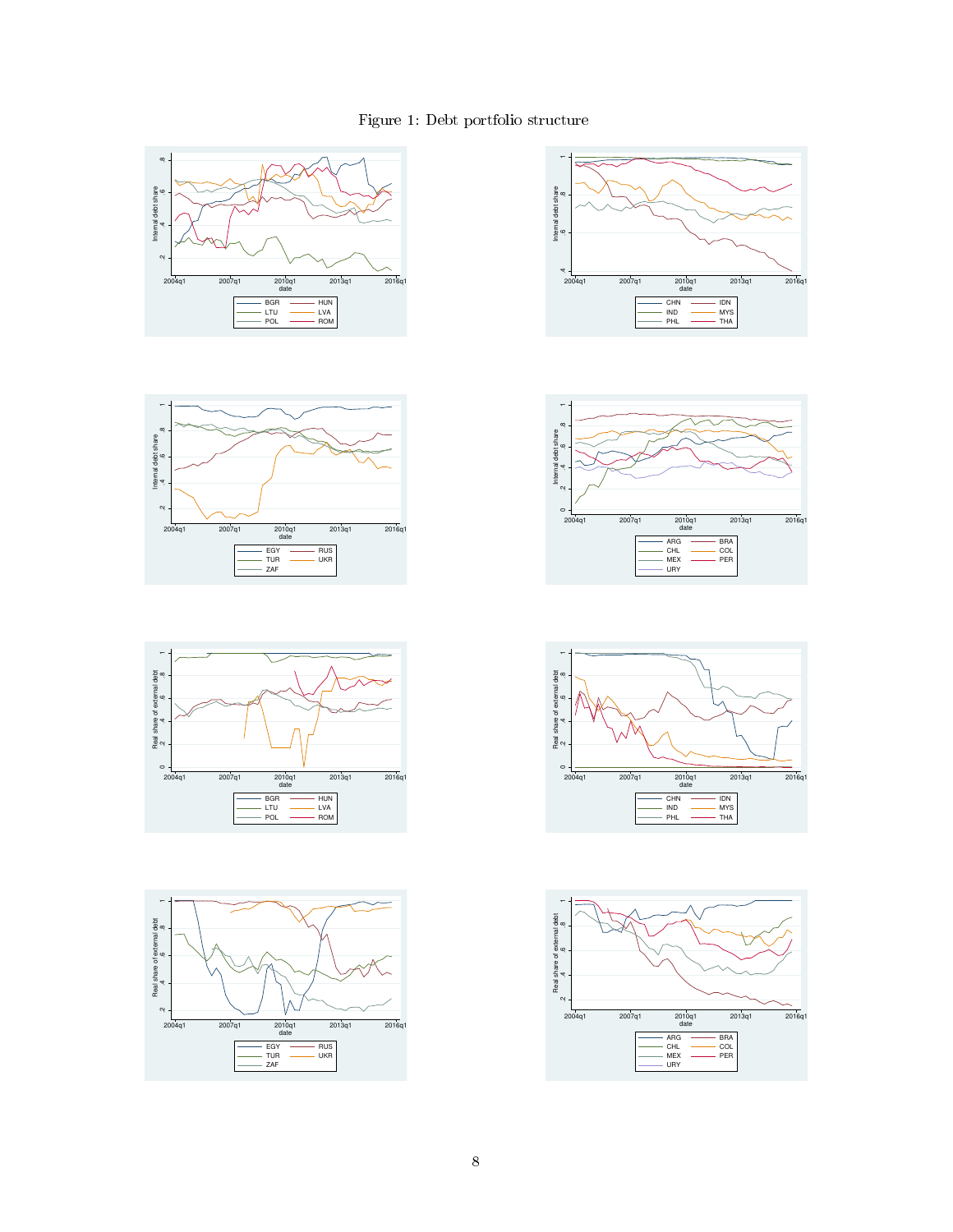Figure 1: Debt portfolio structure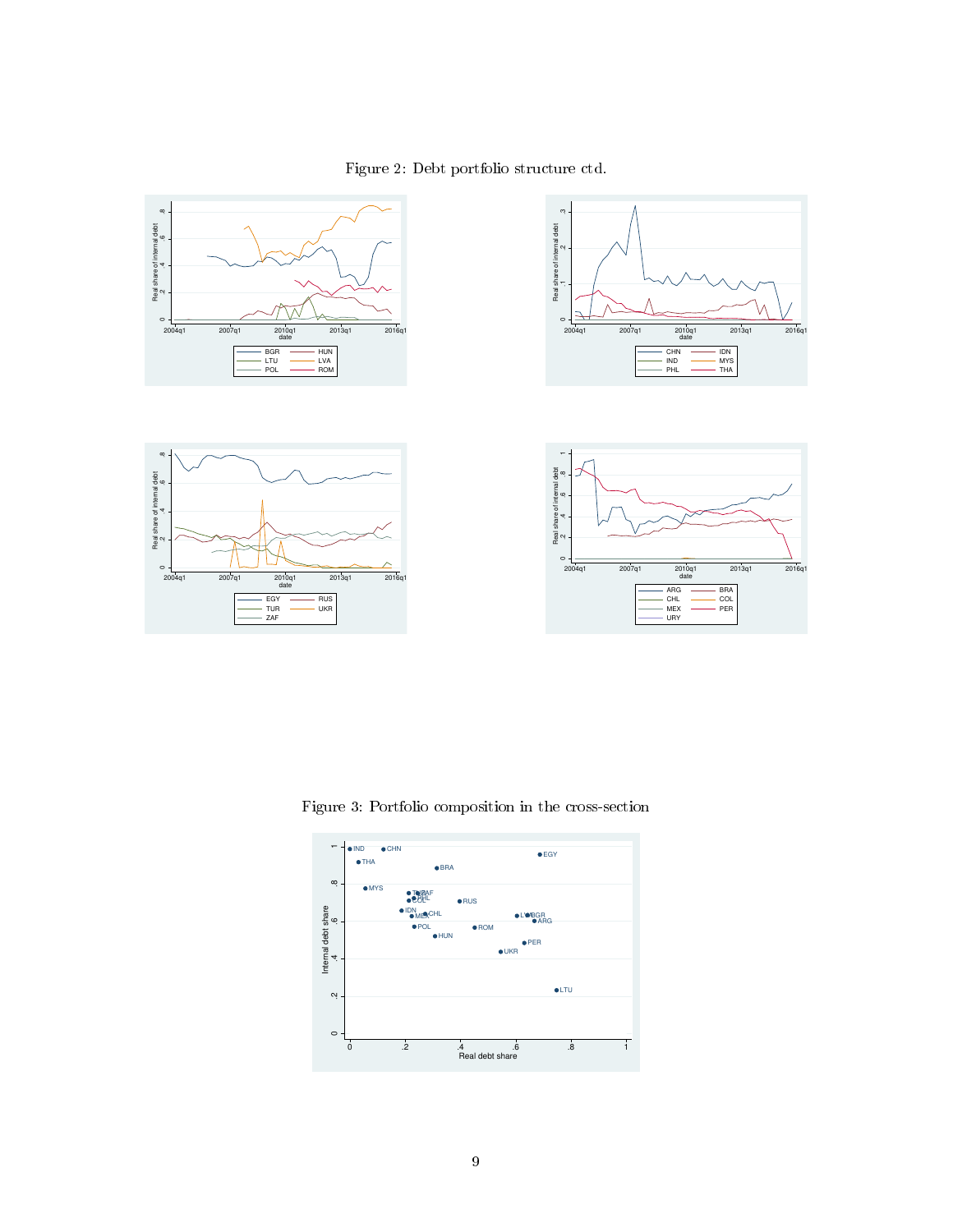Figure 2: Debt portfolio structure ctd.

Figure 3: Portfolio composition in the cross-section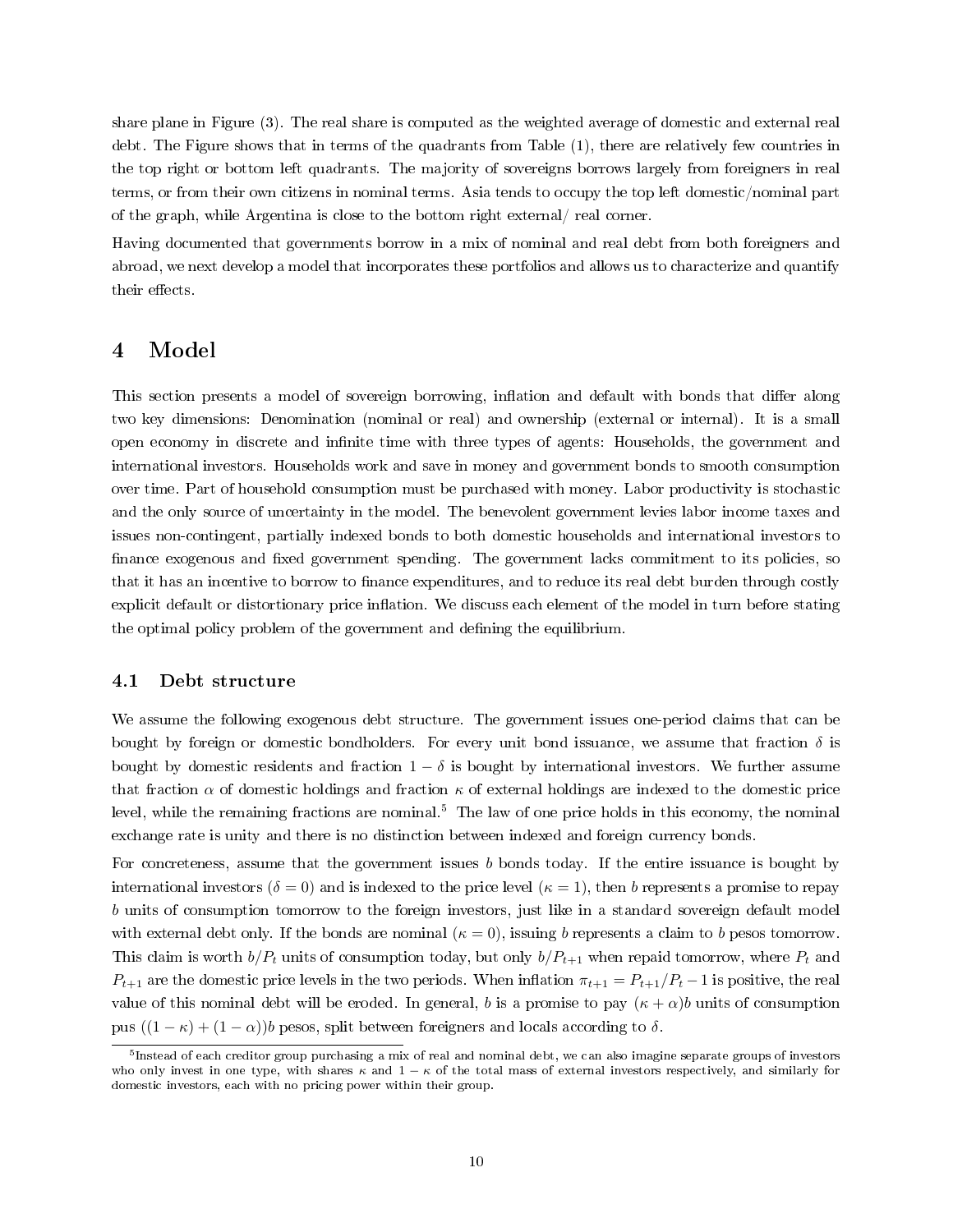share plane in Figure (3). The real share is computed as the weighted average of domestic and external real debt. The Figure shows that in terms of the quadrants from Table (1), there are relatively few countries in the top right or bottom left quadrants. The majority of sovereigns borrows largely from foreigners in real terms, or from their own citizens in nominal terms. Asia tends to occupy the top left domestic/nominal part of the graph, while Argentina is close to the bottom right external/ real corner.

Having documented that governments borrow in a mix of nominal and real debt from both foreigners and abroad, we next develop a model that incorporates these portfolios and allows us to characterize and quantify their effects.

# 4 Model

This section presents a model of sovereign borrowing, inflation and default with bonds that differ along two key dimensions: Denomination (nominal or real) and ownership (external or internal). It is a small open economy in discrete and infinite time with three types of agents: Households, the government and international investors. Households work and save in money and government bonds to smooth consumption over time. Part of household consumption must be purchased with money. Labor productivity is stochastic and the only source of uncertainty in the model. The benevolent government levies labor income taxes and issues non-contingent, partially indexed bonds to both domestic households and international investors to finance exogenous and fixed government spending. The government lacks commitment to its policies, so that it has an incentive to borrow to finance expenditures, and to reduce its real debt burden through costly explicit default or distortionary price inflation. We discuss each element of the model in turn before stating the optimal policy problem of the government and defining the equilibrium.

## 4.1 Debt structure

We assume the following exogenous debt structure. The government issues one-period claims that can be bought by foreign or domestic bondholders. For every unit bond issuance, we assume that fraction $\delta$ is bought by domestic residents and fraction $1-\delta$ is bought by international investors. We further assume that fraction $\alpha$ of domestic holdings and fraction $\kappa$ of external holdings are indexed to the domestic price level, while the remaining fractions are nominal.[5] The law of one price holds in this economy, the nominal exchange rate is unity and there is no distinction between indexed and foreign currency bonds.

For concreteness, assume that the government issues $b$ bonds today. If the entire issuance is bought by international investors ($\delta = 0$) and is indexed to the price level ($\kappa = 1$), then $b$ represents a promise to repay $b$ units of consumption tomorrow to the foreign investors, just like in a standard sovereign default model with external debt only. If the bonds are nominal ($\kappa = 0$), issuing $b$ represents a claim to $b$ pesos tomorrow. This claim is worth $b/P_t$ units of consumption today, but only $b/P_{t+1}$ when repaid tomorrow, where $P_t$ and $P_{t+1}$ are the domestic price levels in the two periods. When inflation $\pi_{t+1} = P_{t+1}/P_t - 1$ is positive, the real value of this nominal debt will be eroded. In general, $b$ is a promise to pay $(\kappa + \alpha)b$ units of consumption pus $((1-\kappa) + (1-\alpha))b$ pesos, split between foreigners and locals according to $\delta$.

[5] Instead of each creditor group purchasing a mix of real and nominal debt, we can also imagine separate groups of investors who only invest in one type, with shares $\kappa$ and $1-\kappa$ of the total mass of external investors respectively, and similarly for domestic investors, each with no pricing power within their group.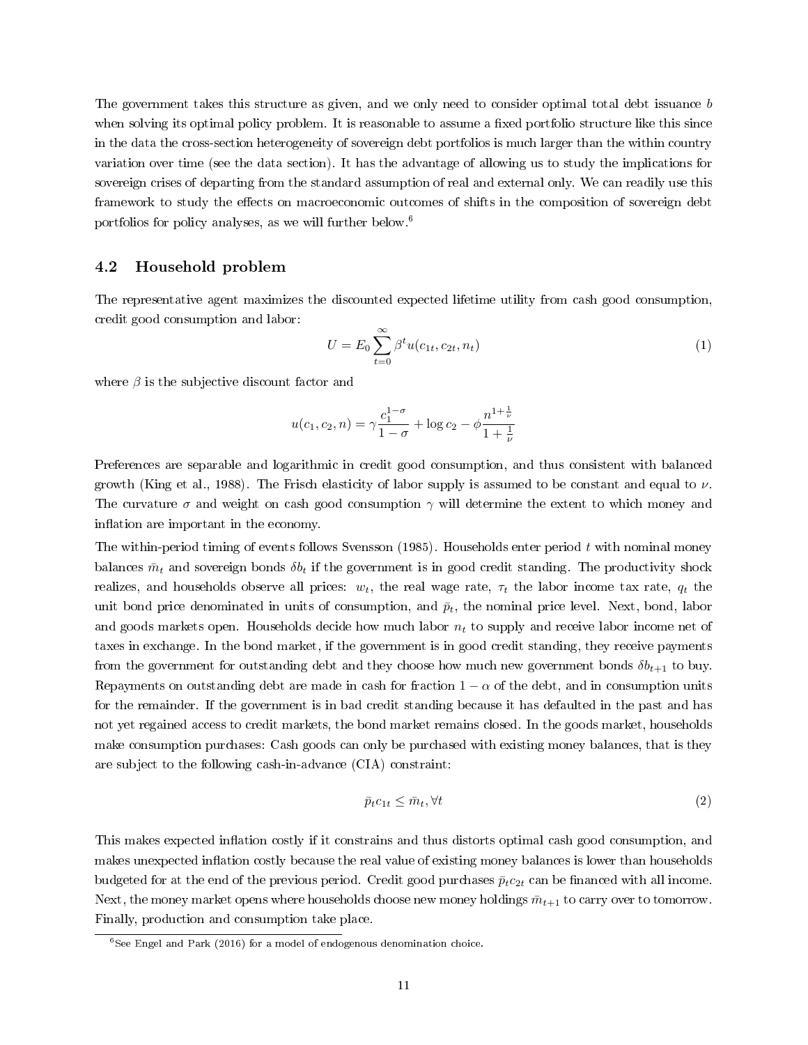The government takes this structure as given, and we only need to consider optimal total debt issuance $b$ when solving its optimal policy problem. It is reasonable to assume a fixed portfolio structure like this since in the data the cross-section heterogeneity of sovereign debt portfolios is much larger than the within country variation over time (see the data section). It has the advantage of allowing us to study the implications for sovereign crises of departing from the standard assumption of real and external only. We can readily use this framework to study the effects on macroeconomic outcomes of shifts in the composition of sovereign debt portfolios for policy analyses, as we will further below.[6]

### 4.2 Household problem

The representative agent maximizes the discounted expected lifetime utility from cash good consumption, credit good consumption and labor:

$$U = E_0 \sum_{t=0}^{\infty} \beta^t u(c_{1t}, c_{2t}, n_t) \tag{1}$$

where $\beta$ is the subjective discount factor and

$$u(c_1, c_2, n) = \gamma \frac{c_1^{1-\sigma}}{1-\sigma} + \log c_2 - \phi \frac{n^{1+\frac{1}{\nu}}}{1+\frac{1}{\nu}}$$

Preferences are separable and logarithmic in credit good consumption, and thus consistent with balanced growth (King et al., 1988). The Frisch elasticity of labor supply is assumed to be constant and equal to $\nu$. The curvature $\sigma$ and weight on cash good consumption $\gamma$ will determine the extent to which money and inflation are important in the economy.

The within-period timing of events follows Svensson (1985). Households enter period $t$ with nominal money balances $\bar{m}_t$ and sovereign bonds $\delta b_t$ if the government is in good credit standing. The productivity shock realizes, and households observe all prices: $w_t$, the real wage rate, $\tau_t$ the labor income tax rate, $q_t$ the unit bond price denominated in units of consumption, and $\bar{p}_t$, the nominal price level. Next, bond, labor and goods markets open. Households decide how much labor $n_t$ to supply and receive labor income net of taxes in exchange. In the bond market, if the government is in good credit standing, they receive payments from the government for outstanding debt and they choose how much new government bonds $\delta b_{t+1}$ to buy. Repayments on outstanding debt are made in cash for fraction $1 - \alpha$ of the debt, and in consumption units for the remainder. If the government is in bad credit standing because it has defaulted in the past and has not yet regained access to credit markets, the bond market remains closed. In the goods market, households make consumption purchases: Cash goods can only be purchased with existing money balances, that is they are subject to the following cash-in-advance (CIA) constraint:

$$\bar{p}_t c_{1t} \leq \bar{m}_t, \forall t \tag{2}$$

This makes expected inflation costly if it constrains and thus distorts optimal cash good consumption, and makes unexpected inflation costly because the real value of existing money balances is lower than households budgeted for at the end of the previous period. Credit good purchases $\bar{p}_t c_{2t}$ can be financed with all income. Next, the money market opens where households choose new money holdings $\bar{m}_{t+1}$ to carry over to tomorrow. Finally, production and consumption take place.

[6] See Engel and Park (2016) for a model of endogenous denomination choice.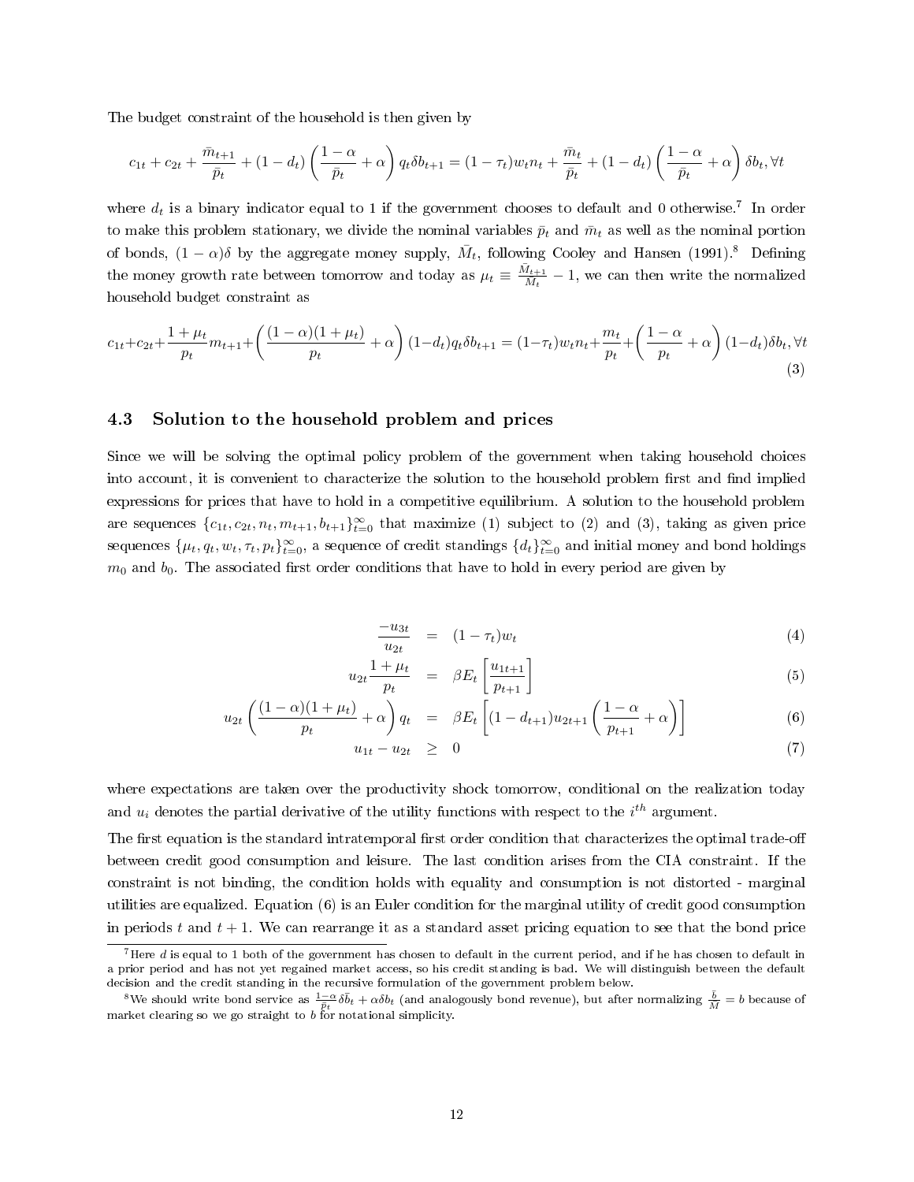The budget constraint of the household is then given by

$$c_{1t} + c_{2t} + \frac{\bar{m}_{t+1}}{\bar{p}_t} + (1 - d_t)\left(\frac{1-\alpha}{\bar{p}_t} + \alpha\right) q_t \delta b_{t+1} = (1 - \tau_t) w_t n_t + \frac{\bar{m}_t}{\bar{p}_t} + (1 - d_t)\left(\frac{1-\alpha}{\bar{p}_t} + \alpha\right)\delta b_t, \forall t$$

where $d_t$ is a binary indicator equal to 1 if the government chooses to default and 0 otherwise.[7] In order to make this problem stationary, we divide the nominal variables $\bar{p}_t$ and $\bar{m}_t$ as well as the nominal portion of bonds, $(1-\alpha)\delta$ by the aggregate money supply, $\bar{M}_t$, following Cooley and Hansen (1991).[8] Defining the money growth rate between tomorrow and today as $\mu_t \equiv \frac{\bar{M}_{t+1}}{\bar{M}_t} - 1$, we can then write the normalized household budget constraint as

$$c_{1t}+c_{2t}+\frac{1+\mu_t}{p_t}m_{t+1}+\left(\frac{(1-\alpha)(1+\mu_t)}{p_t}+\alpha\right)(1-d_t)q_t\delta b_{t+1} = (1-\tau_t)w_t n_t+\frac{m_t}{p_t}+\left(\frac{1-\alpha}{p_t}+\alpha\right)(1-d_t)\delta b_t, \forall t \tag{3}$$

### 4.3 Solution to the household problem and prices

Since we will be solving the optimal policy problem of the government when taking household choices into account, it is convenient to characterize the solution to the household problem first and find implied expressions for prices that have to hold in a competitive equilibrium. A solution to the household problem are sequences $\{c_{1t}, c_{2t}, n_t, m_{t+1}, b_{t+1}\}_{t=0}^{\infty}$ that maximize (1) subject to (2) and (3), taking as given price sequences $\{\mu_t, q_t, w_t, \tau_t, p_t\}_{t=0}^{\infty}$, a sequence of credit standings $\{d_t\}_{t=0}^{\infty}$ and initial money and bond holdings $m_0$ and $b_0$. The associated first order conditions that have to hold in every period are given by

$$\frac{-u_{3t}}{u_{2t}} = (1-\tau_t)w_t \tag{4}$$

$$u_{2t}\frac{1+\mu_t}{p_t} = \beta E_t\left[\frac{u_{1t+1}}{p_{t+1}}\right] \tag{5}$$

$$u_{2t}\left(\frac{(1-\alpha)(1+\mu_t)}{p_t}+\alpha\right)q_t = \beta E_t\left[(1-d_{t+1})u_{2t+1}\left(\frac{1-\alpha}{p_{t+1}}+\alpha\right)\right] \tag{6}$$

$$u_{1t} - u_{2t} \geq 0 \tag{7}$$

where expectations are taken over the productivity shock tomorrow, conditional on the realization today and $u_i$ denotes the partial derivative of the utility functions with respect to the $i^{th}$ argument.

The first equation is the standard intratemporal first order condition that characterizes the optimal trade-off between credit good consumption and leisure. The last condition arises from the CIA constraint. If the constraint is not binding, the condition holds with equality and consumption is not distorted - marginal utilities are equalized. Equation (6) is an Euler condition for the marginal utility of credit good consumption in periods $t$ and $t+1$. We can rearrange it as a standard asset pricing equation to see that the bond price

[7] Here $d$ is equal to 1 both of the government has chosen to default in the current period, and if he has chosen to default in a prior period and has not yet regained market access, so his credit standing is bad. We will distinguish between the default decision and the credit standing in the recursive formulation of the government problem below.

[8] We should write bond service as $\frac{1-\alpha}{\bar{p}_t}\delta\bar{b}_t + \alpha\delta b_t$ (and analogously bond revenue), but after normalizing $\frac{\bar{b}}{\bar{M}} = b$ because of market clearing so we go straight to $b$ for notational simplicity.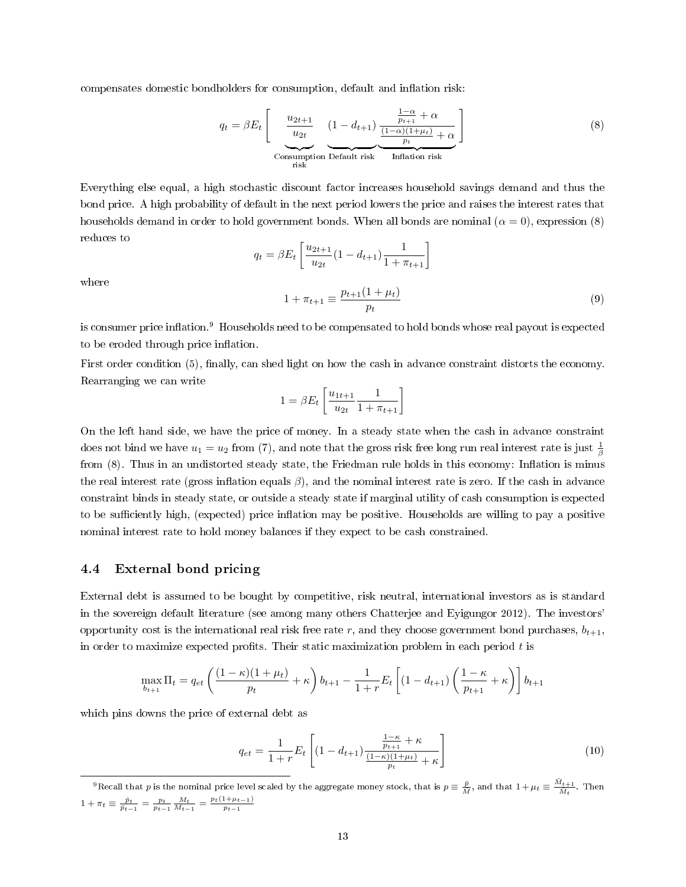compensates domestic bondholders for consumption, default and inflation risk:

$$
q_t = \beta E_t \left[ \underbrace{\frac{u_{2t+1}}{u_{2t}}}_{\substack{\text{Consumption}\\ \text{risk}}} \underbrace{(1 - d_{t+1})}_{\text{Default risk}} \underbrace{\frac{\frac{1-\alpha}{p_{t+1}} + \alpha}{\frac{(1-\alpha)(1+\mu_t)}{p_t} + \alpha}}_{\text{Inflation risk}} \right] \tag{8}
$$

Everything else equal, a high stochastic discount factor increases household savings demand and thus the bond price. A high probability of default in the next period lowers the price and raises the interest rates that households demand in order to hold government bonds. When all bonds are nominal ($\alpha = 0$), expression (8) reduces to

$$
q_t = \beta E_t \left[ \frac{u_{2t+1}}{u_{2t}} (1 - d_{t+1}) \frac{1}{1 + \pi_{t+1}} \right]
$$

where

$$
1 + \pi_{t+1} \equiv \frac{p_{t+1}(1 + \mu_t)}{p_t} \tag{9}
$$

is consumer price inflation.[9] Households need to be compensated to hold bonds whose real payout is expected to be eroded through price inflation.

First order condition (5), finally, can shed light on how the cash in advance constraint distorts the economy. Rearranging we can write

$$
1 = \beta E_t \left[ \frac{u_{1t+1}}{u_{2t}} \frac{1}{1 + \pi_{t+1}} \right]
$$

On the left hand side, we have the price of money. In a steady state when the cash in advance constraint does not bind we have $u_1 = u_2$ from (7), and note that the gross risk free long run real interest rate is just $\frac{1}{\beta}$ from (8). Thus in an undistorted steady state, the Friedman rule holds in this economy: Inflation is minus the real interest rate (gross inflation equals $\beta$), and the nominal interest rate is zero. If the cash in advance constraint binds in steady state, or outside a steady state if marginal utility of cash consumption is expected to be sufficiently high, (expected) price inflation may be positive. Households are willing to pay a positive nominal interest rate to hold money balances if they expect to be cash constrained.

### 4.4 External bond pricing

External debt is assumed to be bought by competitive, risk neutral, international investors as is standard in the sovereign default literature (see among many others Chatterjee and Eyigungor 2012). The investors' opportunity cost is the international real risk free rate $r$, and they choose government bond purchases, $b_{t+1}$, in order to maximize expected profits. Their static maximization problem in each period $t$ is

$$
\max_{b_{t+1}} \Pi_t = q_{et} \left( \frac{(1-\kappa)(1+\mu_t)}{p_t} + \kappa \right) b_{t+1} - \frac{1}{1+r} E_t \left[ (1 - d_{t+1}) \left( \frac{1-\kappa}{p_{t+1}} + \kappa \right) \right] b_{t+1}
$$

which pins downs the price of external debt as

$$
q_{et} = \frac{1}{1+r} E_t \left[ (1 - d_{t+1}) \frac{\frac{1-\kappa}{p_{t+1}} + \kappa}{\frac{(1-\kappa)(1+\mu_t)}{p_t} + \kappa} \right] \tag{10}
$$

[9] Recall that $p$ is the nominal price level scaled by the aggregate money stock, that is $p \equiv \frac{\bar{p}}{\bar{M}}$, and that $1 + \mu_t \equiv \frac{\bar{M}_{t+1}}{\bar{M}_t}$. Then $1 + \pi_t \equiv \frac{\bar{p}_t}{\bar{p}_{t-1}} = \frac{p_t}{p_{t-1}} \frac{M_t}{M_{t-1}} = \frac{p_t(1+\mu_{t-1})}{p_{t-1}}$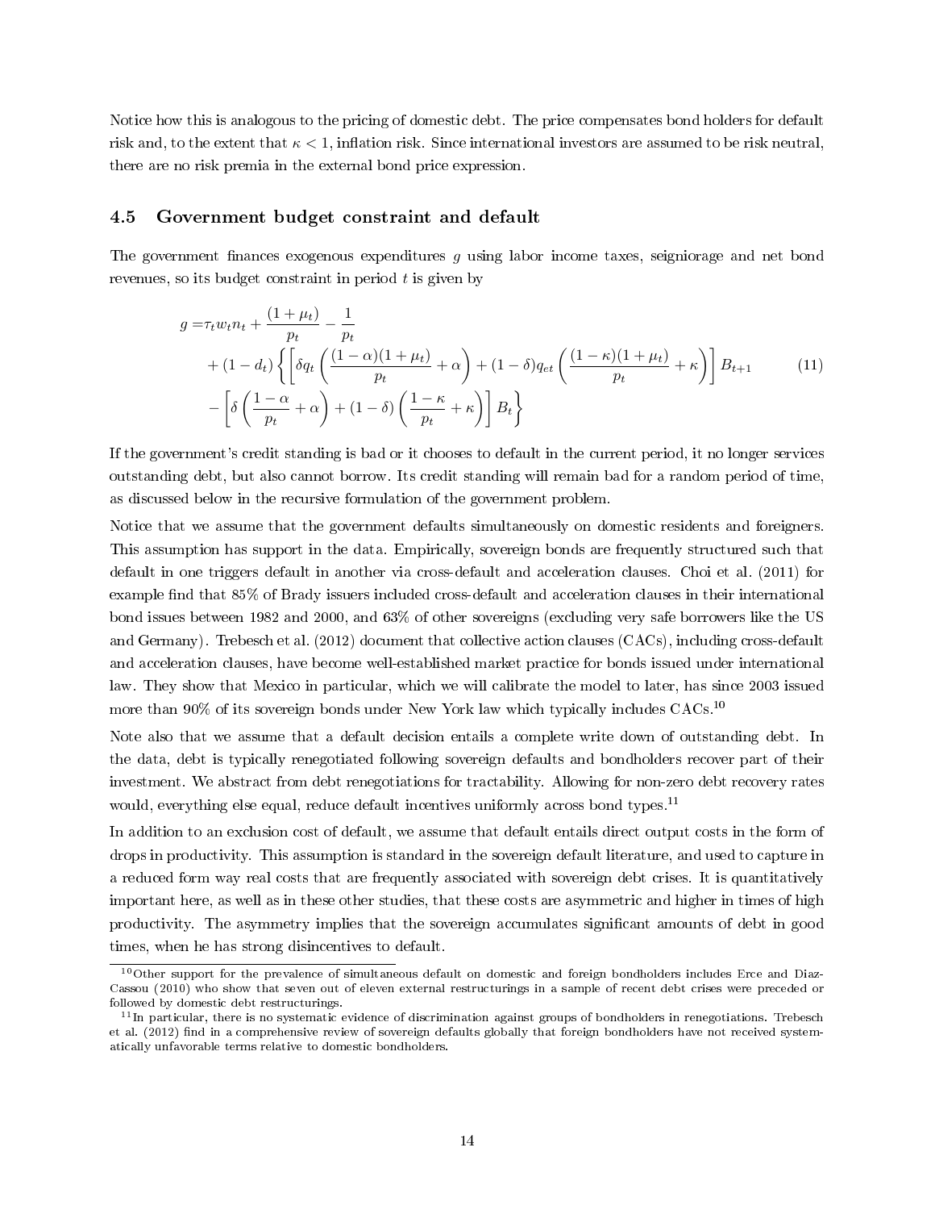Notice how this is analogous to the pricing of domestic debt. The price compensates bond holders for default risk and, to the extent that $\kappa < 1$, inflation risk. Since international investors are assumed to be risk neutral, there are no risk premia in the external bond price expression.

### 4.5 Government budget constraint and default

The government finances exogenous expenditures $g$ using labor income taxes, seigniorage and net bond revenues, so its budget constraint in period $t$ is given by

$$
\begin{aligned}
g =& \tau_t w_t n_t + \frac{(1+\mu_t)}{p_t} - \frac{1}{p_t} \\
&+ (1-d_t)\left\{\left[\delta q_t\left(\frac{(1-\alpha)(1+\mu_t)}{p_t} + \alpha\right) + (1-\delta) q_{et}\left(\frac{(1-\kappa)(1+\mu_t)}{p_t} + \kappa\right)\right] B_{t+1}\right. \\
&\left. - \left[\delta\left(\frac{1-\alpha}{p_t} + \alpha\right) + (1-\delta)\left(\frac{1-\kappa}{p_t} + \kappa\right)\right] B_t\right\}
\end{aligned}
\tag{11}
$$

If the government's credit standing is bad or it chooses to default in the current period, it no longer services outstanding debt, but also cannot borrow. Its credit standing will remain bad for a random period of time, as discussed below in the recursive formulation of the government problem.

Notice that we assume that the government defaults simultaneously on domestic residents and foreigners. This assumption has support in the data. Empirically, sovereign bonds are frequently structured such that default in one triggers default in another via cross-default and acceleration clauses. Choi et al. (2011) for example find that 85% of Brady issuers included cross-default and acceleration clauses in their international bond issues between 1982 and 2000, and 63% of other sovereigns (excluding very safe borrowers like the US and Germany). Trebesch et al. (2012) document that collective action clauses (CACs), including cross-default and acceleration clauses, have become well-established market practice for bonds issued under international law. They show that Mexico in particular, which we will calibrate the model to later, has since 2003 issued more than 90% of its sovereign bonds under New York law which typically includes CACs.[10]

Note also that we assume that a default decision entails a complete write down of outstanding debt. In the data, debt is typically renegotiated following sovereign defaults and bondholders recover part of their investment. We abstract from debt renegotiations for tractability. Allowing for non-zero debt recovery rates would, everything else equal, reduce default incentives uniformly across bond types.[11]

In addition to an exclusion cost of default, we assume that default entails direct output costs in the form of drops in productivity. This assumption is standard in the sovereign default literature, and used to capture in a reduced form way real costs that are frequently associated with sovereign debt crises. It is quantitatively important here, as well as in these other studies, that these costs are asymmetric and higher in times of high productivity. The asymmetry implies that the sovereign accumulates significant amounts of debt in good times, when he has strong disincentives to default.

---

[10] Other support for the prevalence of simultaneous default on domestic and foreign bondholders includes Erce and Diaz-Cassou (2010) who show that seven out of eleven external restructurings in a sample of recent debt crises were preceded or followed by domestic debt restructurings.

[11] In particular, there is no systematic evidence of discrimination against groups of bondholders in renegotiations. Trebesch et al. (2012) find in a comprehensive review of sovereign defaults globally that foreign bondholders have not received systematically unfavorable terms relative to domestic bondholders.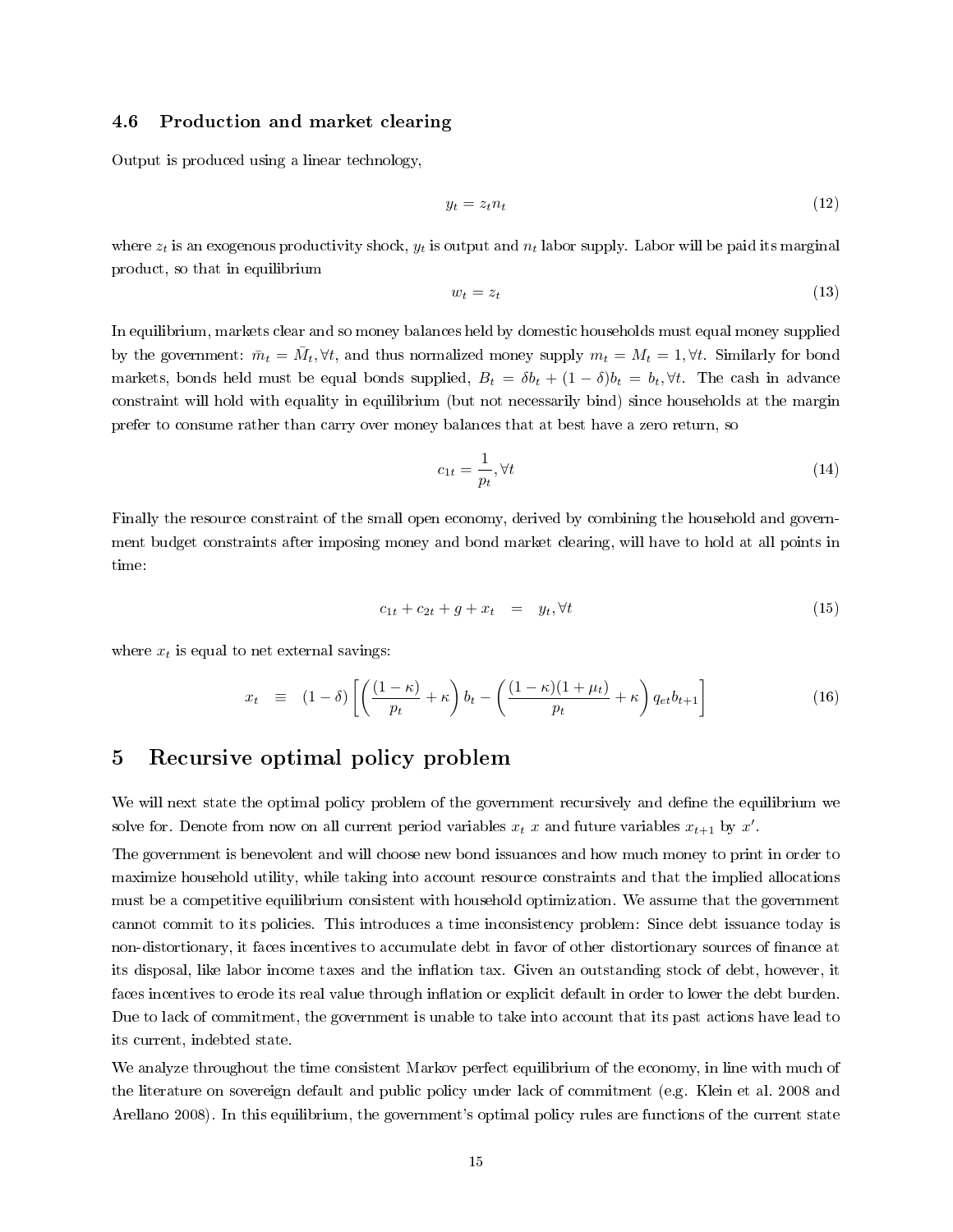### 4.6 Production and market clearing

Output is produced using a linear technology,

$$y_t = z_t n_t \tag{12}$$

where $z_t$ is an exogenous productivity shock, $y_t$ is output and $n_t$ labor supply. Labor will be paid its marginal product, so that in equilibrium

$$w_t = z_t \tag{13}$$

In equilibrium, markets clear and so money balances held by domestic households must equal money supplied by the government: $\bar{m}_t = \bar{M}_t, \forall t$, and thus normalized money supply $m_t = M_t = 1, \forall t$. Similarly for bond markets, bonds held must be equal bonds supplied, $B_t = \delta b_t + (1-\delta) b_t = b_t, \forall t$. The cash in advance constraint will hold with equality in equilibrium (but not necessarily bind) since households at the margin prefer to consume rather than carry over money balances that at best have a zero return, so

$$c_{1t} = \frac{1}{p_t}, \forall t \tag{14}$$

Finally the resource constraint of the small open economy, derived by combining the household and government budget constraints after imposing money and bond market clearing, will have to hold at all points in time:

$$c_{1t} + c_{2t} + g + x_t \quad = \quad y_t, \forall t \tag{15}$$

where $x_t$ is equal to net external savings:

$$x_t \quad \equiv \quad (1-\delta)\left[\left(\frac{(1-\kappa)}{p_t} + \kappa\right) b_t - \left(\frac{(1-\kappa)(1+\mu_t)}{p_t} + \kappa\right) q_{et} b_{t+1}\right] \tag{16}$$

# 5 Recursive optimal policy problem

We will next state the optimal policy problem of the government recursively and define the equilibrium we solve for. Denote from now on all current period variables $x_t$ $x$ and future variables $x_{t+1}$ by $x'$.

The government is benevolent and will choose new bond issuances and how much money to print in order to maximize household utility, while taking into account resource constraints and that the implied allocations must be a competitive equilibrium consistent with household optimization. We assume that the government cannot commit to its policies. This introduces a time inconsistency problem: Since debt issuance today is non-distortionary, it faces incentives to accumulate debt in favor of other distortionary sources of finance at its disposal, like labor income taxes and the inflation tax. Given an outstanding stock of debt, however, it faces incentives to erode its real value through inflation or explicit default in order to lower the debt burden. Due to lack of commitment, the government is unable to take into account that its past actions have lead to its current, indebted state.

We analyze throughout the time consistent Markov perfect equilibrium of the economy, in line with much of the literature on sovereign default and public policy under lack of commitment (e.g. Klein et al. 2008 and Arellano 2008). In this equilibrium, the government's optimal policy rules are functions of the current state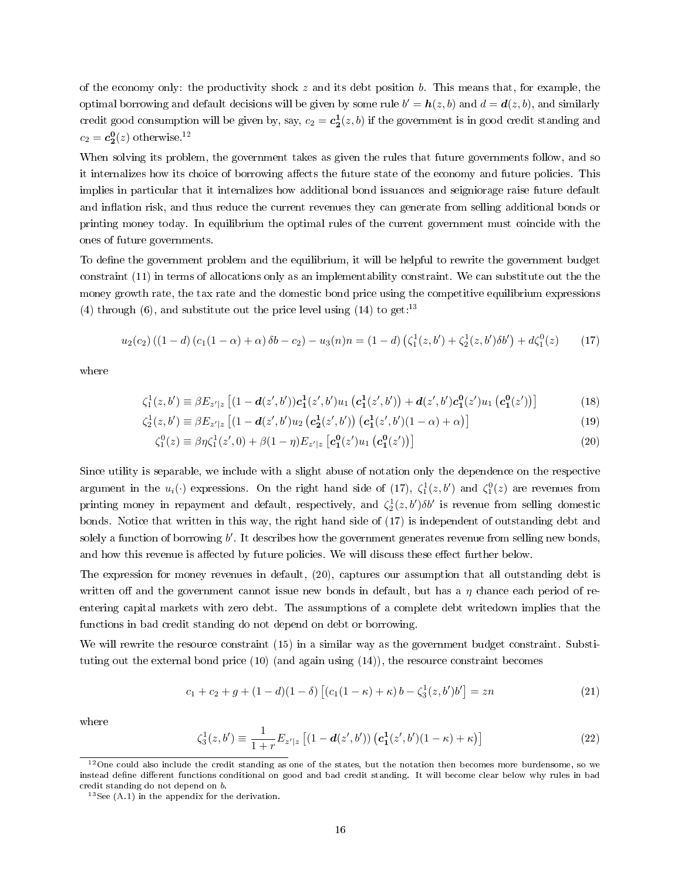of the economy only: the productivity shock $z$ and its debt position $b$. This means that, for example, the optimal borrowing and default decisions will be given by some rule $b' = \boldsymbol{h}(z, b)$ and $d = \boldsymbol{d}(z, b)$, and similarly credit good consumption will be given by, say, $c_2 = \boldsymbol{c_2^1}(z, b)$ if the government is in good credit standing and $c_2 = \boldsymbol{c_2^0}(z)$ otherwise.[12]

When solving its problem, the government takes as given the rules that future governments follow, and so it internalizes how its choice of borrowing affects the future state of the economy and future policies. This implies in particular that it internalizes how additional bond issuances and seigniorage raise future default and inflation risk, and thus reduce the current revenues they can generate from selling additional bonds or printing money today. In equilibrium the optimal rules of the current government must coincide with the ones of future governments.

To define the government problem and the equilibrium, it will be helpful to rewrite the government budget constraint (11) in terms of allocations only as an implementability constraint. We can substitute out the the money growth rate, the tax rate and the domestic bond price using the competitive equilibrium expressions (4) through (6), and substitute out the price level using (14) to get:[13]

$$u_2(c_2)\left((1-d)\left(c_1(1-\alpha)+\alpha\right)\delta b - c_2\right) - u_3(n)n = (1-d)\left(\zeta_1^1(z,b') + \zeta_2^1(z,b')\delta b'\right) + d\zeta_1^0(z) \tag{17}$$

where

$$\zeta_1^1(z,b') \equiv \beta E_{z'|z}\left[(1-\boldsymbol{d}(z',b'))\boldsymbol{c_1^1}(z',b')u_1\left(\boldsymbol{c_1^1}(z',b')\right) + \boldsymbol{d}(z',b')\boldsymbol{c_1^0}(z')u_1\left(\boldsymbol{c_1^0}(z')\right)\right] \tag{18}$$

$$\zeta_2^1(z,b') \equiv \beta E_{z'|z}\left[(1-\boldsymbol{d}(z',b')u_2\left(\boldsymbol{c_2^1}(z',b')\right)\left(\boldsymbol{c_1^1}(z',b')(1-\alpha)+\alpha\right)\right] \tag{19}$$

$$\zeta_1^0(z) \equiv \beta\eta\zeta_1^1(z',0) + \beta(1-\eta)E_{z'|z}\left[\boldsymbol{c_1^0}(z')u_1\left(\boldsymbol{c_1^0}(z')\right)\right] \tag{20}$$

Since utility is separable, we include with a slight abuse of notation only the dependence on the respective argument in the $u_i(\cdot)$ expressions. On the right hand side of (17), $\zeta_1^1(z,b')$ and $\zeta_1^0(z)$ are revenues from printing money in repayment and default, respectively, and $\zeta_2^1(z,b')\delta b'$ is revenue from selling domestic bonds. Notice that written in this way, the right hand side of (17) is independent of outstanding debt and solely a function of borrowing $b'$. It describes how the government generates revenue from selling new bonds, and how this revenue is affected by future policies. We will discuss these effect further below.

The expression for money revenues in default, (20), captures our assumption that all outstanding debt is written off and the government cannot issue new bonds in default, but has a $\eta$ chance each period of re-entering capital markets with zero debt. The assumptions of a complete debt writedown implies that the functions in bad credit standing do not depend on debt or borrowing.

We will rewrite the resource constraint (15) in a similar way as the government budget constraint. Substituting out the external bond price (10) (and again using (14)), the resource constraint becomes

$$c_1 + c_2 + g + (1-d)(1-\delta)\left[\left(c_1(1-\kappa)+\kappa\right)b - \zeta_3^1(z,b')b'\right] = zn \tag{21}$$

where

$$\zeta_3^1(z,b') \equiv \frac{1}{1+r}E_{z'|z}\left[(1-\boldsymbol{d}(z',b'))\left(\boldsymbol{c_1^1}(z',b')(1-\kappa)+\kappa\right)\right] \tag{22}$$

[12] One could also include the credit standing as one of the states, but the notation then becomes more burdensome, so we instead define different functions conditional on good and bad credit standing. It will become clear below why rules in bad credit standing do not depend on $b$.

[13] See (A.1) in the appendix for the derivation.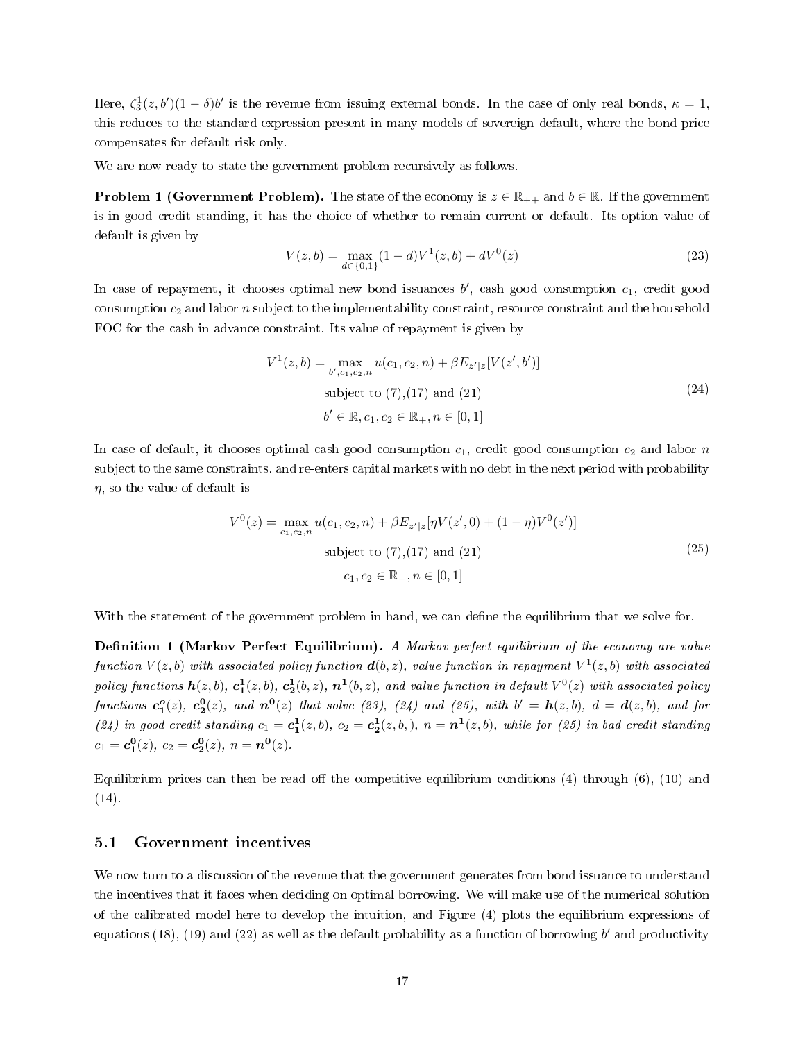Here, $\zeta_3^1(z, b')(1-\delta)b'$ is the revenue from issuing external bonds. In the case of only real bonds, $\kappa = 1$, this reduces to the standard expression present in many models of sovereign default, where the bond price compensates for default risk only.

We are now ready to state the government problem recursively as follows.

**Problem 1 (Government Problem).** The state of the economy is $z \in \mathbb{R}_{++}$ and $b \in \mathbb{R}$. If the government is in good credit standing, it has the choice of whether to remain current or default. Its option value of default is given by

$$V(z, b) = \max_{d \in \{0,1\}} (1-d)V^1(z, b) + dV^0(z) \tag{23}$$

In case of repayment, it chooses optimal new bond issuances $b'$, cash good consumption $c_1$, credit good consumption $c_2$ and labor $n$ subject to the implementability constraint, resource constraint and the household FOC for the cash in advance constraint. Its value of repayment is given by

$$\begin{aligned} V^1(z, b) = \max_{b', c_1, c_2, n} \; & u(c_1, c_2, n) + \beta E_{z'|z}[V(z', b')] \\ & \text{subject to (7),(17) and (21)} \\ & b' \in \mathbb{R}, c_1, c_2 \in \mathbb{R}_+, n \in [0, 1] \end{aligned} \tag{24}$$

In case of default, it chooses optimal cash good consumption $c_1$, credit good consumption $c_2$ and labor $n$ subject to the same constraints, and re-enters capital markets with no debt in the next period with probability $\eta$, so the value of default is

$$\begin{aligned} V^0(z) = \max_{c_1, c_2, n} \; & u(c_1, c_2, n) + \beta E_{z'|z}[\eta V(z', 0) + (1-\eta)V^0(z')] \\ & \text{subject to (7),(17) and (21)} \\ & c_1, c_2 \in \mathbb{R}_+, n \in [0, 1] \end{aligned} \tag{25}$$

With the statement of the government problem in hand, we can define the equilibrium that we solve for.

**Definition 1 (Markov Perfect Equilibrium).** *A Markov perfect equilibrium of the economy are value function $V(z, b)$ with associated policy function $\boldsymbol{d}(b, z)$, value function in repayment $V^1(z, b)$ with associated policy functions $\boldsymbol{h}(z, b)$, $\boldsymbol{c_1^1}(z, b)$, $\boldsymbol{c_2^1}(b, z)$, $\boldsymbol{n^1}(b, z)$, and value function in default $V^0(z)$ with associated policy functions $\boldsymbol{c_1^o}(z)$, $\boldsymbol{c_2^0}(z)$, and $\boldsymbol{n^0}(z)$ that solve (23), (24) and (25), with $b' = \boldsymbol{h}(z, b)$, $d = \boldsymbol{d}(z, b)$, and for (24) in good credit standing $c_1 = \boldsymbol{c_1^1}(z, b)$, $c_2 = \boldsymbol{c_2^1}(z, b, )$, $n = \boldsymbol{n^1}(z, b)$, while for (25) in bad credit standing $c_1 = \boldsymbol{c_1^0}(z)$, $c_2 = \boldsymbol{c_2^0}(z)$, $n = \boldsymbol{n^0}(z)$.*

Equilibrium prices can then be read off the competitive equilibrium conditions (4) through (6), (10) and (14).

## 5.1 Government incentives

We now turn to a discussion of the revenue that the government generates from bond issuance to understand the incentives that it faces when deciding on optimal borrowing. We will make use of the numerical solution of the calibrated model here to develop the intuition, and Figure (4) plots the equilibrium expressions of equations (18), (19) and (22) as well as the default probability as a function of borrowing $b'$ and productivity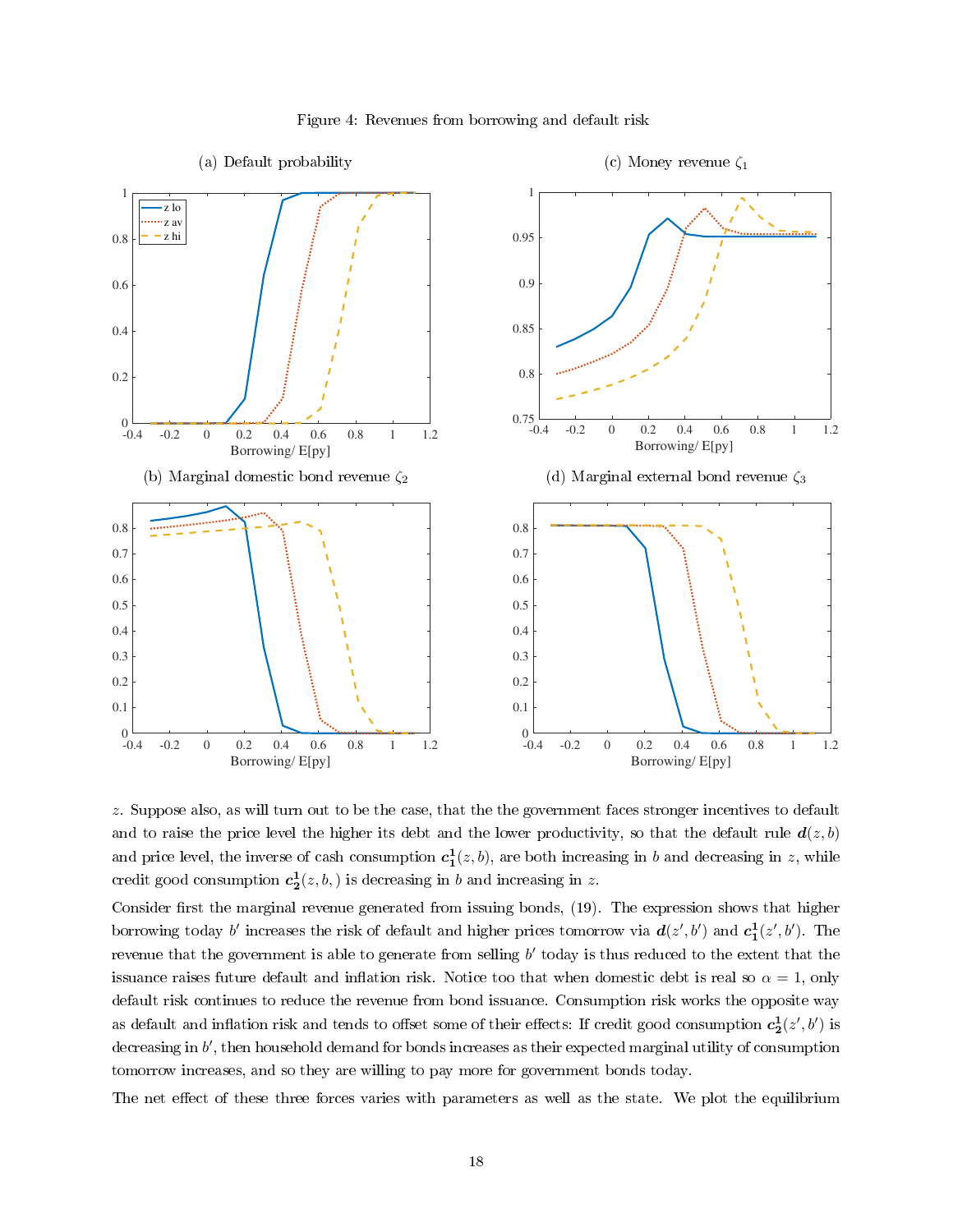Figure 4: Revenues from borrowing and default risk

(a) Default probability

(b) Marginal domestic bond revenue $\zeta_2$

(c) Money revenue $\zeta_1$

(d) Marginal external bond revenue $\zeta_3$

$z$. Suppose also, as will turn out to be the case, that the the government faces stronger incentives to default and to raise the price level the higher its debt and the lower productivity, so that the default rule $\boldsymbol{d}(z, b)$ and price level, the inverse of cash consumption $\boldsymbol{c_1^1}(z, b)$, are both increasing in $b$ and decreasing in $z$, while credit good consumption $\boldsymbol{c_2^1}(z, b, )$ is decreasing in $b$ and increasing in $z$.

Consider first the marginal revenue generated from issuing bonds, (19). The expression shows that higher borrowing today $b'$ increases the risk of default and higher prices tomorrow via $\boldsymbol{d}(z', b')$ and $\boldsymbol{c_1^1}(z', b')$. The revenue that the government is able to generate from selling $b'$ today is thus reduced to the extent that the issuance raises future default and inflation risk. Notice too that when domestic debt is real so $\alpha = 1$, only default risk continues to reduce the revenue from bond issuance. Consumption risk works the opposite way as default and inflation risk and tends to offset some of their effects: If credit good consumption $\boldsymbol{c_2^1}(z', b')$ is decreasing in $b'$, then household demand for bonds increases as their expected marginal utility of consumption tomorrow increases, and so they are willing to pay more for government bonds today.

The net effect of these three forces varies with parameters as well as the state. We plot the equilibrium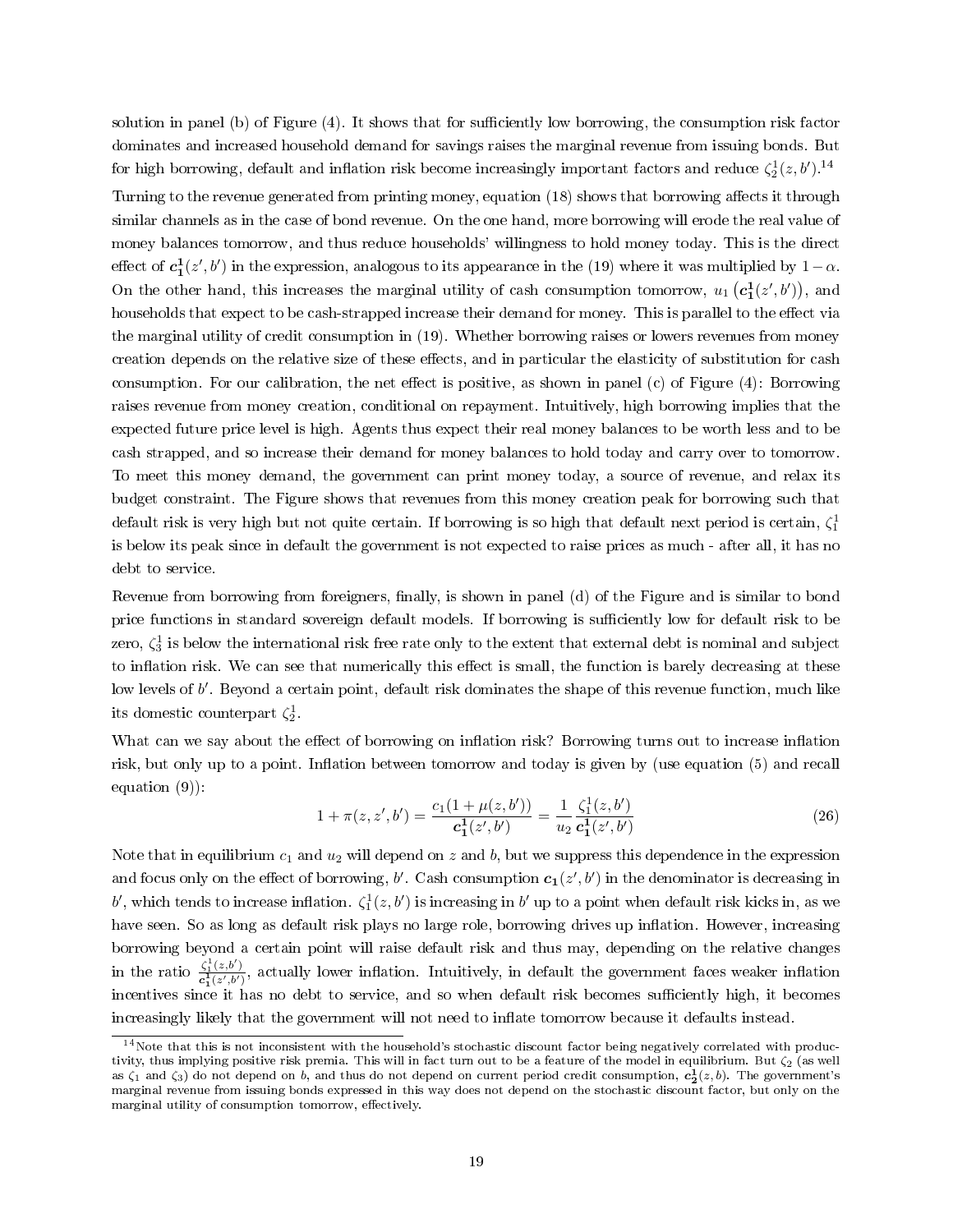solution in panel (b) of Figure (4). It shows that for sufficiently low borrowing, the consumption risk factor dominates and increased household demand for savings raises the marginal revenue from issuing bonds. But for high borrowing, default and inflation risk become increasingly important factors and reduce $\zeta_2^1(z,b')$.[14]

Turning to the revenue generated from printing money, equation (18) shows that borrowing affects it through similar channels as in the case of bond revenue. On the one hand, more borrowing will erode the real value of money balances tomorrow, and thus reduce households' willingness to hold money today. This is the direct effect of $\mathbf{c_1^1}(z',b')$ in the expression, analogous to its appearance in the (19) where it was multiplied by $1-\alpha$. On the other hand, this increases the marginal utility of cash consumption tomorrow, $u_1\left(\mathbf{c_1^1}(z',b')\right)$, and households that expect to be cash-strapped increase their demand for money. This is parallel to the effect via the marginal utility of credit consumption in (19). Whether borrowing raises or lowers revenues from money creation depends on the relative size of these effects, and in particular the elasticity of substitution for cash consumption. For our calibration, the net effect is positive, as shown in panel (c) of Figure (4): Borrowing raises revenue from money creation, conditional on repayment. Intuitively, high borrowing implies that the expected future price level is high. Agents thus expect their real money balances to be worth less and to be cash strapped, and so increase their demand for money balances to hold today and carry over to tomorrow. To meet this money demand, the government can print money today, a source of revenue, and relax its budget constraint. The Figure shows that revenues from this money creation peak for borrowing such that default risk is very high but not quite certain. If borrowing is so high that default next period is certain, $\zeta_1^1$ is below its peak since in default the government is not expected to raise prices as much - after all, it has no debt to service.

Revenue from borrowing from foreigners, finally, is shown in panel (d) of the Figure and is similar to bond price functions in standard sovereign default models. If borrowing is sufficiently low for default risk to be zero, $\zeta_3^1$ is below the international risk free rate only to the extent that external debt is nominal and subject to inflation risk. We can see that numerically this effect is small, the function is barely decreasing at these low levels of $b'$. Beyond a certain point, default risk dominates the shape of this revenue function, much like its domestic counterpart $\zeta_2^1$.

What can we say about the effect of borrowing on inflation risk? Borrowing turns out to increase inflation risk, but only up to a point. Inflation between tomorrow and today is given by (use equation (5) and recall equation (9)):

$$1+\pi(z,z',b') = \frac{c_1(1+\mu(z,b'))}{\mathbf{c_1^1}(z',b')} = \frac{1}{u_2}\frac{\zeta_1^1(z,b')}{\mathbf{c_1^1}(z',b')} \tag{26}$$

Note that in equilibrium $c_1$ and $u_2$ will depend on $z$ and $b$, but we suppress this dependence in the expression and focus only on the effect of borrowing, $b'$. Cash consumption $\mathbf{c_1}(z',b')$ in the denominator is decreasing in $b'$, which tends to increase inflation. $\zeta_1^1(z,b')$ is increasing in $b'$ up to a point when default risk kicks in, as we have seen. So as long as default risk plays no large role, borrowing drives up inflation. However, increasing borrowing beyond a certain point will raise default risk and thus may, depending on the relative changes in the ratio $\frac{\zeta_1^1(z,b')}{\mathbf{c_1^1}(z',b')}$, actually lower inflation. Intuitively, in default the government faces weaker inflation incentives since it has no debt to service, and so when default risk becomes sufficiently high, it becomes increasingly likely that the government will not need to inflate tomorrow because it defaults instead.

[14] Note that this is not inconsistent with the household's stochastic discount factor being negatively correlated with productivity, thus implying positive risk premia. This will in fact turn out to be a feature of the model in equilibrium. But $\zeta_2$ (as well as $\zeta_1$ and $\zeta_3$) do not depend on $b$, and thus do not depend on current period credit consumption, $\mathbf{c_2^1}(z,b)$. The government's marginal revenue from issuing bonds expressed in this way does not depend on the stochastic discount factor, but only on the marginal utility of consumption tomorrow, effectively.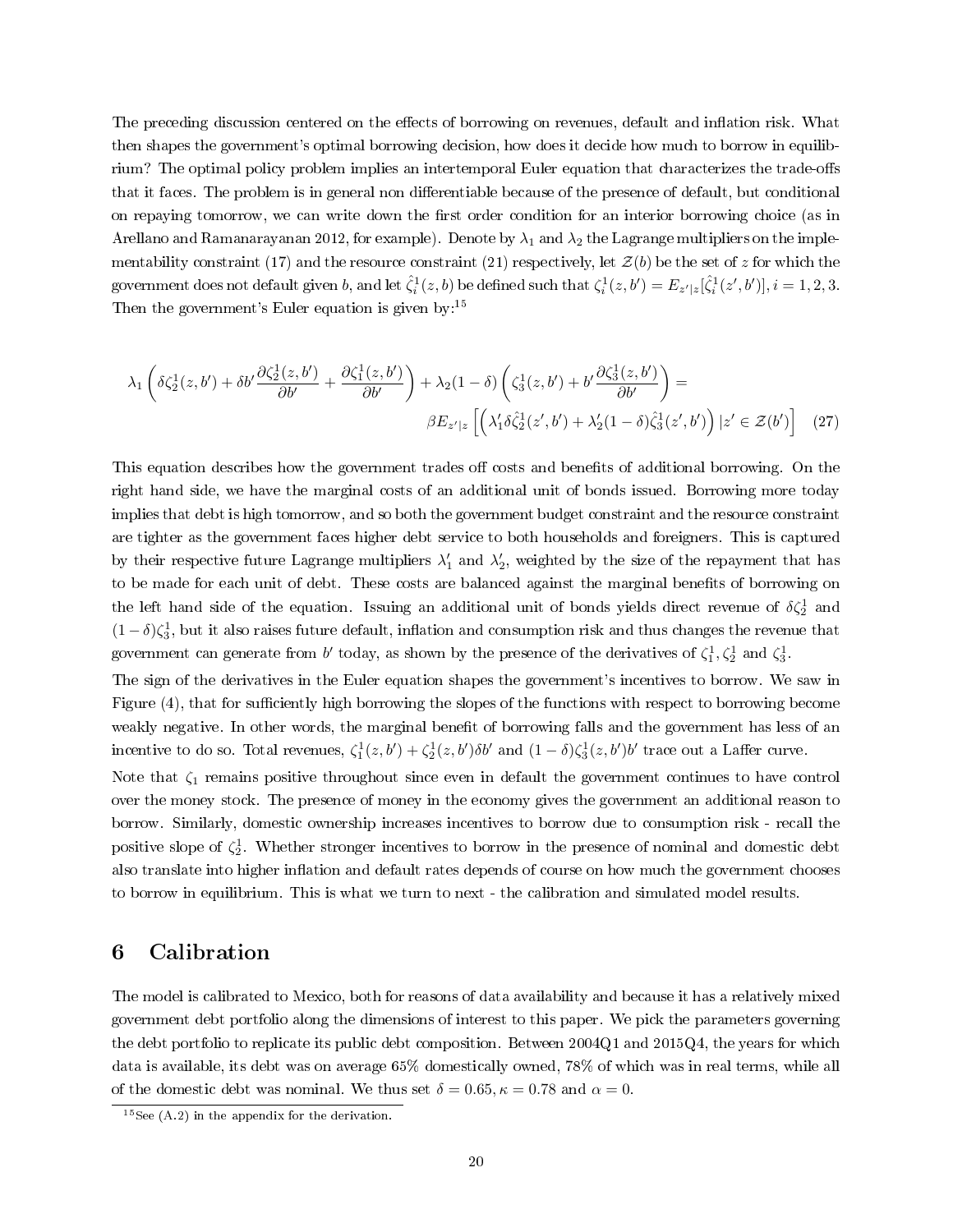The preceding discussion centered on the effects of borrowing on revenues, default and inflation risk. What then shapes the government's optimal borrowing decision, how does it decide how much to borrow in equilibrium? The optimal policy problem implies an intertemporal Euler equation that characterizes the trade-offs that it faces. The problem is in general non differentiable because of the presence of default, but conditional on repaying tomorrow, we can write down the first order condition for an interior borrowing choice (as in Arellano and Ramanarayanan 2012, for example). Denote by $\lambda_1$ and $\lambda_2$ the Lagrange multipliers on the implementability constraint (17) and the resource constraint (21) respectively, let $\mathcal{Z}(b)$ be the set of $z$ for which the government does not default given $b$, and let $\hat{\zeta}_i^1(z, b)$ be defined such that $\zeta_i^1(z, b') = E_{z'|z}[\hat{\zeta}_i^1(z', b')], i = 1, 2, 3$. Then the government's Euler equation is given by:[15]

$$\lambda_1 \left( \delta \zeta_2^1(z, b') + \delta b' \frac{\partial \zeta_2^1(z, b')}{\partial b'} + \frac{\partial \zeta_1^1(z, b')}{\partial b'} \right) + \lambda_2 (1 - \delta) \left( \zeta_3^1(z, b') + b' \frac{\partial \zeta_3^1(z, b')}{\partial b'} \right) = \beta E_{z'|z} \left[ \left( \lambda_1' \delta \hat{\zeta}_2^1(z', b') + \lambda_2' (1 - \delta) \hat{\zeta}_3^1(z', b') \right) | z' \in \mathcal{Z}(b') \right] \quad (27)$$

This equation describes how the government trades off costs and benefits of additional borrowing. On the right hand side, we have the marginal costs of an additional unit of bonds issued. Borrowing more today implies that debt is high tomorrow, and so both the government budget constraint and the resource constraint are tighter as the government faces higher debt service to both households and foreigners. This is captured by their respective future Lagrange multipliers $\lambda_1'$ and $\lambda_2'$, weighted by the size of the repayment that has to be made for each unit of debt. These costs are balanced against the marginal benefits of borrowing on the left hand side of the equation. Issuing an additional unit of bonds yields direct revenue of $\delta \zeta_2^1$ and $(1 - \delta) \zeta_3^1$, but it also raises future default, inflation and consumption risk and thus changes the revenue that government can generate from $b'$ today, as shown by the presence of the derivatives of $\zeta_1^1, \zeta_2^1$ and $\zeta_3^1$.

The sign of the derivatives in the Euler equation shapes the government's incentives to borrow. We saw in Figure (4), that for sufficiently high borrowing the slopes of the functions with respect to borrowing become weakly negative. In other words, the marginal benefit of borrowing falls and the government has less of an incentive to do so. Total revenues, $\zeta_1^1(z, b') + \zeta_2^1(z, b') \delta b'$ and $(1 - \delta) \zeta_3^1(z, b') b'$ trace out a Laffer curve.

Note that $\zeta_1$ remains positive throughout since even in default the government continues to have control over the money stock. The presence of money in the economy gives the government an additional reason to borrow. Similarly, domestic ownership increases incentives to borrow due to consumption risk - recall the positive slope of $\zeta_2^1$. Whether stronger incentives to borrow in the presence of nominal and domestic debt also translate into higher inflation and default rates depends of course on how much the government chooses to borrow in equilibrium. This is what we turn to next - the calibration and simulated model results.

## 6 Calibration

The model is calibrated to Mexico, both for reasons of data availability and because it has a relatively mixed government debt portfolio along the dimensions of interest to this paper. We pick the parameters governing the debt portfolio to replicate its public debt composition. Between 2004Q1 and 2015Q4, the years for which data is available, its debt was on average 65% domestically owned, 78% of which was in real terms, while all of the domestic debt was nominal. We thus set $\delta = 0.65, \kappa = 0.78$ and $\alpha = 0$.

[15] See (A.2) in the appendix for the derivation.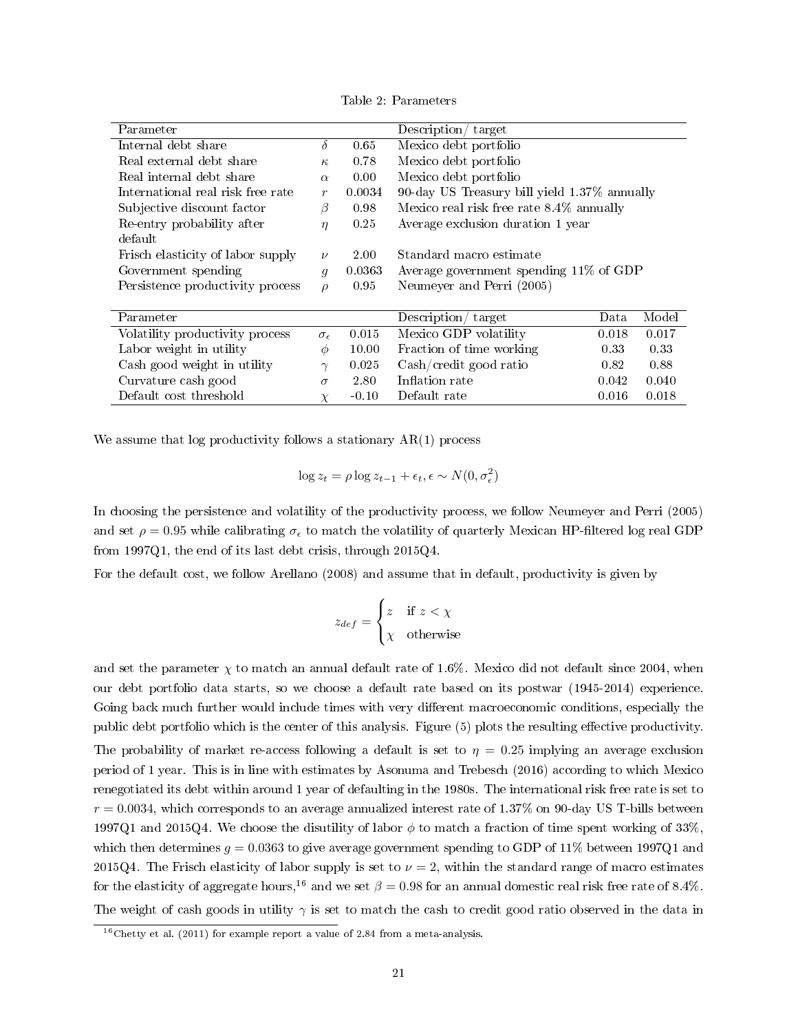Table 2: Parameters

| Parameter | | | Description/ target | | |
|---|---|---|---|---|---|
| Internal debt share | $\delta$ | 0.65 | Mexico debt portfolio | | |
| Real external debt share | $\kappa$ | 0.78 | Mexico debt portfolio | | |
| Real internal debt share | $\alpha$ | 0.00 | Mexico debt portfolio | | |
| International real risk free rate | $r$ | 0.0034 | 90-day US Treasury bill yield 1.37% annually | | |
| Subjective discount factor | $\beta$ | 0.98 | Mexico real risk free rate 8.4% annually | | |
| Re-entry probability after default | $\eta$ | 0.25 | Average exclusion duration 1 year | | |
| Frisch elasticity of labor supply | $\nu$ | 2.00 | Standard macro estimate | | |
| Government spending | $g$ | 0.0363 | Average government spending 11% of GDP | | |
| Persistence productivity process | $\rho$ | 0.95 | Neumeyer and Perri (2005) | | |
| **Parameter** | | | **Description/ target** | **Data** | **Model** |
| Volatility productivity process | $\sigma_\epsilon$ | 0.015 | Mexico GDP volatility | 0.018 | 0.017 |
| Labor weight in utility | $\phi$ | 10.00 | Fraction of time working | 0.33 | 0.33 |
| Cash good weight in utility | $\gamma$ | 0.025 | Cash/credit good ratio | 0.82 | 0.88 |
| Curvature cash good | $\sigma$ | 2.80 | Inflation rate | 0.042 | 0.040 |
| Default cost threshold | $\chi$ | -0.10 | Default rate | 0.016 | 0.018 |

We assume that log productivity follows a stationary AR(1) process

$$\log z_t = \rho \log z_{t-1} + \epsilon_t, \epsilon \sim N(0, \sigma_\epsilon^2)$$

In choosing the persistence and volatility of the productivity process, we follow Neumeyer and Perri (2005) and set $\rho = 0.95$ while calibrating $\sigma_\epsilon$ to match the volatility of quarterly Mexican HP-filtered log real GDP from 1997Q1, the end of its last debt crisis, through 2015Q4.

For the default cost, we follow Arellano (2008) and assume that in default, productivity is given by

$$z_{def} = \begin{cases} z & \text{if } z < \chi \\ \chi & \text{otherwise} \end{cases}$$

and set the parameter $\chi$ to match an annual default rate of 1.6%. Mexico did not default since 2004, when our debt portfolio data starts, so we choose a default rate based on its postwar (1945-2014) experience. Going back much further would include times with very different macroeconomic conditions, especially the public debt portfolio which is the center of this analysis. Figure (5) plots the resulting effective productivity.

The probability of market re-access following a default is set to $\eta = 0.25$ implying an average exclusion period of 1 year. This is in line with estimates by Asonuma and Trebesch (2016) according to which Mexico renegotiated its debt within around 1 year of defaulting in the 1980s. The international risk free rate is set to $r = 0.0034$, which corresponds to an average annualized interest rate of 1.37% on 90-day US T-bills between 1997Q1 and 2015Q4. We choose the disutility of labor $\phi$ to match a fraction of time spent working of 33%, which then determines $g = 0.0363$ to give average government spending to GDP of 11% between 1997Q1 and 2015Q4. The Frisch elasticity of labor supply is set to $\nu = 2$, within the standard range of macro estimates for the elasticity of aggregate hours,[16] and we set $\beta = 0.98$ for an annual domestic real risk free rate of 8.4%. The weight of cash goods in utility $\gamma$ is set to match the cash to credit good ratio observed in the data in

[16] Chetty et al. (2011) for example report a value of 2.84 from a meta-analysis.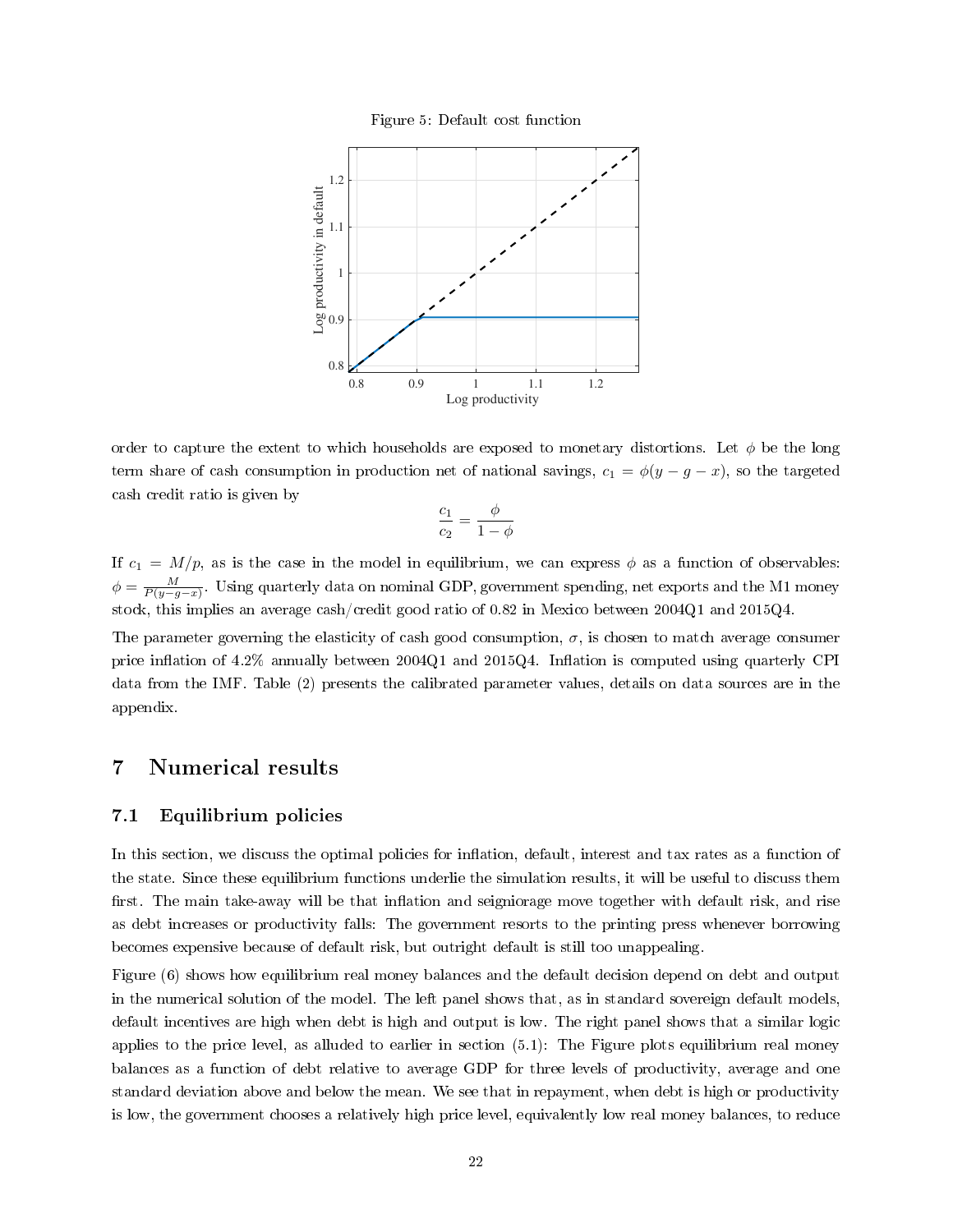Figure 5: Default cost function

order to capture the extent to which households are exposed to monetary distortions. Let $\phi$ be the long term share of cash consumption in production net of national savings, $c_1 = \phi(y - g - x)$, so the targeted cash credit ratio is given by

$$\frac{c_1}{c_2} = \frac{\phi}{1 - \phi}$$

If $c_1 = M/p$, as is the case in the model in equilibrium, we can express $\phi$ as a function of observables: $\phi = \frac{M}{P(y-g-x)}$. Using quarterly data on nominal GDP, government spending, net exports and the M1 money stock, this implies an average cash/credit good ratio of 0.82 in Mexico between 2004Q1 and 2015Q4.

The parameter governing the elasticity of cash good consumption, $\sigma$, is chosen to match average consumer price inflation of 4.2% annually between 2004Q1 and 2015Q4. Inflation is computed using quarterly CPI data from the IMF. Table (2) presents the calibrated parameter values, details on data sources are in the appendix.

# 7 Numerical results

## 7.1 Equilibrium policies

In this section, we discuss the optimal policies for inflation, default, interest and tax rates as a function of the state. Since these equilibrium functions underlie the simulation results, it will be useful to discuss them first. The main take-away will be that inflation and seigniorage move together with default risk, and rise as debt increases or productivity falls: The government resorts to the printing press whenever borrowing becomes expensive because of default risk, but outright default is still too unappealing.

Figure (6) shows how equilibrium real money balances and the default decision depend on debt and output in the numerical solution of the model. The left panel shows that, as in standard sovereign default models, default incentives are high when debt is high and output is low. The right panel shows that a similar logic applies to the price level, as alluded to earlier in section (5.1): The Figure plots equilibrium real money balances as a function of debt relative to average GDP for three levels of productivity, average and one standard deviation above and below the mean. We see that in repayment, when debt is high or productivity is low, the government chooses a relatively high price level, equivalently low real money balances, to reduce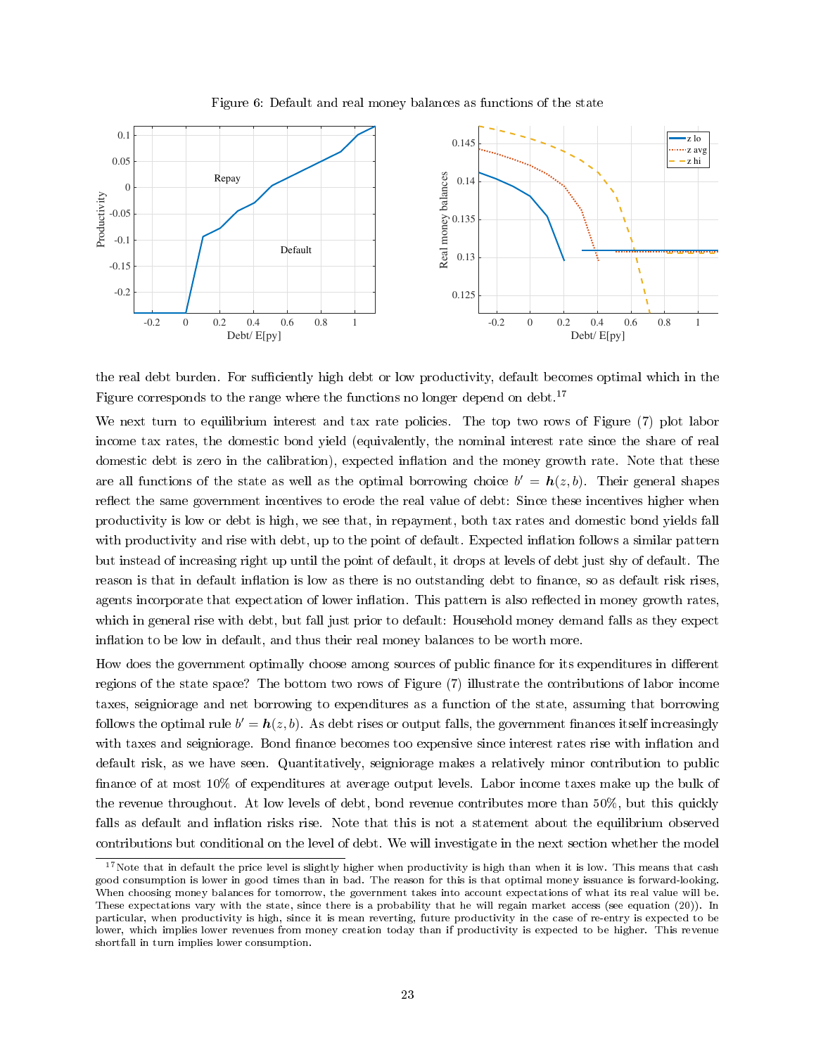Figure 6: Default and real money balances as functions of the state

the real debt burden. For sufficiently high debt or low productivity, default becomes optimal which in the Figure corresponds to the range where the functions no longer depend on debt.[17]

We next turn to equilibrium interest and tax rate policies. The top two rows of Figure (7) plot labor income tax rates, the domestic bond yield (equivalently, the nominal interest rate since the share of real domestic debt is zero in the calibration), expected inflation and the money growth rate. Note that these are all functions of the state as well as the optimal borrowing choice $b' = \boldsymbol{h}(z, b)$. Their general shapes reflect the same government incentives to erode the real value of debt: Since these incentives higher when productivity is low or debt is high, we see that, in repayment, both tax rates and domestic bond yields fall with productivity and rise with debt, up to the point of default. Expected inflation follows a similar pattern but instead of increasing right up until the point of default, it drops at levels of debt just shy of default. The reason is that in default inflation is low as there is no outstanding debt to finance, so as default risk rises, agents incorporate that expectation of lower inflation. This pattern is also reflected in money growth rates, which in general rise with debt, but fall just prior to default: Household money demand falls as they expect inflation to be low in default, and thus their real money balances to be worth more.

How does the government optimally choose among sources of public finance for its expenditures in different regions of the state space? The bottom two rows of Figure (7) illustrate the contributions of labor income taxes, seigniorage and net borrowing to expenditures as a function of the state, assuming that borrowing follows the optimal rule $b' = \boldsymbol{h}(z, b)$. As debt rises or output falls, the government finances itself increasingly with taxes and seigniorage. Bond finance becomes too expensive since interest rates rise with inflation and default risk, as we have seen. Quantitatively, seigniorage makes a relatively minor contribution to public finance of at most 10% of expenditures at average output levels. Labor income taxes make up the bulk of the revenue throughout. At low levels of debt, bond revenue contributes more than 50%, but this quickly falls as default and inflation risks rise. Note that this is not a statement about the equilibrium observed contributions but conditional on the level of debt. We will investigate in the next section whether the model

[17] Note that in default the price level is slightly higher when productivity is high than when it is low. This means that cash good consumption is lower in good times than in bad. The reason for this is that optimal money issuance is forward-looking. When choosing money balances for tomorrow, the government takes into account expectations of what its real value will be. These expectations vary with the state, since there is a probability that he will regain market access (see equation (20)). In particular, when productivity is high, since it is mean reverting, future productivity in the case of re-entry is expected to be lower, which implies lower revenues from money creation today than if productivity is expected to be higher. This revenue shortfall in turn implies lower consumption.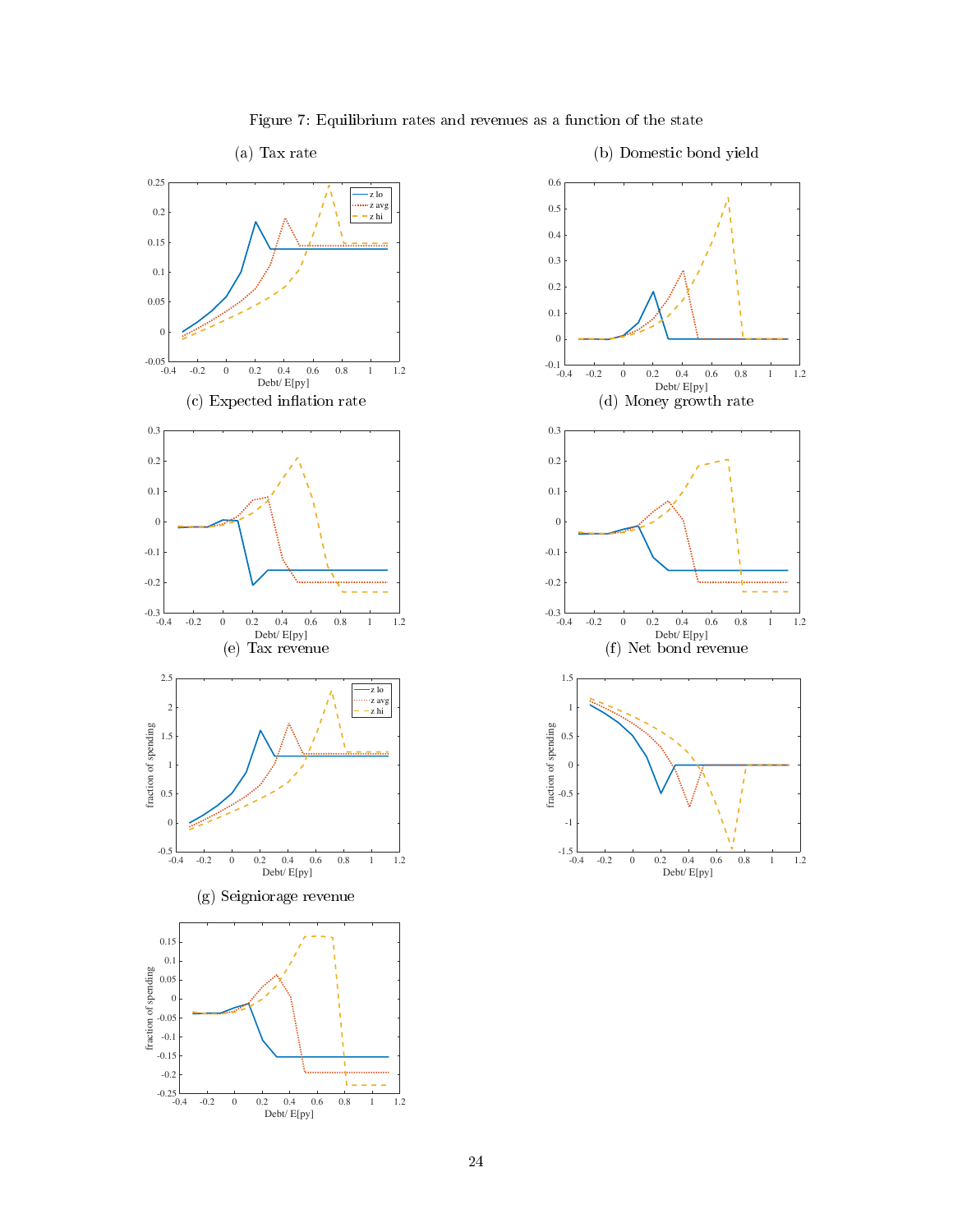Figure 7: Equilibrium rates and revenues as a function of the state

(a) Tax rate

(b) Domestic bond yield

(c) Expected inflation rate

(d) Money growth rate

(e) Tax revenue

(f) Net bond revenue

(g) Seigniorage revenue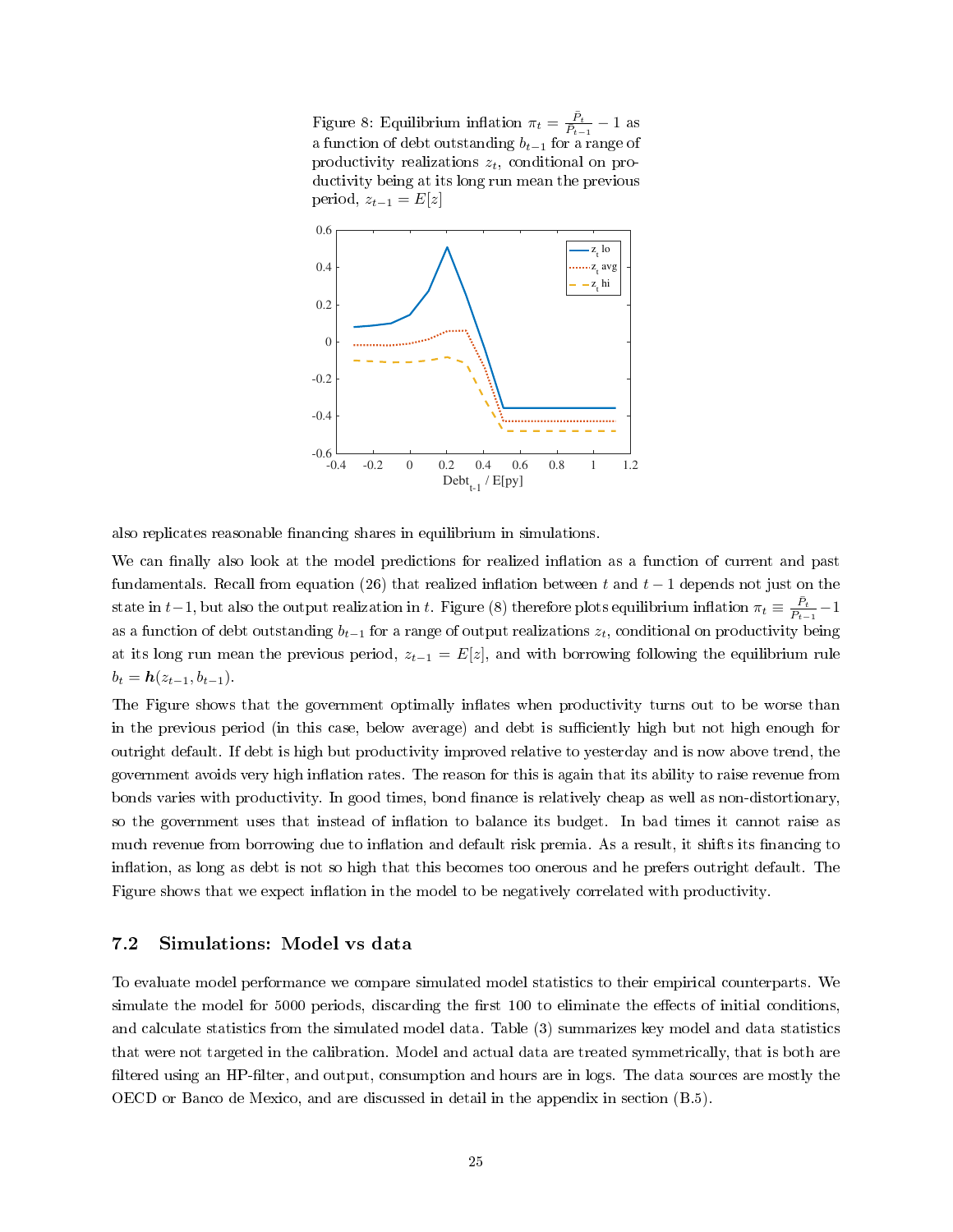Figure 8: Equilibrium inflation $\pi_t = \frac{\bar{P}_t}{\bar{P}_{t-1}} - 1$ as a function of debt outstanding $b_{t-1}$ for a range of productivity realizations $z_t$, conditional on productivity being at its long run mean the previous period, $z_{t-1} = E[z]$

also replicates reasonable financing shares in equilibrium in simulations.

We can finally also look at the model predictions for realized inflation as a function of current and past fundamentals. Recall from equation (26) that realized inflation between $t$ and $t-1$ depends not just on the state in $t-1$, but also the output realization in $t$. Figure (8) therefore plots equilibrium inflation $\pi_t \equiv \frac{\bar{P}_t}{\bar{P}_{t-1}} - 1$ as a function of debt outstanding $b_{t-1}$ for a range of output realizations $z_t$, conditional on productivity being at its long run mean the previous period, $z_{t-1} = E[z]$, and with borrowing following the equilibrium rule $b_t = \boldsymbol{h}(z_{t-1}, b_{t-1})$.

The Figure shows that the government optimally inflates when productivity turns out to be worse than in the previous period (in this case, below average) and debt is sufficiently high but not high enough for outright default. If debt is high but productivity improved relative to yesterday and is now above trend, the government avoids very high inflation rates. The reason for this is again that its ability to raise revenue from bonds varies with productivity. In good times, bond finance is relatively cheap as well as non-distortionary, so the government uses that instead of inflation to balance its budget. In bad times it cannot raise as much revenue from borrowing due to inflation and default risk premia. As a result, it shifts its financing to inflation, as long as debt is not so high that this becomes too onerous and he prefers outright default. The Figure shows that we expect inflation in the model to be negatively correlated with productivity.

## 7.2 Simulations: Model vs data

To evaluate model performance we compare simulated model statistics to their empirical counterparts. We simulate the model for 5000 periods, discarding the first 100 to eliminate the effects of initial conditions, and calculate statistics from the simulated model data. Table (3) summarizes key model and data statistics that were not targeted in the calibration. Model and actual data are treated symmetrically, that is both are filtered using an HP-filter, and output, consumption and hours are in logs. The data sources are mostly the OECD or Banco de Mexico, and are discussed in detail in the appendix in section (B.5).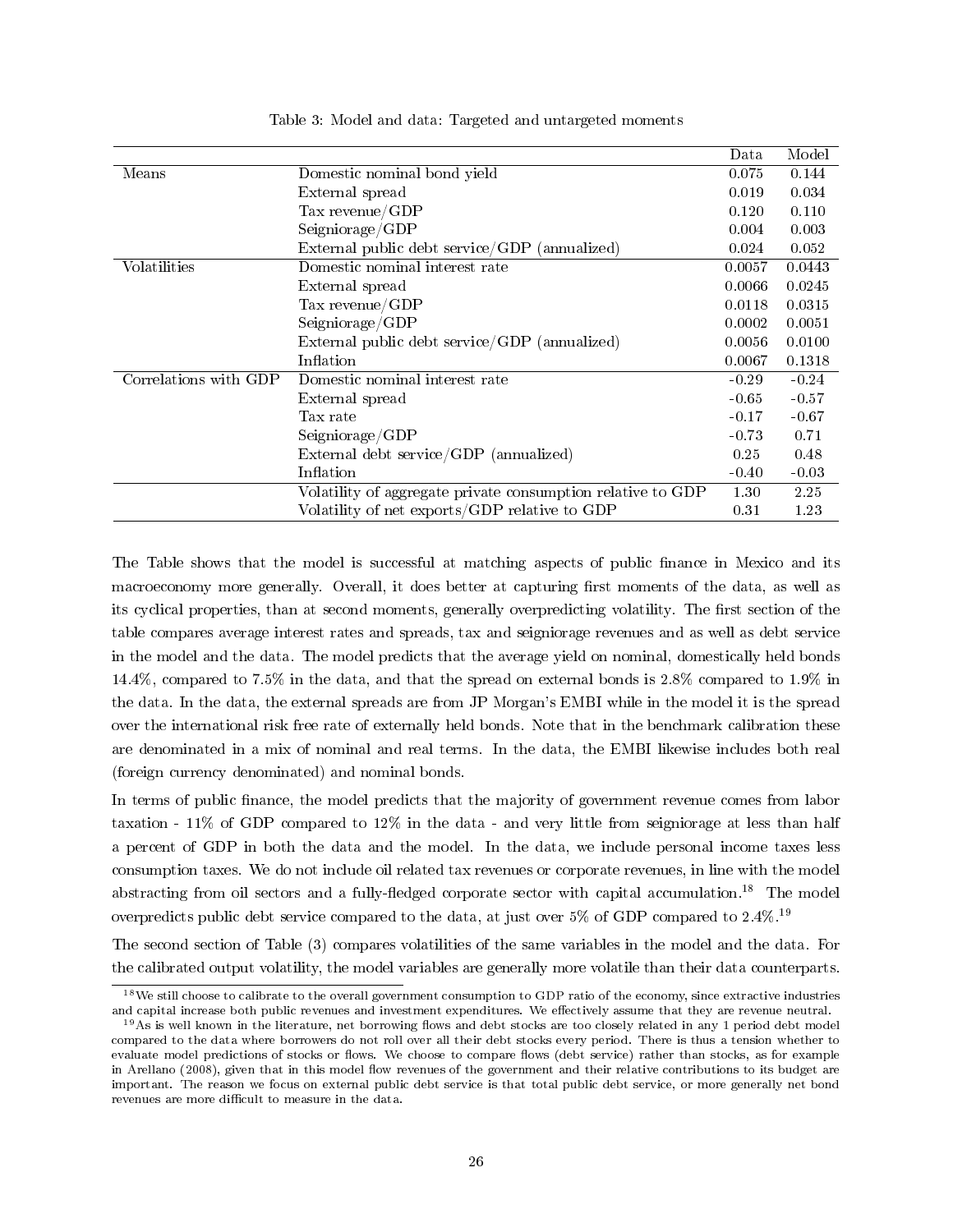Table 3: Model and data: Targeted and untargeted moments

| | | Data | Model |
|---|---|---|---|
| Means | Domestic nominal bond yield | 0.075 | 0.144 |
| | External spread | 0.019 | 0.034 |
| | Tax revenue/GDP | 0.120 | 0.110 |
| | Seigniorage/GDP | 0.004 | 0.003 |
| | External public debt service/GDP (annualized) | 0.024 | 0.052 |
| Volatilities | Domestic nominal interest rate | 0.0057 | 0.0443 |
| | External spread | 0.0066 | 0.0245 |
| | Tax revenue/GDP | 0.0118 | 0.0315 |
| | Seigniorage/GDP | 0.0002 | 0.0051 |
| | External public debt service/GDP (annualized) | 0.0056 | 0.0100 |
| | Inflation | 0.0067 | 0.1318 |
| Correlations with GDP | Domestic nominal interest rate | -0.29 | -0.24 |
| | External spread | -0.65 | -0.57 |
| | Tax rate | -0.17 | -0.67 |
| | Seigniorage/GDP | -0.73 | 0.71 |
| | External debt service/GDP (annualized) | 0.25 | 0.48 |
| | Inflation | -0.40 | -0.03 |
| | Volatility of aggregate private consumption relative to GDP | 1.30 | 2.25 |
| | Volatility of net exports/GDP relative to GDP | 0.31 | 1.23 |

The Table shows that the model is successful at matching aspects of public finance in Mexico and its macroeconomy more generally. Overall, it does better at capturing first moments of the data, as well as its cyclical properties, than at second moments, generally overpredicting volatility. The first section of the table compares average interest rates and spreads, tax and seigniorage revenues and as well as debt service in the model and the data. The model predicts that the average yield on nominal, domestically held bonds 14.4%, compared to 7.5% in the data, and that the spread on external bonds is 2.8% compared to 1.9% in the data. In the data, the external spreads are from JP Morgan's EMBI while in the model it is the spread over the international risk free rate of externally held bonds. Note that in the benchmark calibration these are denominated in a mix of nominal and real terms. In the data, the EMBI likewise includes both real (foreign currency denominated) and nominal bonds.

In terms of public finance, the model predicts that the majority of government revenue comes from labor taxation - 11% of GDP compared to 12% in the data - and very little from seigniorage at less than half a percent of GDP in both the data and the model. In the data, we include personal income taxes less consumption taxes. We do not include oil related tax revenues or corporate revenues, in line with the model abstracting from oil sectors and a fully-fledged corporate sector with capital accumulation.[18] The model overpredicts public debt service compared to the data, at just over 5% of GDP compared to 2.4%.[19]

The second section of Table (3) compares volatilities of the same variables in the model and the data. For the calibrated output volatility, the model variables are generally more volatile than their data counterparts.

[18] We still choose to calibrate to the overall government consumption to GDP ratio of the economy, since extractive industries and capital increase both public revenues and investment expenditures. We effectively assume that they are revenue neutral.

[19] As is well known in the literature, net borrowing flows and debt stocks are too closely related in any 1 period debt model compared to the data where borrowers do not roll over all their debt stocks every period. There is thus a tension whether to evaluate model predictions of stocks or flows. We choose to compare flows (debt service) rather than stocks, as for example in Arellano (2008), given that in this model flow revenues of the government and their relative contributions to its budget are important. The reason we focus on external public debt service is that total public debt service, or more generally net bond revenues are more difficult to measure in the data.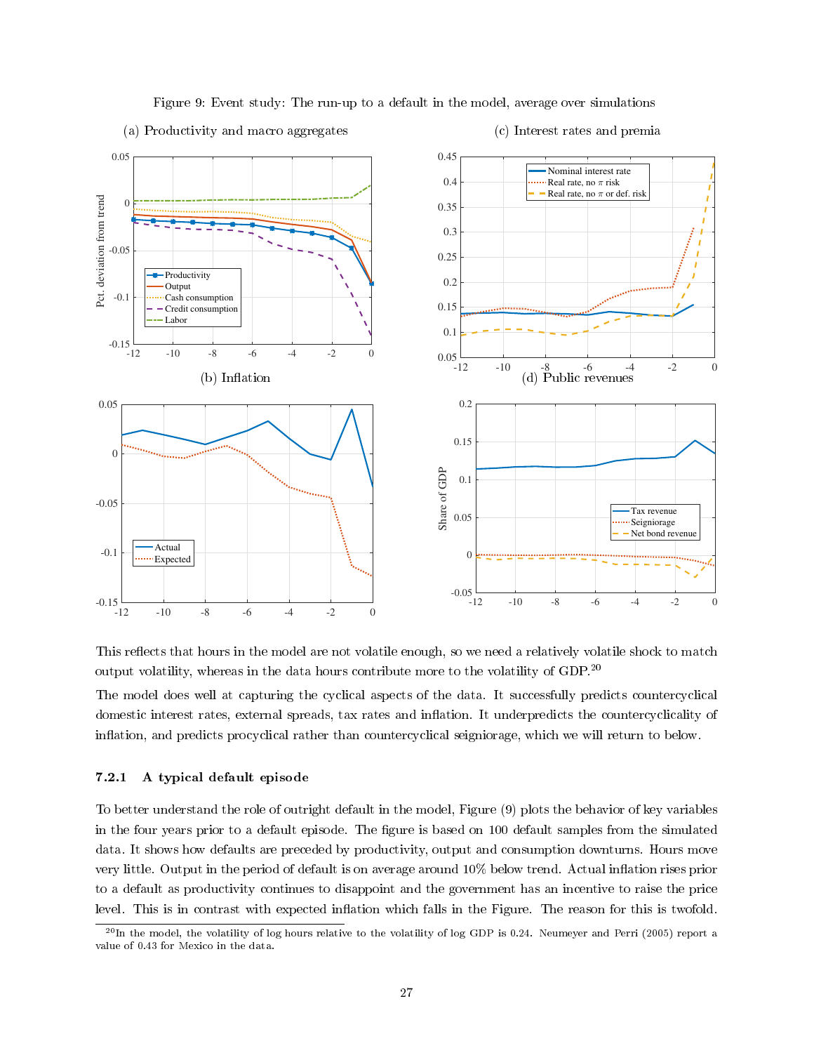Figure 9: Event study: The run-up to a default in the model, average over simulations

This reflects that hours in the model are not volatile enough, so we need a relatively volatile shock to match output volatility, whereas in the data hours contribute more to the volatility of GDP.[20]

The model does well at capturing the cyclical aspects of the data. It successfully predicts countercyclical domestic interest rates, external spreads, tax rates and inflation. It underpredicts the countercyclicality of inflation, and predicts procyclical rather than countercyclical seigniorage, which we will return to below.

### 7.2.1 A typical default episode

To better understand the role of outright default in the model, Figure (9) plots the behavior of key variables in the four years prior to a default episode. The figure is based on 100 default samples from the simulated data. It shows how defaults are preceded by productivity, output and consumption downturns. Hours move very little. Output in the period of default is on average around 10% below trend. Actual inflation rises prior to a default as productivity continues to disappoint and the government has an incentive to raise the price level. This is in contrast with expected inflation which falls in the Figure. The reason for this is twofold.

[20] In the model, the volatility of log hours relative to the volatility of log GDP is 0.24. Neumeyer and Perri (2005) report a value of 0.43 for Mexico in the data.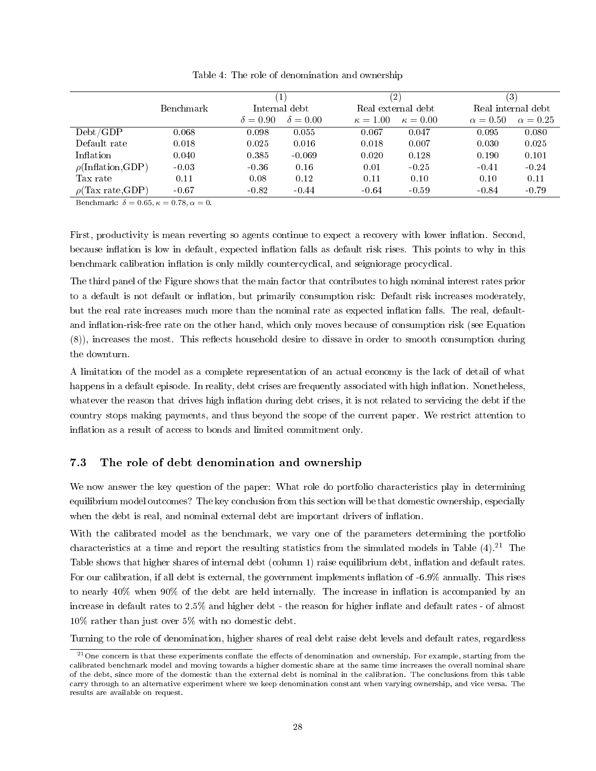Table 4: The role of denomination and ownership

| | Benchmark | (1) Internal debt | | (2) Real external debt | | (3) Real internal debt | |
|---|---|---|---|---|---|---|---|
| | | $\delta = 0.90$ | $\delta = 0.00$ | $\kappa = 1.00$ | $\kappa = 0.00$ | $\alpha = 0.50$ | $\alpha = 0.25$ |
| Debt/GDP | 0.068 | 0.098 | 0.055 | 0.067 | 0.047 | 0.095 | 0.080 |
| Default rate | 0.018 | 0.025 | 0.016 | 0.018 | 0.007 | 0.030 | 0.025 |
| Inflation | 0.040 | 0.385 | -0.069 | 0.020 | 0.128 | 0.190 | 0.101 |
| $\rho$(Inflation,GDP) | -0.03 | -0.36 | 0.16 | 0.01 | -0.25 | -0.41 | -0.24 |
| Tax rate | 0.11 | 0.08 | 0.12 | 0.11 | 0.10 | 0.10 | 0.11 |
| $\rho$(Tax rate,GDP) | -0.67 | -0.82 | -0.44 | -0.64 | -0.59 | -0.84 | -0.79 |

Benchmark: $\delta = 0.65, \kappa = 0.78, \alpha = 0$.

First, productivity is mean reverting so agents continue to expect a recovery with lower inflation. Second, because inflation is low in default, expected inflation falls as default risk rises. This points to why in this benchmark calibration inflation is only mildly countercyclical, and seigniorage procyclical.

The third panel of the Figure shows that the main factor that contributes to high nominal interest rates prior to a default is not default or inflation, but primarily consumption risk: Default risk increases moderately, but the real rate increases much more than the nominal rate as expected inflation falls. The real, default- and inflation-risk-free rate on the other hand, which only moves because of consumption risk (see Equation (8)), increases the most. This reflects household desire to dissave in order to smooth consumption during the downturn.

A limitation of the model as a complete representation of an actual economy is the lack of detail of what happens in a default episode. In reality, debt crises are frequently associated with high inflation. Nonetheless, whatever the reason that drives high inflation during debt crises, it is not related to servicing the debt if the country stops making payments, and thus beyond the scope of the current paper. We restrict attention to inflation as a result of access to bonds and limited commitment only.

### 7.3 The role of debt denomination and ownership

We now answer the key question of the paper: What role do portfolio characteristics play in determining equilibrium model outcomes? The key conclusion from this section will be that domestic ownership, especially when the debt is real, and nominal external debt are important drivers of inflation.

With the calibrated model as the benchmark, we vary one of the parameters determining the portfolio characteristics at a time and report the resulting statistics from the simulated models in Table (4).[21] The Table shows that higher shares of internal debt (column 1) raise equilibrium debt, inflation and default rates. For our calibration, if all debt is external, the government implements inflation of -6.9% annually. This rises to nearly 40% when 90% of the debt are held internally. The increase in inflation is accompanied by an increase in default rates to 2.5% and higher debt - the reason for higher inflate and default rates - of almost 10% rather than just over 5% with no domestic debt.

Turning to the role of denomination, higher shares of real debt raise debt levels and default rates, regardless

[21] One concern is that these experiments conflate the effects of denomination and ownership. For example, starting from the calibrated benchmark model and moving towards a higher domestic share at the same time increases the overall nominal share of the debt, since more of the domestic than the external debt is nominal in the calibration. The conclusions from this table carry through to an alternative experiment where we keep denomination constant when varying ownership, and vice versa. The results are available on request.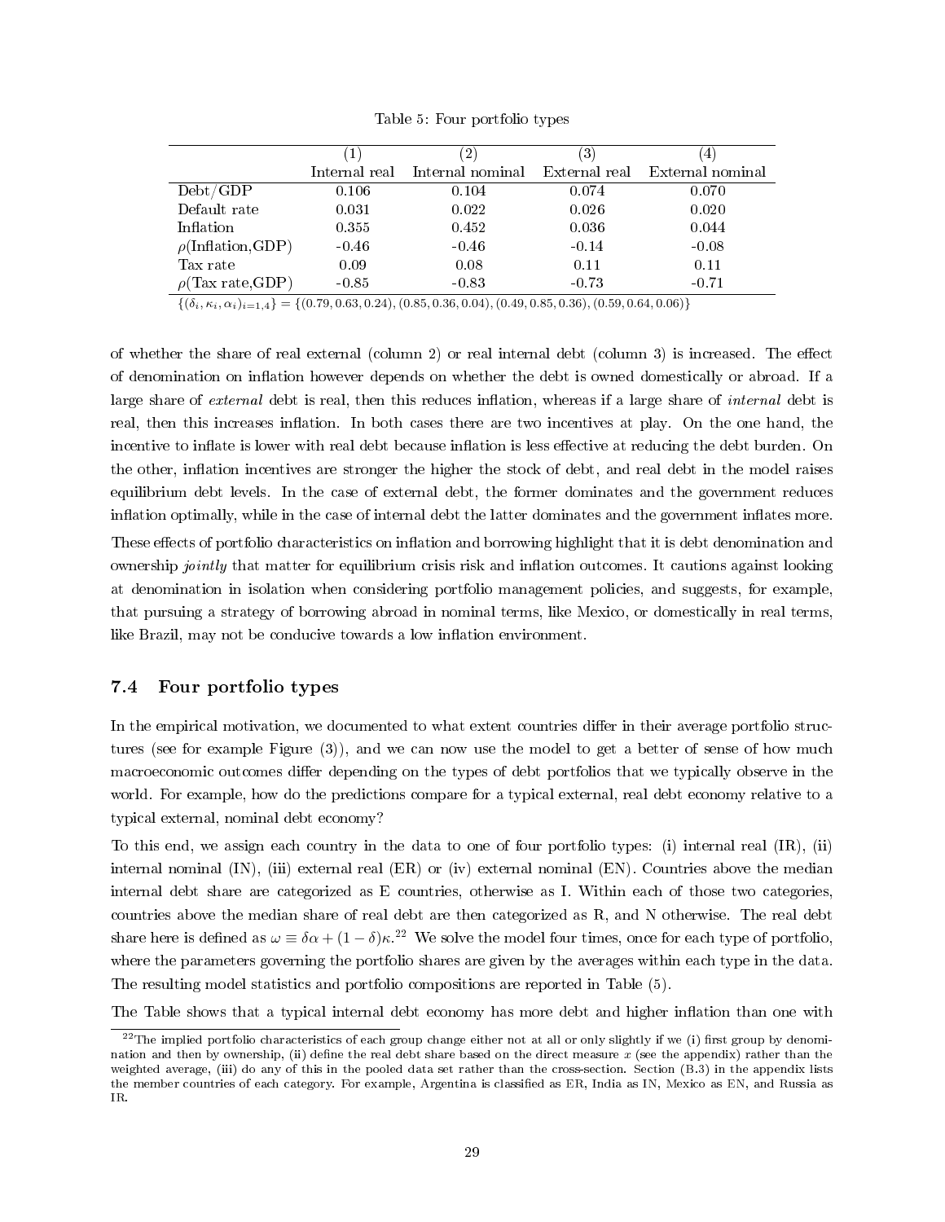Table 5: Four portfolio types

| | (1) Internal real | (2) Internal nominal | (3) External real | (4) External nominal |
|---|---|---|---|---|
| Debt/GDP | 0.106 | 0.104 | 0.074 | 0.070 |
| Default rate | 0.031 | 0.022 | 0.026 | 0.020 |
| Inflation | 0.355 | 0.452 | 0.036 | 0.044 |
| $\rho$(Inflation,GDP) | -0.46 | -0.46 | -0.14 | -0.08 |
| Tax rate | 0.09 | 0.08 | 0.11 | 0.11 |
| $\rho$(Tax rate,GDP) | -0.85 | -0.83 | -0.73 | -0.71 |

$\{(\delta_i, \kappa_i, \alpha_i)_{i=1,4}\} = \{(0.79, 0.63, 0.24), (0.85, 0.36, 0.04), (0.49, 0.85, 0.36), (0.59, 0.64, 0.06)\}$

of whether the share of real external (column 2) or real internal debt (column 3) is increased. The effect of denomination on inflation however depends on whether the debt is owned domestically or abroad. If a large share of *external* debt is real, then this reduces inflation, whereas if a large share of *internal* debt is real, then this increases inflation. In both cases there are two incentives at play. On the one hand, the incentive to inflate is lower with real debt because inflation is less effective at reducing the debt burden. On the other, inflation incentives are stronger the higher the stock of debt, and real debt in the model raises equilibrium debt levels. In the case of external debt, the former dominates and the government reduces inflation optimally, while in the case of internal debt the latter dominates and the government inflates more.

These effects of portfolio characteristics on inflation and borrowing highlight that it is debt denomination and ownership *jointly* that matter for equilibrium crisis risk and inflation outcomes. It cautions against looking at denomination in isolation when considering portfolio management policies, and suggests, for example, that pursuing a strategy of borrowing abroad in nominal terms, like Mexico, or domestically in real terms, like Brazil, may not be conducive towards a low inflation environment.

### 7.4 Four portfolio types

In the empirical motivation, we documented to what extent countries differ in their average portfolio structures (see for example Figure (3)), and we can now use the model to get a better of sense of how much macroeconomic outcomes differ depending on the types of debt portfolios that we typically observe in the world. For example, how do the predictions compare for a typical external, real debt economy relative to a typical external, nominal debt economy?

To this end, we assign each country in the data to one of four portfolio types: (i) internal real (IR), (ii) internal nominal (IN), (iii) external real (ER) or (iv) external nominal (EN). Countries above the median internal debt share are categorized as E countries, otherwise as I. Within each of those two categories, countries above the median share of real debt are then categorized as R, and N otherwise. The real debt share here is defined as $\omega \equiv \delta\alpha + (1-\delta)\kappa$.[22] We solve the model four times, once for each type of portfolio, where the parameters governing the portfolio shares are given by the averages within each type in the data. The resulting model statistics and portfolio compositions are reported in Table (5).

The Table shows that a typical internal debt economy has more debt and higher inflation than one with

[22] The implied portfolio characteristics of each group change either not at all or only slightly if we (i) first group by denomination and then by ownership, (ii) define the real debt share based on the direct measure $x$ (see the appendix) rather than the weighted average, (iii) do any of this in the pooled data set rather than the cross-section. Section (B.3) in the appendix lists the member countries of each category. For example, Argentina is classified as ER, India as IN, Mexico as EN, and Russia as IR.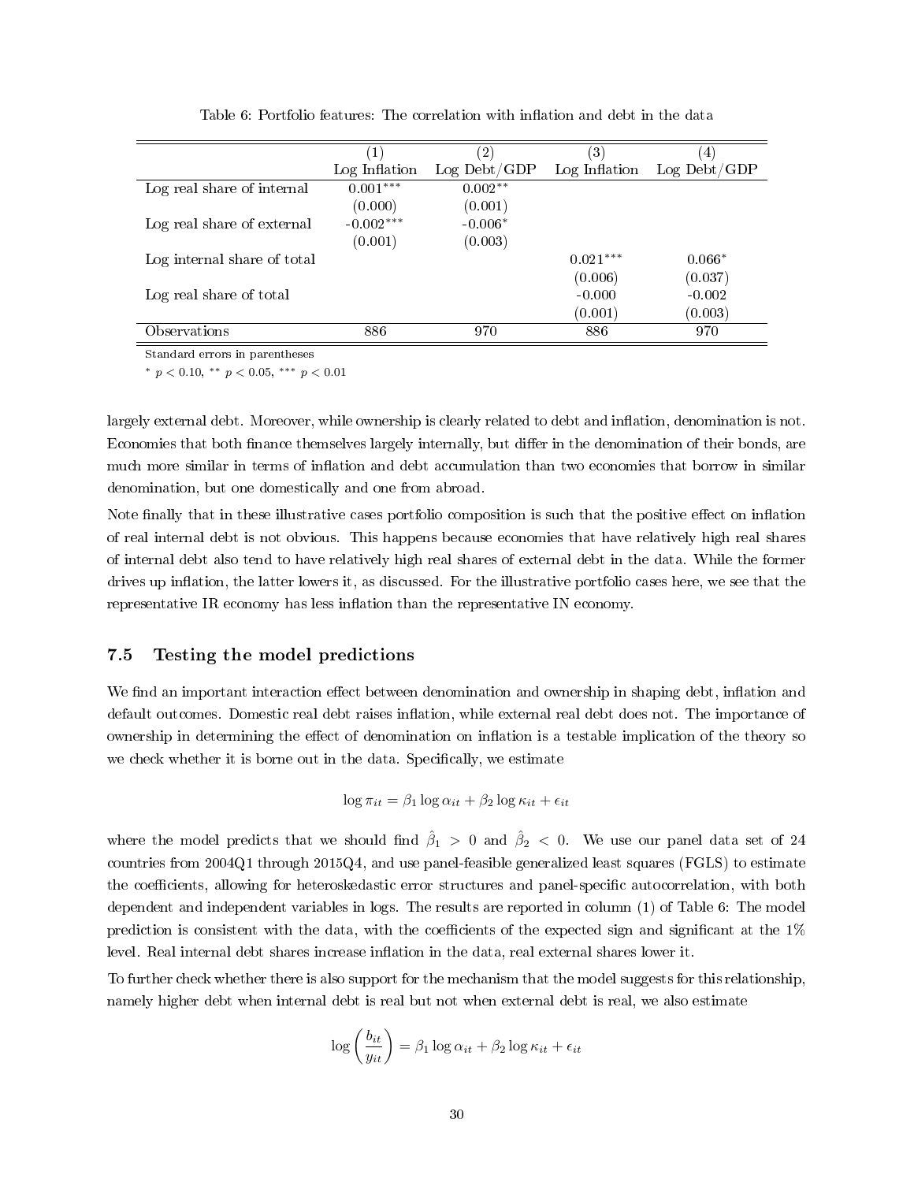Table 6: Portfolio features: The correlation with inflation and debt in the data

| | (1) Log Inflation | (2) Log Debt/GDP | (3) Log Inflation | (4) Log Debt/GDP |
|---|---|---|---|---|
| Log real share of internal | $0.001^{***}$ | $0.002^{**}$ | | |
| | (0.000) | (0.001) | | |
| Log real share of external | $-0.002^{***}$ | $-0.006^{*}$ | | |
| | (0.001) | (0.003) | | |
| Log internal share of total | | | $0.021^{***}$ | $0.066^{*}$ |
| | | | (0.006) | (0.037) |
| Log real share of total | | | -0.000 | -0.002 |
| | | | (0.001) | (0.003) |
| Observations | 886 | 970 | 886 | 970 |

Standard errors in parentheses

$^{*}$ $p < 0.10$, $^{**}$ $p < 0.05$, $^{***}$ $p < 0.01$

largely external debt. Moreover, while ownership is clearly related to debt and inflation, denomination is not. Economies that both finance themselves largely internally, but differ in the denomination of their bonds, are much more similar in terms of inflation and debt accumulation than two economies that borrow in similar denomination, but one domestically and one from abroad.

Note finally that in these illustrative cases portfolio composition is such that the positive effect on inflation of real internal debt is not obvious. This happens because economies that have relatively high real shares of internal debt also tend to have relatively high real shares of external debt in the data. While the former drives up inflation, the latter lowers it, as discussed. For the illustrative portfolio cases here, we see that the representative IR economy has less inflation than the representative IN economy.

### 7.5 Testing the model predictions

We find an important interaction effect between denomination and ownership in shaping debt, inflation and default outcomes. Domestic real debt raises inflation, while external real debt does not. The importance of ownership in determining the effect of denomination on inflation is a testable implication of the theory so we check whether it is borne out in the data. Specifically, we estimate

$$\log \pi_{it} = \beta_1 \log \alpha_{it} + \beta_2 \log \kappa_{it} + \epsilon_{it}$$

where the model predicts that we should find $\hat{\beta}_1 > 0$ and $\hat{\beta}_2 < 0$. We use our panel data set of 24 countries from 2004Q1 through 2015Q4, and use panel-feasible generalized least squares (FGLS) to estimate the coefficients, allowing for heteroskedastic error structures and panel-specific autocorrelation, with both dependent and independent variables in logs. The results are reported in column (1) of Table 6: The model prediction is consistent with the data, with the coefficients of the expected sign and significant at the 1% level. Real internal debt shares increase inflation in the data, real external shares lower it.

To further check whether there is also support for the mechanism that the model suggests for this relationship, namely higher debt when internal debt is real but not when external debt is real, we also estimate

$$\log\left(\frac{b_{it}}{y_{it}}\right) = \beta_1 \log \alpha_{it} + \beta_2 \log \kappa_{it} + \epsilon_{it}$$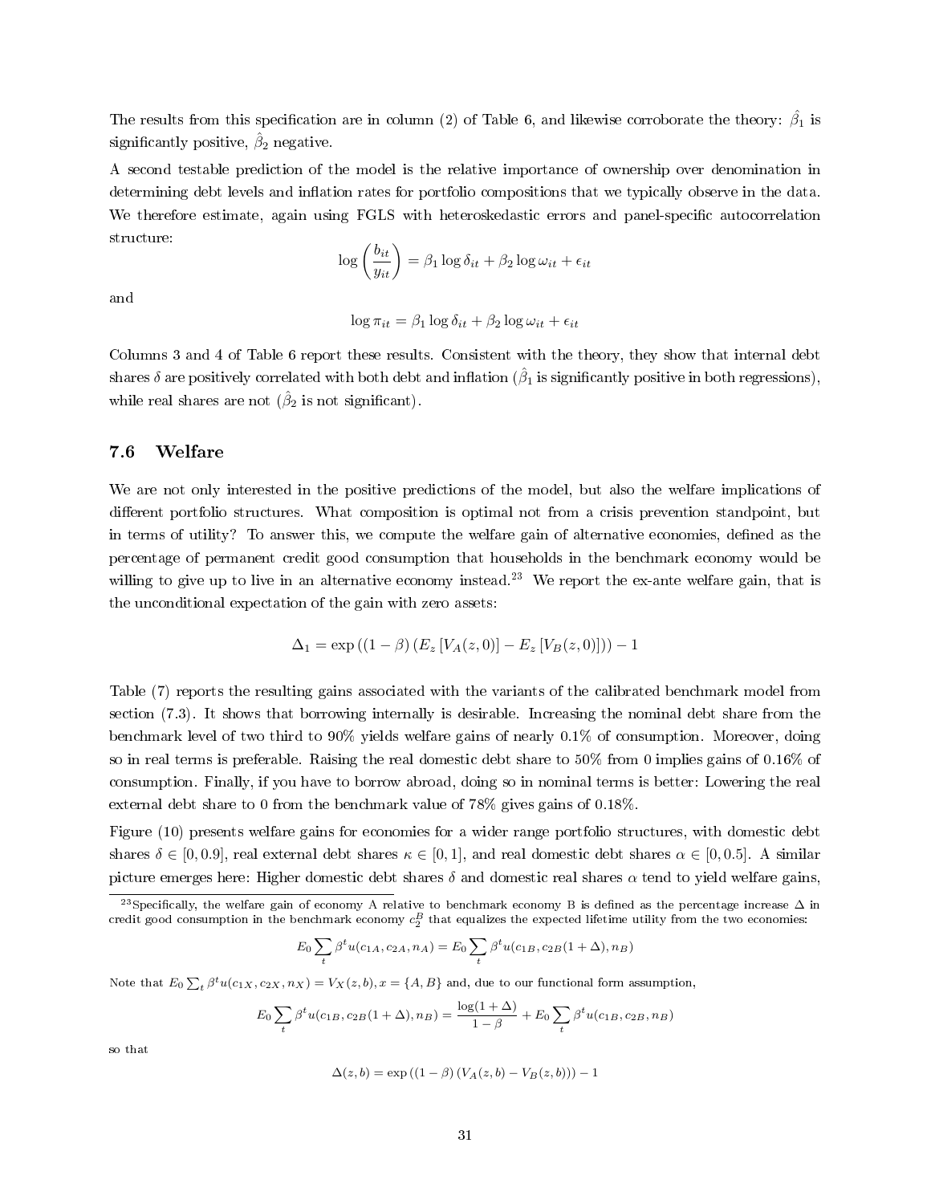The results from this specification are in column (2) of Table 6, and likewise corroborate the theory: $\hat{\beta}_1$ is significantly positive, $\hat{\beta}_2$ negative.

A second testable prediction of the model is the relative importance of ownership over denomination in determining debt levels and inflation rates for portfolio compositions that we typically observe in the data. We therefore estimate, again using FGLS with heteroskedastic errors and panel-specific autocorrelation structure:

$$\log\left(\frac{b_{it}}{y_{it}}\right) = \beta_1 \log \delta_{it} + \beta_2 \log \omega_{it} + \epsilon_{it}$$

and

$$\log \pi_{it} = \beta_1 \log \delta_{it} + \beta_2 \log \omega_{it} + \epsilon_{it}$$

Columns 3 and 4 of Table 6 report these results. Consistent with the theory, they show that internal debt shares $\delta$ are positively correlated with both debt and inflation ($\hat{\beta}_1$ is significantly positive in both regressions), while real shares are not ($\hat{\beta}_2$ is not significant).

### 7.6 Welfare

We are not only interested in the positive predictions of the model, but also the welfare implications of different portfolio structures. What composition is optimal not from a crisis prevention standpoint, but in terms of utility? To answer this, we compute the welfare gain of alternative economies, defined as the percentage of permanent credit good consumption that households in the benchmark economy would be willing to give up to live in an alternative economy instead.[23] We report the ex-ante welfare gain, that is the unconditional expectation of the gain with zero assets:

$$\Delta_1 = \exp\left((1-\beta)\left(E_z\left[V_A(z,0)\right] - E_z\left[V_B(z,0)\right]\right)\right) - 1$$

Table (7) reports the resulting gains associated with the variants of the calibrated benchmark model from section (7.3). It shows that borrowing internally is desirable. Increasing the nominal debt share from the benchmark level of two third to 90% yields welfare gains of nearly 0.1% of consumption. Moreover, doing so in real terms is preferable. Raising the real domestic debt share to 50% from 0 implies gains of 0.16% of consumption. Finally, if you have to borrow abroad, doing so in nominal terms is better: Lowering the real external debt share to 0 from the benchmark value of 78% gives gains of 0.18%.

Figure (10) presents welfare gains for economies for a wider range portfolio structures, with domestic debt shares $\delta \in [0, 0.9]$, real external debt shares $\kappa \in [0, 1]$, and real domestic debt shares $\alpha \in [0, 0.5]$. A similar picture emerges here: Higher domestic debt shares $\delta$ and domestic real shares $\alpha$ tend to yield welfare gains,

---

[23] Specifically, the welfare gain of economy A relative to benchmark economy B is defined as the percentage increase $\Delta$ in credit good consumption in the benchmark economy $c_2^B$ that equalizes the expected lifetime utility from the two economies:

$$E_0 \sum_t \beta^t u(c_{1A}, c_{2A}, n_A) = E_0 \sum_t \beta^t u(c_{1B}, c_{2B}(1+\Delta), n_B)$$

Note that $E_0 \sum_t \beta^t u(c_{1X}, c_{2X}, n_X) = V_X(z, b), x = \{A, B\}$ and, due to our functional form assumption,

$$E_0 \sum_t \beta^t u(c_{1B}, c_{2B}(1+\Delta), n_B) = \frac{\log(1+\Delta)}{1-\beta} + E_0 \sum_t \beta^t u(c_{1B}, c_{2B}, n_B)$$

so that

$$\Delta(z,b) = \exp\left((1-\beta)\left(V_A(z,b) - V_B(z,b)\right)\right) - 1$$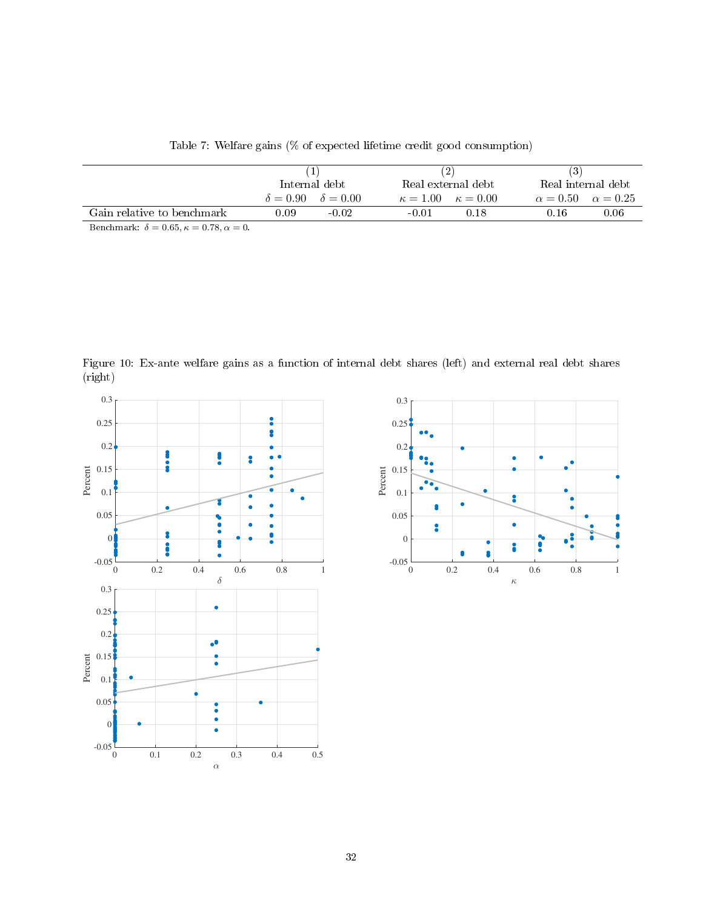Table 7: Welfare gains (% of expected lifetime credit good consumption)

| | (1) Internal debt | | (2) Real external debt | | (3) Real internal debt | |
|---|---|---|---|---|---|---|
| | $\delta = 0.90$ | $\delta = 0.00$ | $\kappa = 1.00$ | $\kappa = 0.00$ | $\alpha = 0.50$ | $\alpha = 0.25$ |
| Gain relative to benchmark | 0.09 | -0.02 | -0.01 | 0.18 | 0.16 | 0.06 |

Benchmark: $\delta = 0.65, \kappa = 0.78, \alpha = 0$.

Figure 10: Ex-ante welfare gains as a function of internal debt shares (left) and external real debt shares (right)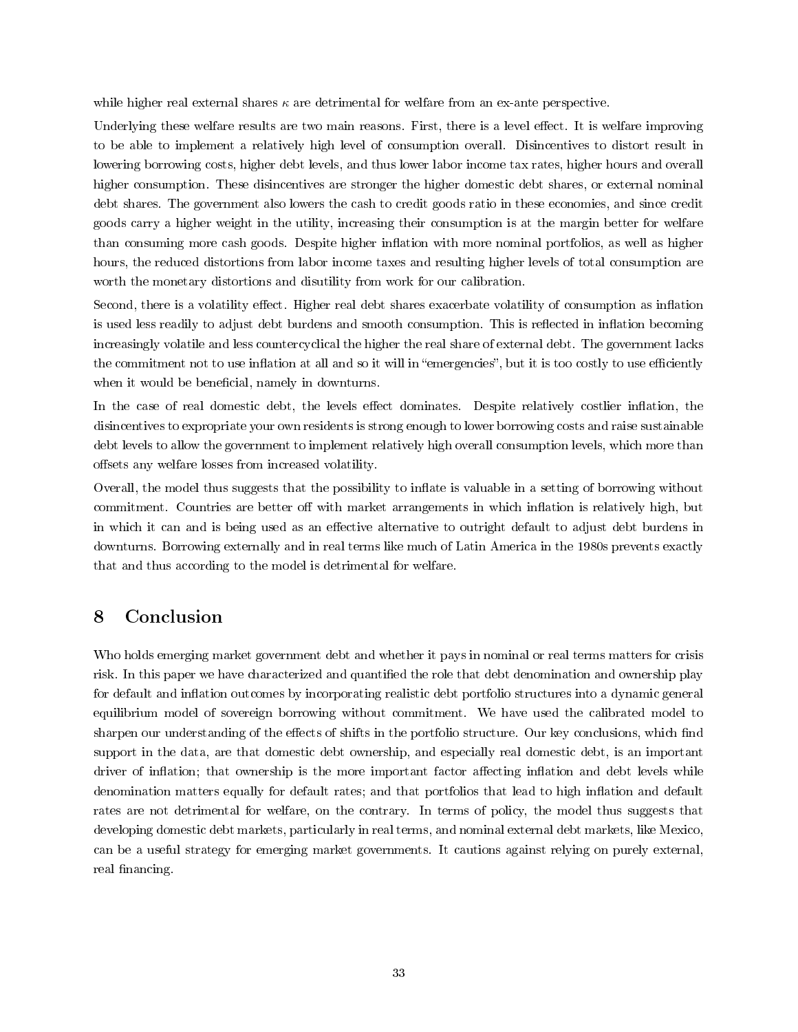while higher real external shares $\kappa$ are detrimental for welfare from an ex-ante perspective.

Underlying these welfare results are two main reasons. First, there is a level effect. It is welfare improving to be able to implement a relatively high level of consumption overall. Disincentives to distort result in lowering borrowing costs, higher debt levels, and thus lower labor income tax rates, higher hours and overall higher consumption. These disincentives are stronger the higher domestic debt shares, or external nominal debt shares. The government also lowers the cash to credit goods ratio in these economies, and since credit goods carry a higher weight in the utility, increasing their consumption is at the margin better for welfare than consuming more cash goods. Despite higher inflation with more nominal portfolios, as well as higher hours, the reduced distortions from labor income taxes and resulting higher levels of total consumption are worth the monetary distortions and disutility from work for our calibration.

Second, there is a volatility effect. Higher real debt shares exacerbate volatility of consumption as inflation is used less readily to adjust debt burdens and smooth consumption. This is reflected in inflation becoming increasingly volatile and less countercyclical the higher the real share of external debt. The government lacks the commitment not to use inflation at all and so it will in "emergencies", but it is too costly to use efficiently when it would be beneficial, namely in downturns.

In the case of real domestic debt, the levels effect dominates. Despite relatively costlier inflation, the disincentives to expropriate your own residents is strong enough to lower borrowing costs and raise sustainable debt levels to allow the government to implement relatively high overall consumption levels, which more than offsets any welfare losses from increased volatility.

Overall, the model thus suggests that the possibility to inflate is valuable in a setting of borrowing without commitment. Countries are better off with market arrangements in which inflation is relatively high, but in which it can and is being used as an effective alternative to outright default to adjust debt burdens in downturns. Borrowing externally and in real terms like much of Latin America in the 1980s prevents exactly that and thus according to the model is detrimental for welfare.

# 8 Conclusion

Who holds emerging market government debt and whether it pays in nominal or real terms matters for crisis risk. In this paper we have characterized and quantified the role that debt denomination and ownership play for default and inflation outcomes by incorporating realistic debt portfolio structures into a dynamic general equilibrium model of sovereign borrowing without commitment. We have used the calibrated model to sharpen our understanding of the effects of shifts in the portfolio structure. Our key conclusions, which find support in the data, are that domestic debt ownership, and especially real domestic debt, is an important driver of inflation; that ownership is the more important factor affecting inflation and debt levels while denomination matters equally for default rates; and that portfolios that lead to high inflation and default rates are not detrimental for welfare, on the contrary. In terms of policy, the model thus suggests that developing domestic debt markets, particularly in real terms, and nominal external debt markets, like Mexico, can be a useful strategy for emerging market governments. It cautions against relying on purely external, real financing.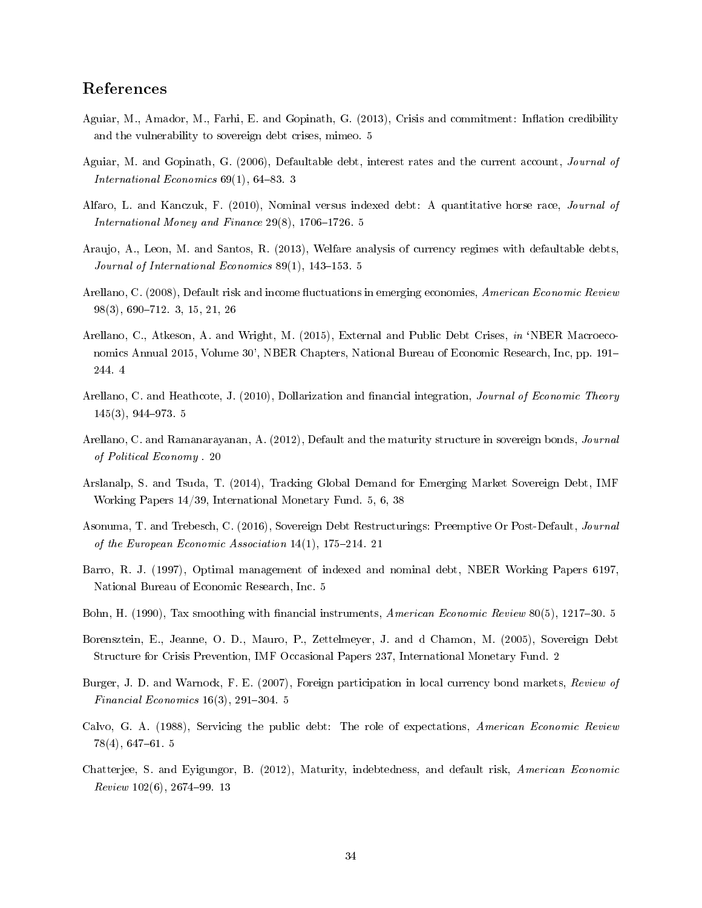## References

Aguiar, M., Amador, M., Farhi, E. and Gopinath, G. (2013), Crisis and commitment: Inflation credibility and the vulnerability to sovereign debt crises, mimeo. 5

Aguiar, M. and Gopinath, G. (2006), Defaultable debt, interest rates and the current account, *Journal of International Economics* 69(1), 64–83. 3

Alfaro, L. and Kanczuk, F. (2010), Nominal versus indexed debt: A quantitative horse race, *Journal of International Money and Finance* 29(8), 1706–1726. 5

Araujo, A., Leon, M. and Santos, R. (2013), Welfare analysis of currency regimes with defaultable debts, *Journal of International Economics* 89(1), 143–153. 5

Arellano, C. (2008), Default risk and income fluctuations in emerging economies, *American Economic Review* 98(3), 690–712. 3, 15, 21, 26

Arellano, C., Atkeson, A. and Wright, M. (2015), External and Public Debt Crises, *in* 'NBER Macroeconomics Annual 2015, Volume 30', NBER Chapters, National Bureau of Economic Research, Inc, pp. 191–244. 4

Arellano, C. and Heathcote, J. (2010), Dollarization and financial integration, *Journal of Economic Theory* 145(3), 944–973. 5

Arellano, C. and Ramanarayanan, A. (2012), Default and the maturity structure in sovereign bonds, *Journal of Political Economy* . 20

Arslanalp, S. and Tsuda, T. (2014), Tracking Global Demand for Emerging Market Sovereign Debt, IMF Working Papers 14/39, International Monetary Fund. 5, 6, 38

Asonuma, T. and Trebesch, C. (2016), Sovereign Debt Restructurings: Preemptive Or Post-Default, *Journal of the European Economic Association* 14(1), 175–214. 21

Barro, R. J. (1997), Optimal management of indexed and nominal debt, NBER Working Papers 6197, National Bureau of Economic Research, Inc. 5

Bohn, H. (1990), Tax smoothing with financial instruments, *American Economic Review* 80(5), 1217–30. 5

Borensztein, E., Jeanne, O. D., Mauro, P., Zettelmeyer, J. and d Chamon, M. (2005), Sovereign Debt Structure for Crisis Prevention, IMF Occasional Papers 237, International Monetary Fund. 2

Burger, J. D. and Warnock, F. E. (2007), Foreign participation in local currency bond markets, *Review of Financial Economics* 16(3), 291–304. 5

Calvo, G. A. (1988), Servicing the public debt: The role of expectations, *American Economic Review* 78(4), 647–61. 5

Chatterjee, S. and Eyigungor, B. (2012), Maturity, indebtedness, and default risk, *American Economic Review* 102(6), 2674–99. 13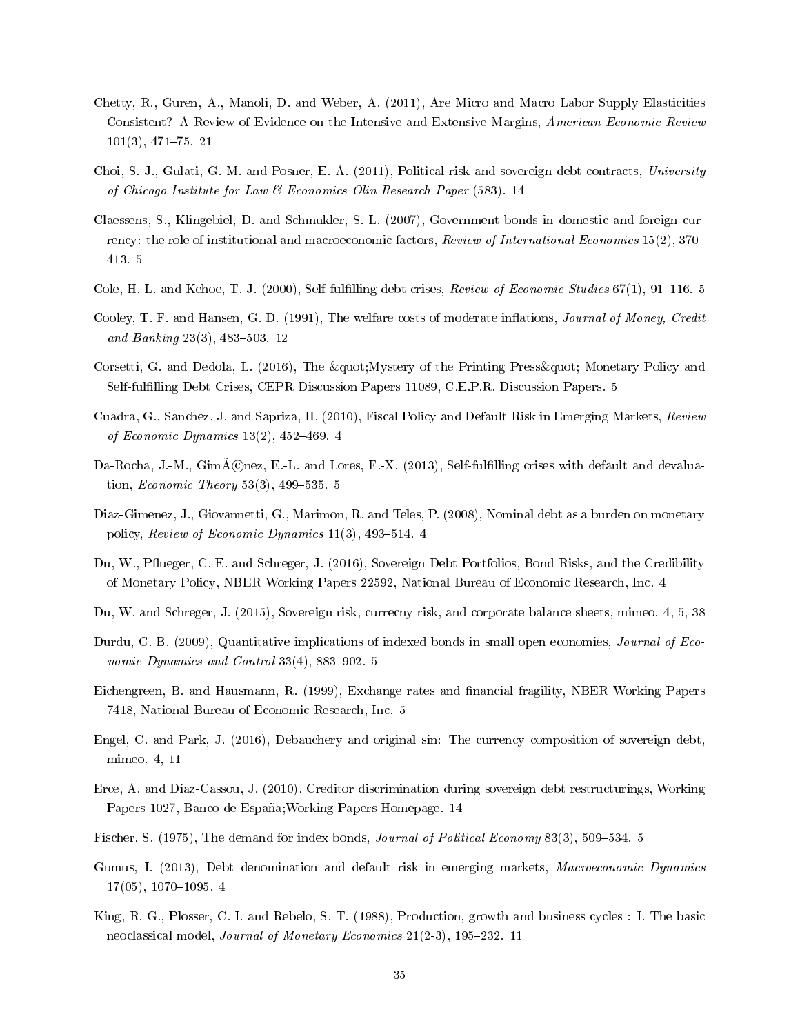Chetty, R., Guren, A., Manoli, D. and Weber, A. (2011), Are Micro and Macro Labor Supply Elasticities Consistent? A Review of Evidence on the Intensive and Extensive Margins, *American Economic Review* 101(3), 471–75. 21

Choi, S. J., Gulati, G. M. and Posner, E. A. (2011), Political risk and sovereign debt contracts, *University of Chicago Institute for Law & Economics Olin Research Paper* (583). 14

Claessens, S., Klingebiel, D. and Schmukler, S. L. (2007), Government bonds in domestic and foreign currency: the role of institutional and macroeconomic factors, *Review of International Economics* 15(2), 370–413. 5

Cole, H. L. and Kehoe, T. J. (2000), Self-fulfilling debt crises, *Review of Economic Studies* 67(1), 91–116. 5

Cooley, T. F. and Hansen, G. D. (1991), The welfare costs of moderate inflations, *Journal of Money, Credit and Banking* 23(3), 483–503. 12

Corsetti, G. and Dedola, L. (2016), The &quot;Mystery of the Printing Press&quot; Monetary Policy and Self-fulfilling Debt Crises, CEPR Discussion Papers 11089, C.E.P.R. Discussion Papers. 5

Cuadra, G., Sanchez, J. and Sapriza, H. (2010), Fiscal Policy and Default Risk in Emerging Markets, *Review of Economic Dynamics* 13(2), 452–469. 4

Da-Rocha, J.-M., GimÃ©nez, E.-L. and Lores, F.-X. (2013), Self-fulfilling crises with default and devaluation, *Economic Theory* 53(3), 499–535. 5

Diaz-Gimenez, J., Giovannetti, G., Marimon, R. and Teles, P. (2008), Nominal debt as a burden on monetary policy, *Review of Economic Dynamics* 11(3), 493–514. 4

Du, W., Pflueger, C. E. and Schreger, J. (2016), Sovereign Debt Portfolios, Bond Risks, and the Credibility of Monetary Policy, NBER Working Papers 22592, National Bureau of Economic Research, Inc. 4

Du, W. and Schreger, J. (2015), Sovereign risk, currecny risk, and corporate balance sheets, mimeo. 4, 5, 38

Durdu, C. B. (2009), Quantitative implications of indexed bonds in small open economies, *Journal of Economic Dynamics and Control* 33(4), 883–902. 5

Eichengreen, B. and Hausmann, R. (1999), Exchange rates and financial fragility, NBER Working Papers 7418, National Bureau of Economic Research, Inc. 5

Engel, C. and Park, J. (2016), Debauchery and original sin: The currency composition of sovereign debt, mimeo. 4, 11

Erce, A. and Diaz-Cassou, J. (2010), Creditor discrimination during sovereign debt restructurings, Working Papers 1027, Banco de España;Working Papers Homepage. 14

Fischer, S. (1975), The demand for index bonds, *Journal of Political Economy* 83(3), 509–534. 5

Gumus, I. (2013), Debt denomination and default risk in emerging markets, *Macroeconomic Dynamics* 17(05), 1070–1095. 4

King, R. G., Plosser, C. I. and Rebelo, S. T. (1988), Production, growth and business cycles : I. The basic neoclassical model, *Journal of Monetary Economics* 21(2-3), 195–232. 11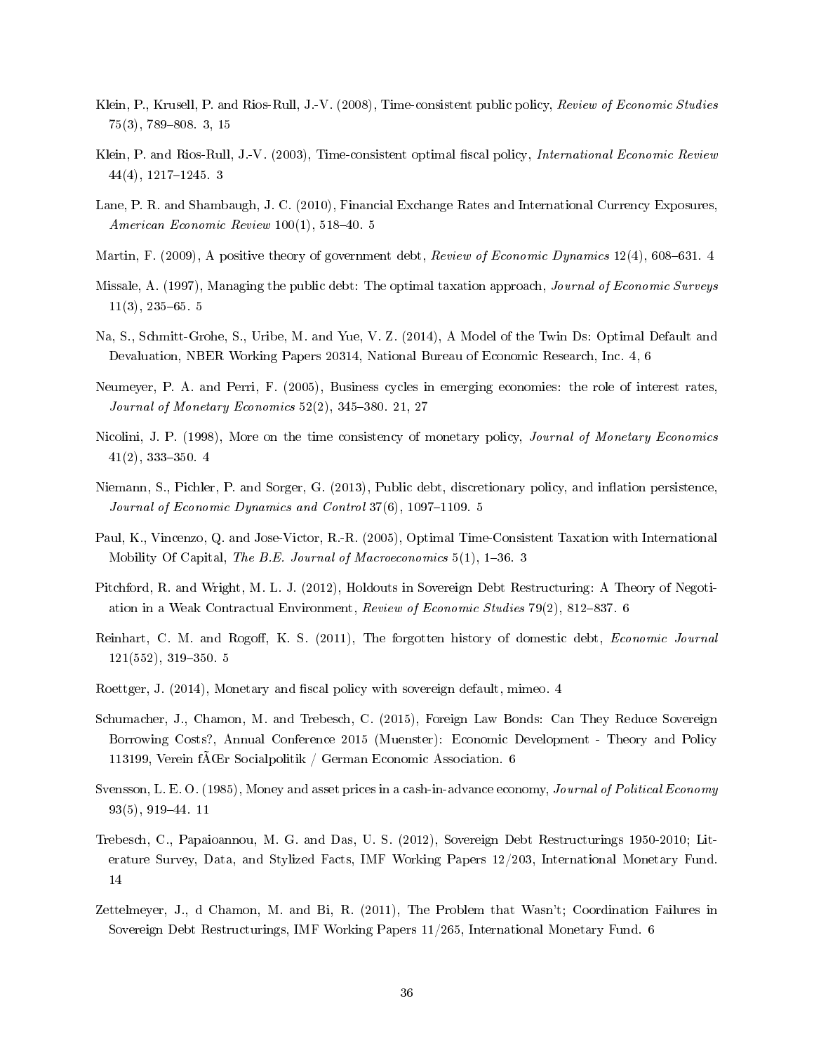Klein, P., Krusell, P. and Rios-Rull, J.-V. (2008), Time-consistent public policy, *Review of Economic Studies* 75(3), 789–808. 3, 15

Klein, P. and Rios-Rull, J.-V. (2003), Time-consistent optimal fiscal policy, *International Economic Review* 44(4), 1217–1245. 3

Lane, P. R. and Shambaugh, J. C. (2010), Financial Exchange Rates and International Currency Exposures, *American Economic Review* 100(1), 518–40. 5

Martin, F. (2009), A positive theory of government debt, *Review of Economic Dynamics* 12(4), 608–631. 4

Missale, A. (1997), Managing the public debt: The optimal taxation approach, *Journal of Economic Surveys* 11(3), 235–65. 5

Na, S., Schmitt-Grohe, S., Uribe, M. and Yue, V. Z. (2014), A Model of the Twin Ds: Optimal Default and Devaluation, NBER Working Papers 20314, National Bureau of Economic Research, Inc. 4, 6

Neumeyer, P. A. and Perri, F. (2005), Business cycles in emerging economies: the role of interest rates, *Journal of Monetary Economics* 52(2), 345–380. 21, 27

Nicolini, J. P. (1998), More on the time consistency of monetary policy, *Journal of Monetary Economics* 41(2), 333–350. 4

Niemann, S., Pichler, P. and Sorger, G. (2013), Public debt, discretionary policy, and inflation persistence, *Journal of Economic Dynamics and Control* 37(6), 1097–1109. 5

Paul, K., Vincenzo, Q. and Jose-Victor, R.-R. (2005), Optimal Time-Consistent Taxation with International Mobility Of Capital, *The B.E. Journal of Macroeconomics* 5(1), 1–36. 3

Pitchford, R. and Wright, M. L. J. (2012), Holdouts in Sovereign Debt Restructuring: A Theory of Negotiation in a Weak Contractual Environment, *Review of Economic Studies* 79(2), 812–837. 6

Reinhart, C. M. and Rogoff, K. S. (2011), The forgotten history of domestic debt, *Economic Journal* 121(552), 319–350. 5

Roettger, J. (2014), Monetary and fiscal policy with sovereign default, mimeo. 4

Schumacher, J., Chamon, M. and Trebesch, C. (2015), Foreign Law Bonds: Can They Reduce Sovereign Borrowing Costs?, Annual Conference 2015 (Muenster): Economic Development - Theory and Policy 113199, Verein fÃŒr Socialpolitik / German Economic Association. 6

Svensson, L. E. O. (1985), Money and asset prices in a cash-in-advance economy, *Journal of Political Economy* 93(5), 919–44. 11

Trebesch, C., Papaioannou, M. G. and Das, U. S. (2012), Sovereign Debt Restructurings 1950-2010; Literature Survey, Data, and Stylized Facts, IMF Working Papers 12/203, International Monetary Fund. 14

Zettelmeyer, J., d Chamon, M. and Bi, R. (2011), The Problem that Wasn't; Coordination Failures in Sovereign Debt Restructurings, IMF Working Papers 11/265, International Monetary Fund. 6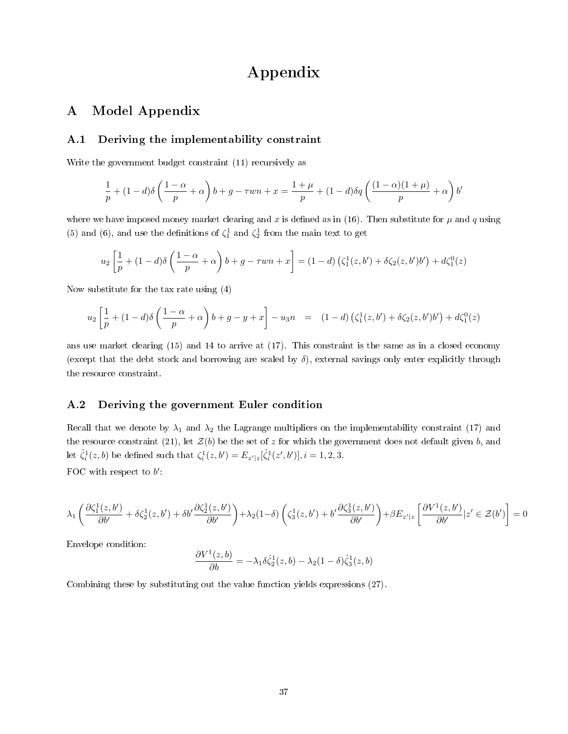# Appendix

## A Model Appendix

### A.1 Deriving the implementability constraint

Write the government budget constraint (11) recursively as

$$\frac{1}{p} + (1-d)\delta\left(\frac{1-\alpha}{p} + \alpha\right)b + g - \tau w n + x = \frac{1+\mu}{p} + (1-d)\delta q\left(\frac{(1-\alpha)(1+\mu)}{p} + \alpha\right)b'$$

where we have imposed money market clearing and $x$ is defined as in (16). Then substitute for $\mu$ and $q$ using (5) and (6), and use the definitions of $\zeta_1^1$ and $\zeta_2^1$ from the main text to get

$$u_2\left[\frac{1}{p} + (1-d)\delta\left(\frac{1-\alpha}{p} + \alpha\right)b + g - \tau w n + x\right] = (1-d)\left(\zeta_1^1(z,b') + \delta\zeta_2(z,b')b'\right) + d\zeta_1^0(z)$$

Now substitute for the tax rate using (4)

$$u_2\left[\frac{1}{p} + (1-d)\delta\left(\frac{1-\alpha}{p} + \alpha\right)b + g - y + x\right] - u_3 n \quad = \quad (1-d)\left(\zeta_1^1(z,b') + \delta\zeta_2(z,b')b'\right) + d\zeta_1^0(z)$$

ans use market clearing (15) and 14 to arrive at (17). This constraint is the same as in a closed economy (except that the debt stock and borrowing are scaled by $\delta$), external savings only enter explicitly through the resource constraint.

### A.2 Deriving the government Euler condition

Recall that we denote by $\lambda_1$ and $\lambda_2$ the Lagrange multipliers on the implementability constraint (17) and the resource constraint (21), let $\mathcal{Z}(b)$ be the set of $z$ for which the government does not default given $b$, and let $\hat{\zeta}_i^1(z,b)$ be defined such that $\zeta_i^1(z,b') = E_{z'|z}[\hat{\zeta}_i^1(z',b')], i = 1,2,3$.

FOC with respect to $b'$:

$$\lambda_1\left(\frac{\partial\zeta_1^1(z,b')}{\partial b'} + \delta\zeta_2^1(z,b') + \delta b'\frac{\partial\zeta_2^1(z,b')}{\partial b'}\right) + \lambda_2(1-\delta)\left(\zeta_3^1(z,b') + b'\frac{\partial\zeta_3^1(z,b')}{\partial b'}\right) + \beta E_{z'|z}\left[\frac{\partial V^1(z,b')}{\partial b'}|z' \in \mathcal{Z}(b')\right] = 0$$

Envelope condition:

$$\frac{\partial V^1(z,b)}{\partial b} = -\lambda_1\delta\hat{\zeta}_2^1(z,b) - \lambda_2(1-\delta)\hat{\zeta}_3^1(z,b)$$

Combining these by substituting out the value function yields expressions (27).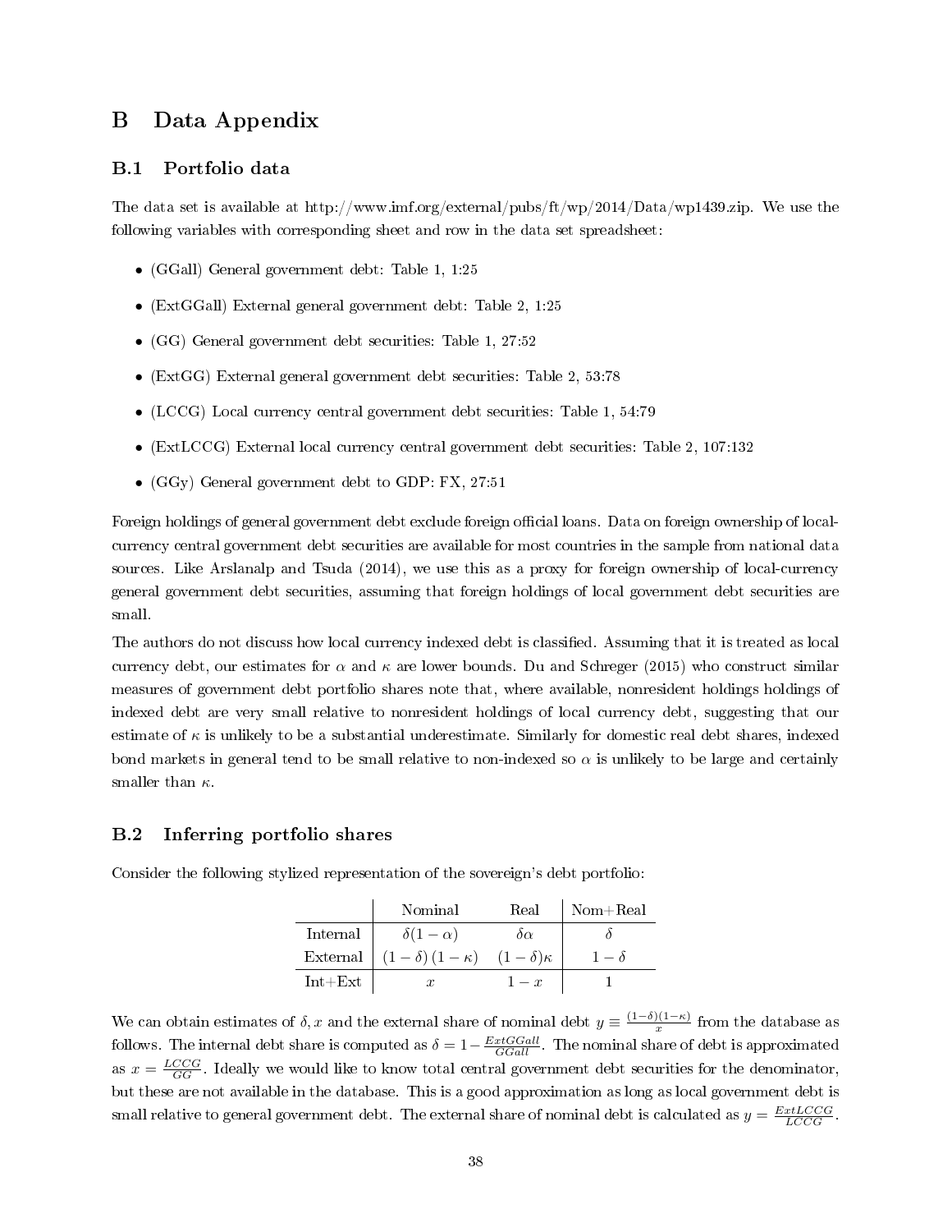# B Data Appendix

## B.1 Portfolio data

The data set is available at http://www.imf.org/external/pubs/ft/wp/2014/Data/wp1439.zip. We use the following variables with corresponding sheet and row in the data set spreadsheet:

- (GGall) General government debt: Table 1, 1:25
- (ExtGGall) External general government debt: Table 2, 1:25
- (GG) General government debt securities: Table 1, 27:52
- (ExtGG) External general government debt securities: Table 2, 53:78
- (LCCG) Local currency central government debt securities: Table 1, 54:79
- (ExtLCCG) External local currency central government debt securities: Table 2, 107:132
- (GGy) General government debt to GDP: FX, 27:51

Foreign holdings of general government debt exclude foreign official loans. Data on foreign ownership of local-currency central government debt securities are available for most countries in the sample from national data sources. Like Arslanalp and Tsuda (2014), we use this as a proxy for foreign ownership of local-currency general government debt securities, assuming that foreign holdings of local government debt securities are small.

The authors do not discuss how local currency indexed debt is classified. Assuming that it is treated as local currency debt, our estimates for $\alpha$ and $\kappa$ are lower bounds. Du and Schreger (2015) who construct similar measures of government debt portfolio shares note that, where available, nonresident holdings holdings of indexed debt are very small relative to nonresident holdings of local currency debt, suggesting that our estimate of $\kappa$ is unlikely to be a substantial underestimate. Similarly for domestic real debt shares, indexed bond markets in general tend to be small relative to non-indexed so $\alpha$ is unlikely to be large and certainly smaller than $\kappa$.

## B.2 Inferring portfolio shares

Consider the following stylized representation of the sovereign's debt portfolio:

| | Nominal | Real | Nom+Real |
|---|---|---|---|
| Internal | $\delta(1-\alpha)$ | $\delta\alpha$ | $\delta$ |
| External | $(1-\delta)(1-\kappa)$ | $(1-\delta)\kappa$ | $1-\delta$ |
| Int+Ext | $x$ | $1-x$ | 1 |

We can obtain estimates of $\delta, x$ and the external share of nominal debt $y \equiv \frac{(1-\delta)(1-\kappa)}{x}$ from the database as follows. The internal debt share is computed as $\delta = 1 - \frac{ExtGGall}{GGall}$. The nominal share of debt is approximated as $x = \frac{LCCG}{GG}$. Ideally we would like to know total central government debt securities for the denominator, but these are not available in the database. This is a good approximation as long as local government debt is small relative to general government debt. The external share of nominal debt is calculated as $y = \frac{ExtLCCG}{LCCG}$.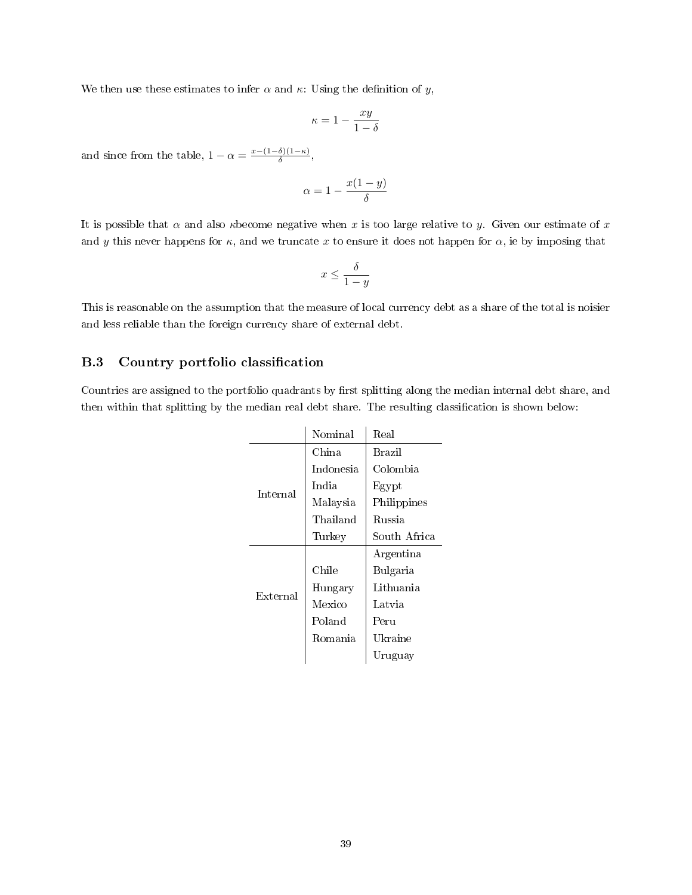We then use these estimates to infer $\alpha$ and $\kappa$: Using the definition of $y$,

$$\kappa = 1 - \frac{xy}{1-\delta}$$

and since from the table, $1 - \alpha = \frac{x-(1-\delta)(1-\kappa)}{\delta}$,

$$\alpha = 1 - \frac{x(1-y)}{\delta}$$

It is possible that $\alpha$ and also $\kappa$become negative when $x$ is too large relative to $y$. Given our estimate of $x$ and $y$ this never happens for $\kappa$, and we truncate $x$ to ensure it does not happen for $\alpha$, ie by imposing that

$$x \leq \frac{\delta}{1-y}$$

This is reasonable on the assumption that the measure of local currency debt as a share of the total is noisier and less reliable than the foreign currency share of external debt.

### B.3 Country portfolio classification

Countries are assigned to the portfolio quadrants by first splitting along the median internal debt share, and then within that splitting by the median real debt share. The resulting classification is shown below:

| | Nominal | Real |
|---|---|---|
| Internal | China | Brazil |
| | Indonesia | Colombia |
| | India | Egypt |
| | Malaysia | Philippines |
| | Thailand | Russia |
| | Turkey | South Africa |
| External | | Argentina |
| | Chile | Bulgaria |
| | Hungary | Lithuania |
| | Mexico | Latvia |
| | Poland | Peru |
| | Romania | Ukraine |
| | | Uruguay |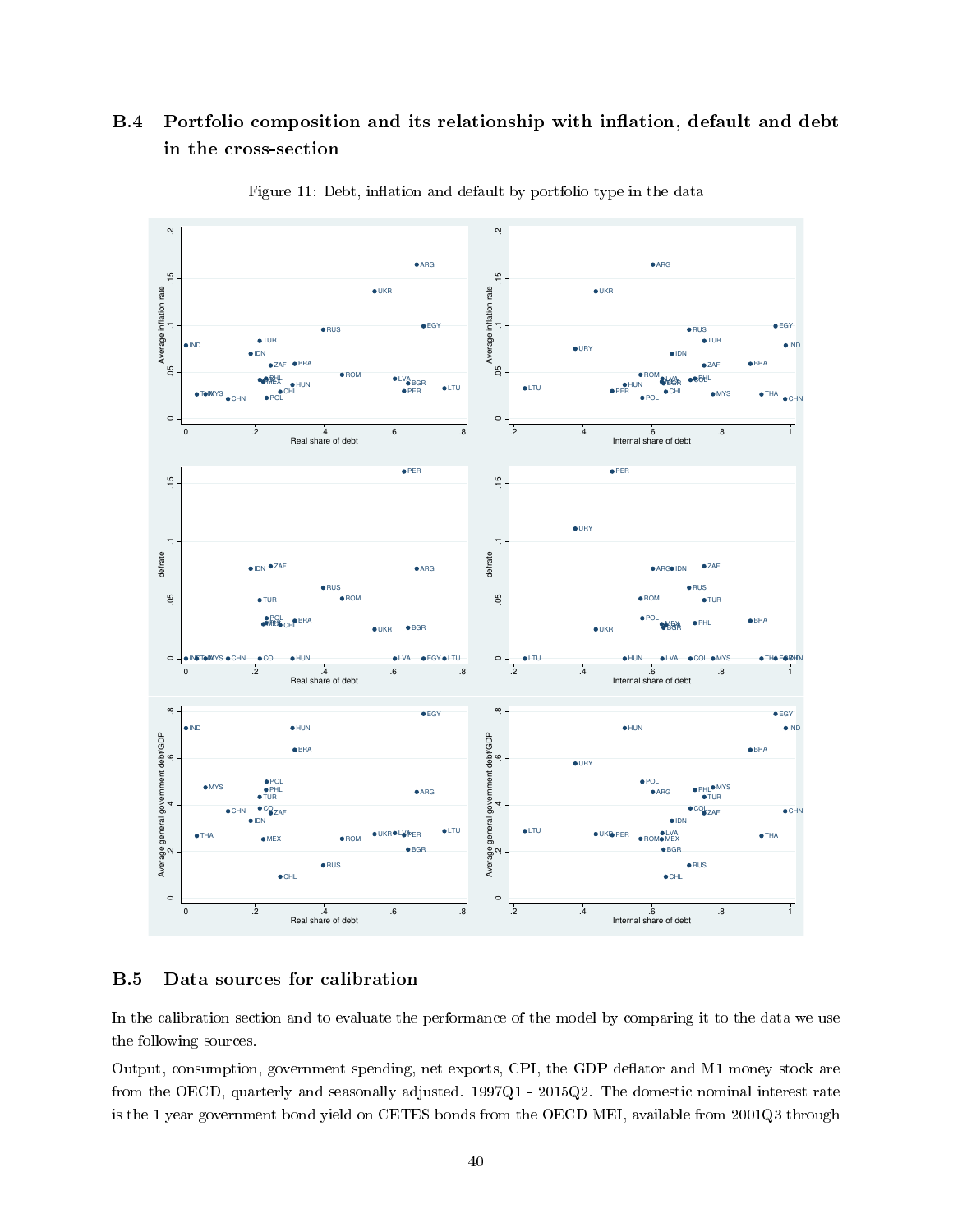## B.4 Portfolio composition and its relationship with inflation, default and debt in the cross-section

Figure 11: Debt, inflation and default by portfolio type in the data

## B.5 Data sources for calibration

In the calibration section and to evaluate the performance of the model by comparing it to the data we use the following sources.

Output, consumption, government spending, net exports, CPI, the GDP deflator and M1 money stock are from the OECD, quarterly and seasonally adjusted. 1997Q1 - 2015Q2. The domestic nominal interest rate is the 1 year government bond yield on CETES bonds from the OECD MEI, available from 2001Q3 through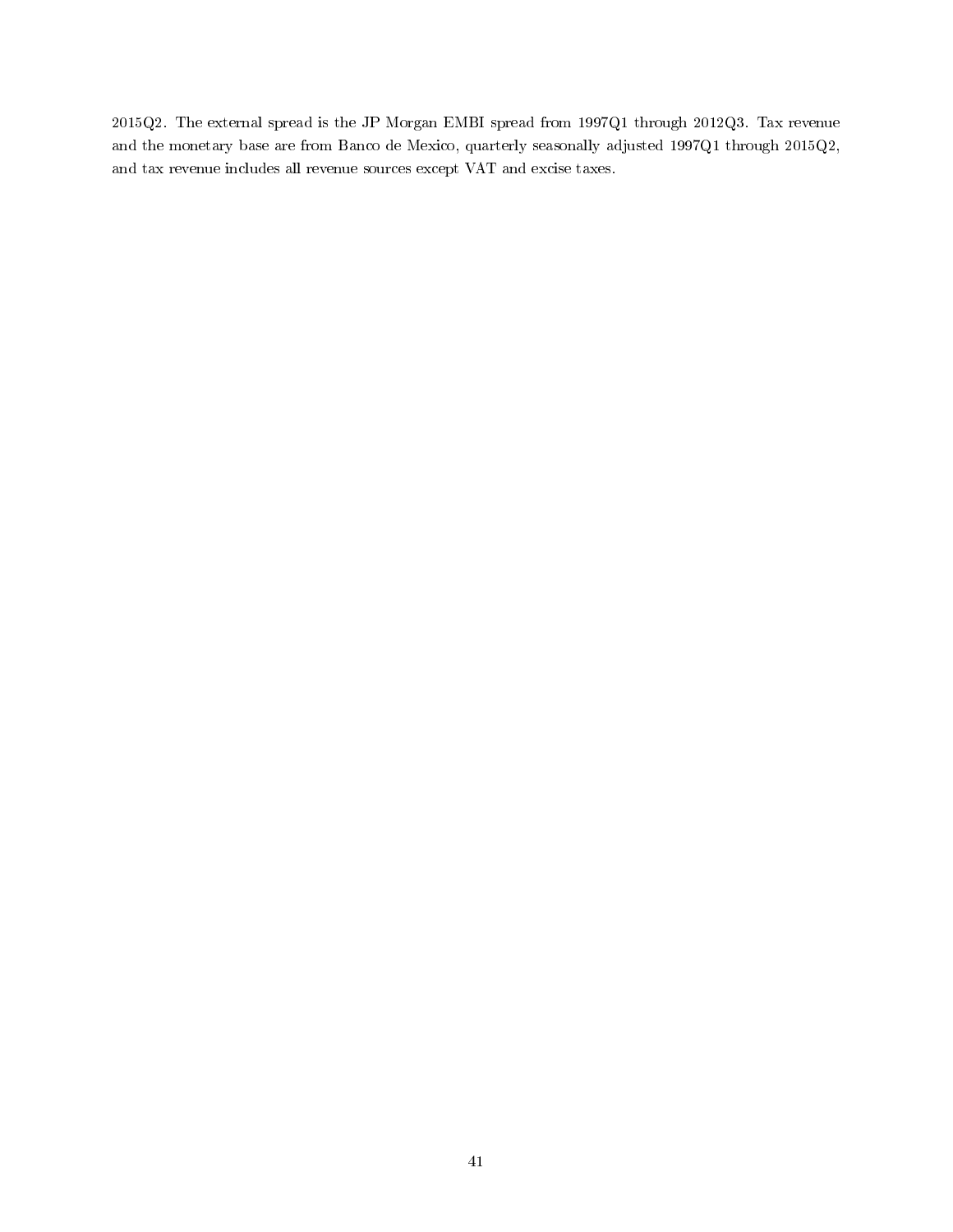2015Q2. The external spread is the JP Morgan EMBI spread from 1997Q1 through 2012Q3. Tax revenue and the monetary base are from Banco de Mexico, quarterly seasonally adjusted 1997Q1 through 2015Q2, and tax revenue includes all revenue sources except VAT and excise taxes.